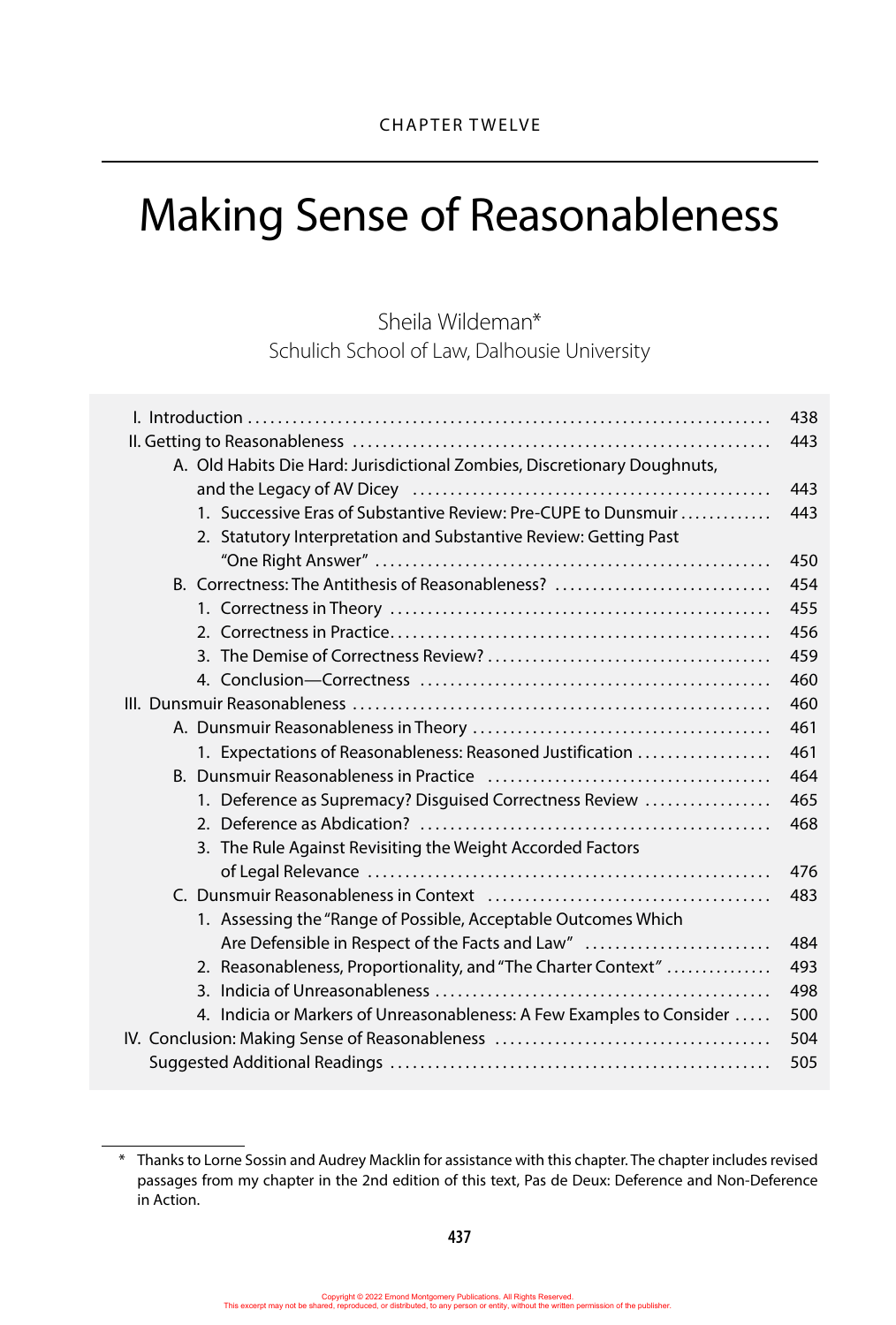CHAPTER TWELVE

# Making Sense of Reasonableness

Sheila Wildeman*
Schulich School of Law, Dalhousie University

| | |
|---|---|
| I. Introduction | 438 |
| II. Getting to Reasonableness | 443 |
| A. Old Habits Die Hard: Jurisdictional Zombies, Discretionary Doughnuts, and the Legacy of AV Dicey | 443 |
| 1. Successive Eras of Substantive Review: Pre-CUPE to Dunsmuir | 443 |
| 2. Statutory Interpretation and Substantive Review: Getting Past "One Right Answer" | 450 |
| B. Correctness: The Antithesis of Reasonableness? | 454 |
| 1. Correctness in Theory | 455 |
| 2. Correctness in Practice | 456 |
| 3. The Demise of Correctness Review? | 459 |
| 4. Conclusion—Correctness | 460 |
| III. Dunsmuir Reasonableness | 460 |
| A. Dunsmuir Reasonableness in Theory | 461 |
| 1. Expectations of Reasonableness: Reasoned Justification | 461 |
| B. Dunsmuir Reasonableness in Practice | 464 |
| 1. Deference as Supremacy? Disguised Correctness Review | 465 |
| 2. Deference as Abdication? | 468 |
| 3. The Rule Against Revisiting the Weight Accorded Factors of Legal Relevance | 476 |
| C. Dunsmuir Reasonableness in Context | 483 |
| 1. Assessing the "Range of Possible, Acceptable Outcomes Which Are Defensible in Respect of the Facts and Law" | 484 |
| 2. Reasonableness, Proportionality, and "The Charter Context" | 493 |
| 3. Indicia of Unreasonableness | 498 |
| 4. Indicia or Markers of Unreasonableness: A Few Examples to Consider | 500 |
| IV. Conclusion: Making Sense of Reasonableness | 504 |
| Suggested Additional Readings | 505 |

---

\* Thanks to Lorne Sossin and Audrey Macklin for assistance with this chapter. The chapter includes revised passages from my chapter in the 2nd edition of this text, Pas de Deux: Deference and Non-Deference in Action.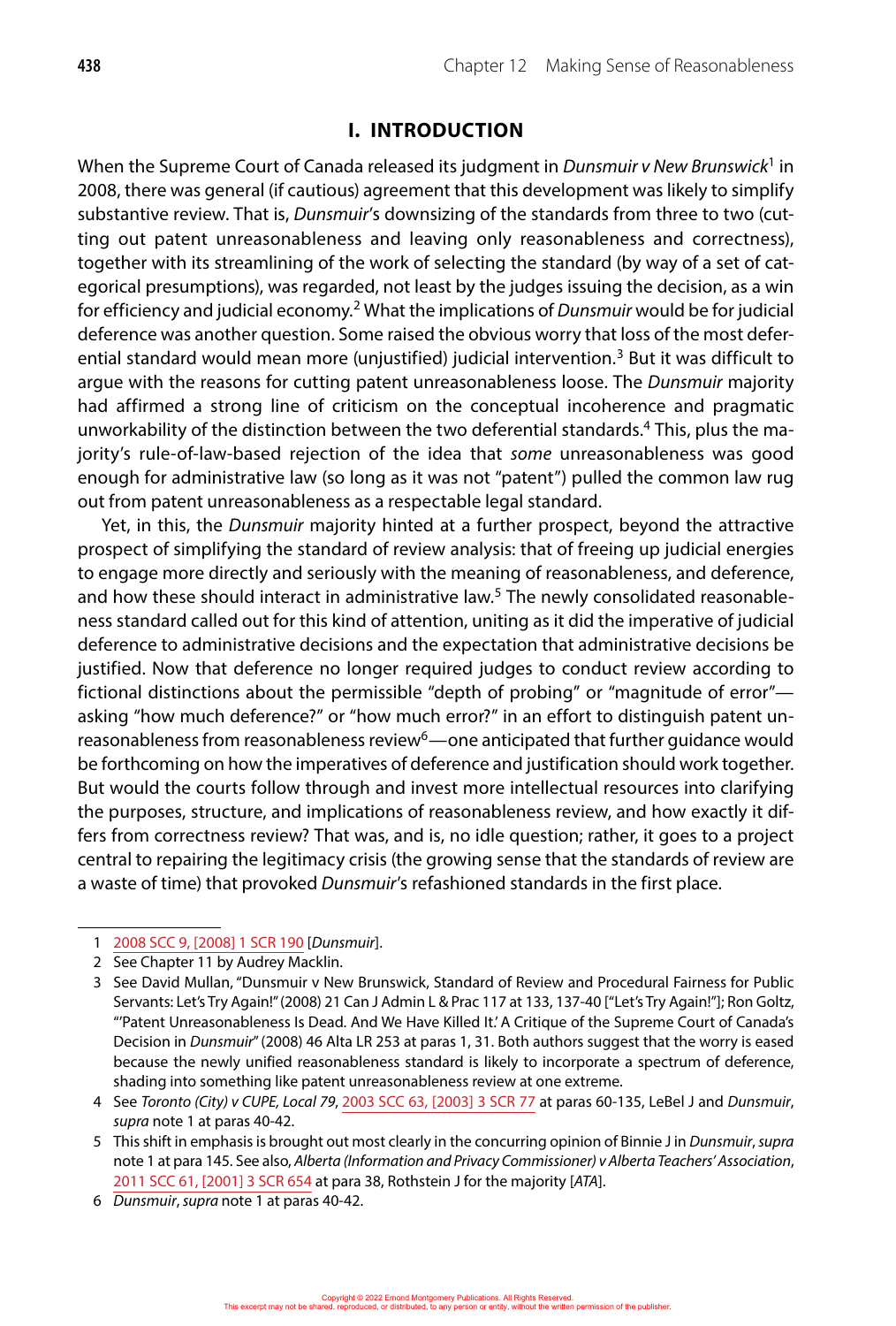## I. INTRODUCTION

When the Supreme Court of Canada released its judgment in *Dunsmuir v New Brunswick*[1] in 2008, there was general (if cautious) agreement that this development was likely to simplify substantive review. That is, *Dunsmuir*'s downsizing of the standards from three to two (cutting out patent unreasonableness and leaving only reasonableness and correctness), together with its streamlining of the work of selecting the standard (by way of a set of categorical presumptions), was regarded, not least by the judges issuing the decision, as a win for efficiency and judicial economy.[2] What the implications of *Dunsmuir* would be for judicial deference was another question. Some raised the obvious worry that loss of the most deferential standard would mean more (unjustified) judicial intervention.[3] But it was difficult to argue with the reasons for cutting patent unreasonableness loose. The *Dunsmuir* majority had affirmed a strong line of criticism on the conceptual incoherence and pragmatic unworkability of the distinction between the two deferential standards.[4] This, plus the majority's rule-of-law-based rejection of the idea that *some* unreasonableness was good enough for administrative law (so long as it was not "patent") pulled the common law rug out from patent unreasonableness as a respectable legal standard.

Yet, in this, the *Dunsmuir* majority hinted at a further prospect, beyond the attractive prospect of simplifying the standard of review analysis: that of freeing up judicial energies to engage more directly and seriously with the meaning of reasonableness, and deference, and how these should interact in administrative law.[5] The newly consolidated reasonableness standard called out for this kind of attention, uniting as it did the imperative of judicial deference to administrative decisions and the expectation that administrative decisions be justified. Now that deference no longer required judges to conduct review according to fictional distinctions about the permissible "depth of probing" or "magnitude of error"—asking "how much deference?" or "how much error?" in an effort to distinguish patent unreasonableness from reasonableness review[6]—one anticipated that further guidance would be forthcoming on how the imperatives of deference and justification should work together. But would the courts follow through and invest more intellectual resources into clarifying the purposes, structure, and implications of reasonableness review, and how exactly it differs from correctness review? That was, and is, no idle question; rather, it goes to a project central to repairing the legitimacy crisis (the growing sense that the standards of review are a waste of time) that provoked *Dunsmuir*'s refashioned standards in the first place.

---

1 2008 SCC 9, [2008] 1 SCR 190 [*Dunsmuir*].

2 See Chapter 11 by Audrey Macklin.

3 See David Mullan, "Dunsmuir v New Brunswick, Standard of Review and Procedural Fairness for Public Servants: Let's Try Again!" (2008) 21 Can J Admin L & Prac 117 at 133, 137-40 ["Let's Try Again!"]; Ron Goltz, "'Patent Unreasonableness Is Dead. And We Have Killed It.' A Critique of the Supreme Court of Canada's Decision in *Dunsmuir*" (2008) 46 Alta LR 253 at paras 1, 31. Both authors suggest that the worry is eased because the newly unified reasonableness standard is likely to incorporate a spectrum of deference, shading into something like patent unreasonableness review at one extreme.

4 See *Toronto (City) v CUPE, Local 79*, 2003 SCC 63, [2003] 3 SCR 77 at paras 60-135, LeBel J and *Dunsmuir*, *supra* note 1 at paras 40-42.

5 This shift in emphasis is brought out most clearly in the concurring opinion of Binnie J in *Dunsmuir*, *supra* note 1 at para 145. See also, *Alberta (Information and Privacy Commissioner) v Alberta Teachers' Association*, 2011 SCC 61, [2001] 3 SCR 654 at para 38, Rothstein J for the majority [*ATA*].

6 *Dunsmuir*, *supra* note 1 at paras 40-42.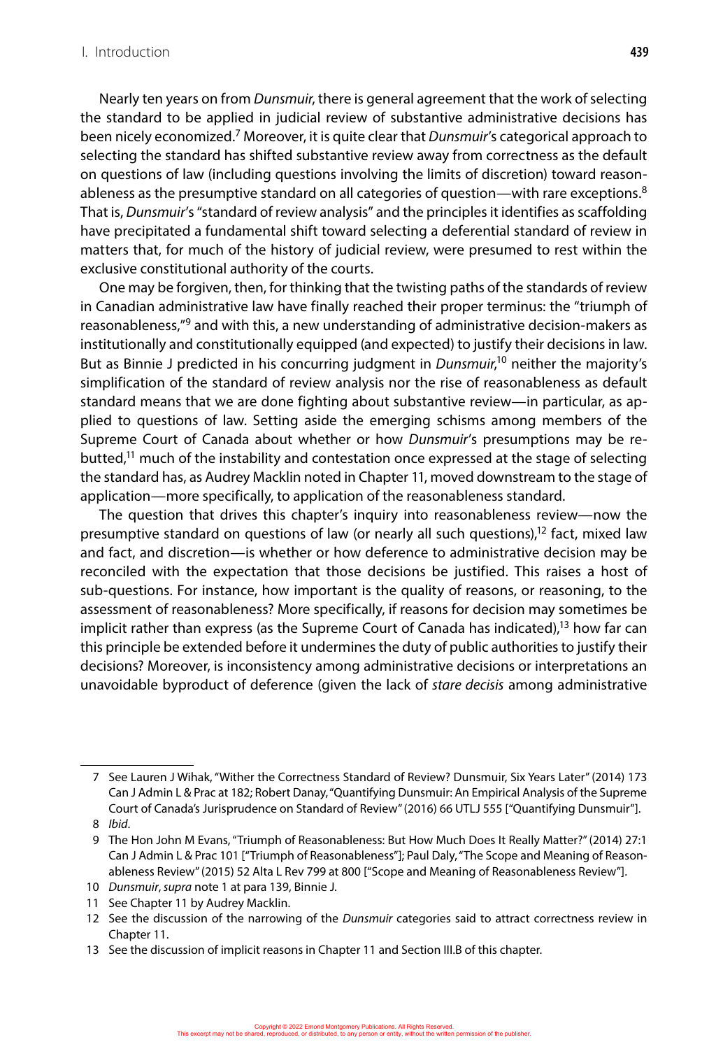Nearly ten years on from *Dunsmuir*, there is general agreement that the work of selecting the standard to be applied in judicial review of substantive administrative decisions has been nicely economized.[7] Moreover, it is quite clear that *Dunsmuir*'s categorical approach to selecting the standard has shifted substantive review away from correctness as the default on questions of law (including questions involving the limits of discretion) toward reasonableness as the presumptive standard on all categories of question—with rare exceptions.[8] That is, *Dunsmuir*'s "standard of review analysis" and the principles it identifies as scaffolding have precipitated a fundamental shift toward selecting a deferential standard of review in matters that, for much of the history of judicial review, were presumed to rest within the exclusive constitutional authority of the courts.

One may be forgiven, then, for thinking that the twisting paths of the standards of review in Canadian administrative law have finally reached their proper terminus: the "triumph of reasonableness,"[9] and with this, a new understanding of administrative decision-makers as institutionally and constitutionally equipped (and expected) to justify their decisions in law. But as Binnie J predicted in his concurring judgment in *Dunsmuir*,[10] neither the majority's simplification of the standard of review analysis nor the rise of reasonableness as default standard means that we are done fighting about substantive review—in particular, as applied to questions of law. Setting aside the emerging schisms among members of the Supreme Court of Canada about whether or how *Dunsmuir*'s presumptions may be rebutted,[11] much of the instability and contestation once expressed at the stage of selecting the standard has, as Audrey Macklin noted in Chapter 11, moved downstream to the stage of application—more specifically, to application of the reasonableness standard.

The question that drives this chapter's inquiry into reasonableness review—now the presumptive standard on questions of law (or nearly all such questions),[12] fact, mixed law and fact, and discretion—is whether or how deference to administrative decision may be reconciled with the expectation that those decisions be justified. This raises a host of sub-questions. For instance, how important is the quality of reasons, or reasoning, to the assessment of reasonableness? More specifically, if reasons for decision may sometimes be implicit rather than express (as the Supreme Court of Canada has indicated),[13] how far can this principle be extended before it undermines the duty of public authorities to justify their decisions? Moreover, is inconsistency among administrative decisions or interpretations an unavoidable byproduct of deference (given the lack of *stare decisis* among administrative

---

7 See Lauren J Wihak, "Wither the Correctness Standard of Review? Dunsmuir, Six Years Later" (2014) 173 Can J Admin L & Prac at 182; Robert Danay, "Quantifying Dunsmuir: An Empirical Analysis of the Supreme Court of Canada's Jurisprudence on Standard of Review" (2016) 66 UTLJ 555 ["Quantifying Dunsmuir"].

8 *Ibid*.

9 The Hon John M Evans, "Triumph of Reasonableness: But How Much Does It Really Matter?" (2014) 27:1 Can J Admin L & Prac 101 ["Triumph of Reasonableness"]; Paul Daly, "The Scope and Meaning of Reasonableness Review" (2015) 52 Alta L Rev 799 at 800 ["Scope and Meaning of Reasonableness Review"].

10 *Dunsmuir*, *supra* note 1 at para 139, Binnie J.

11 See Chapter 11 by Audrey Macklin.

12 See the discussion of the narrowing of the *Dunsmuir* categories said to attract correctness review in Chapter 11.

13 See the discussion of implicit reasons in Chapter 11 and Section III.B of this chapter.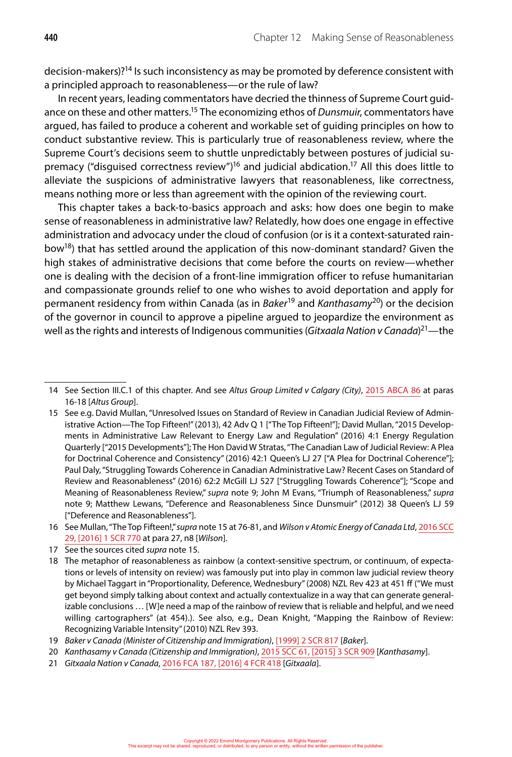decision-makers)?[14] Is such inconsistency as may be promoted by deference consistent with a principled approach to reasonableness—or the rule of law?

In recent years, leading commentators have decried the thinness of Supreme Court guidance on these and other matters.[15] The economizing ethos of *Dunsmuir*, commentators have argued, has failed to produce a coherent and workable set of guiding principles on how to conduct substantive review. This is particularly true of reasonableness review, where the Supreme Court's decisions seem to shuttle unpredictably between postures of judicial supremacy ("disguised correctness review")[16] and judicial abdication.[17] All this does little to alleviate the suspicions of administrative lawyers that reasonableness, like correctness, means nothing more or less than agreement with the opinion of the reviewing court.

This chapter takes a back-to-basics approach and asks: how does one begin to make sense of reasonableness in administrative law? Relatedly, how does one engage in effective administration and advocacy under the cloud of confusion (or is it a context-saturated rainbow[18]) that has settled around the application of this now-dominant standard? Given the high stakes of administrative decisions that come before the courts on review—whether one is dealing with the decision of a front-line immigration officer to refuse humanitarian and compassionate grounds relief to one who wishes to avoid deportation and apply for permanent residency from within Canada (as in *Baker*[19] and *Kanthasamy*[20]) or the decision of the governor in council to approve a pipeline argued to jeopardize the environment as well as the rights and interests of Indigenous communities (*Gitxaala Nation v Canada*)[21]—the

---

14 See Section III.C.1 of this chapter. And see *Altus Group Limited v Calgary (City)*, 2015 ABCA 86 at paras 16-18 [*Altus Group*].

15 See e.g. David Mullan, "Unresolved Issues on Standard of Review in Canadian Judicial Review of Administrative Action—The Top Fifteen!" (2013), 42 Adv Q 1 ["The Top Fifteen!"]; David Mullan, "2015 Developments in Administrative Law Relevant to Energy Law and Regulation" (2016) 4:1 Energy Regulation Quarterly ["2015 Developments"]; The Hon David W Stratas, "The Canadian Law of Judicial Review: A Plea for Doctrinal Coherence and Consistency" (2016) 42:1 Queen's LJ 27 ["A Plea for Doctrinal Coherence"]; Paul Daly, "Struggling Towards Coherence in Canadian Administrative Law? Recent Cases on Standard of Review and Reasonableness" (2016) 62:2 McGill LJ 527 ["Struggling Towards Coherence"]; "Scope and Meaning of Reasonableness Review," *supra* note 9; John M Evans, "Triumph of Reasonableness," *supra* note 9; Matthew Lewans, "Deference and Reasonableness Since Dunsmuir" (2012) 38 Queen's LJ 59 ["Deference and Reasonableness"].

16 See Mullan, "The Top Fifteen!," *supra* note 15 at 76-81, and *Wilson v Atomic Energy of Canada Ltd*, 2016 SCC 29, [2016] 1 SCR 770 at para 27, n8 [*Wilson*].

17 See the sources cited *supra* note 15.

18 The metaphor of reasonableness as rainbow (a context-sensitive spectrum, or continuum, of expectations or levels of intensity on review) was famously put into play in common law judicial review theory by Michael Taggart in "Proportionality, Deference, Wednesbury" (2008) NZL Rev 423 at 451 ff ("We must get beyond simply talking about context and actually contextualize in a way that can generate generalizable conclusions … [W]e need a map of the rainbow of review that is reliable and helpful, and we need willing cartographers" (at 454).). See also, e.g., Dean Knight, "Mapping the Rainbow of Review: Recognizing Variable Intensity" (2010) NZL Rev 393.

19 *Baker v Canada (Minister of Citizenship and Immigration)*, [1999] 2 SCR 817 [*Baker*].

20 *Kanthasamy v Canada (Citizenship and Immigration)*, 2015 SCC 61, [2015] 3 SCR 909 [*Kanthasamy*].

21 *Gitxaala Nation v Canada*, 2016 FCA 187, [2016] 4 FCR 418 [*Gitxaala*].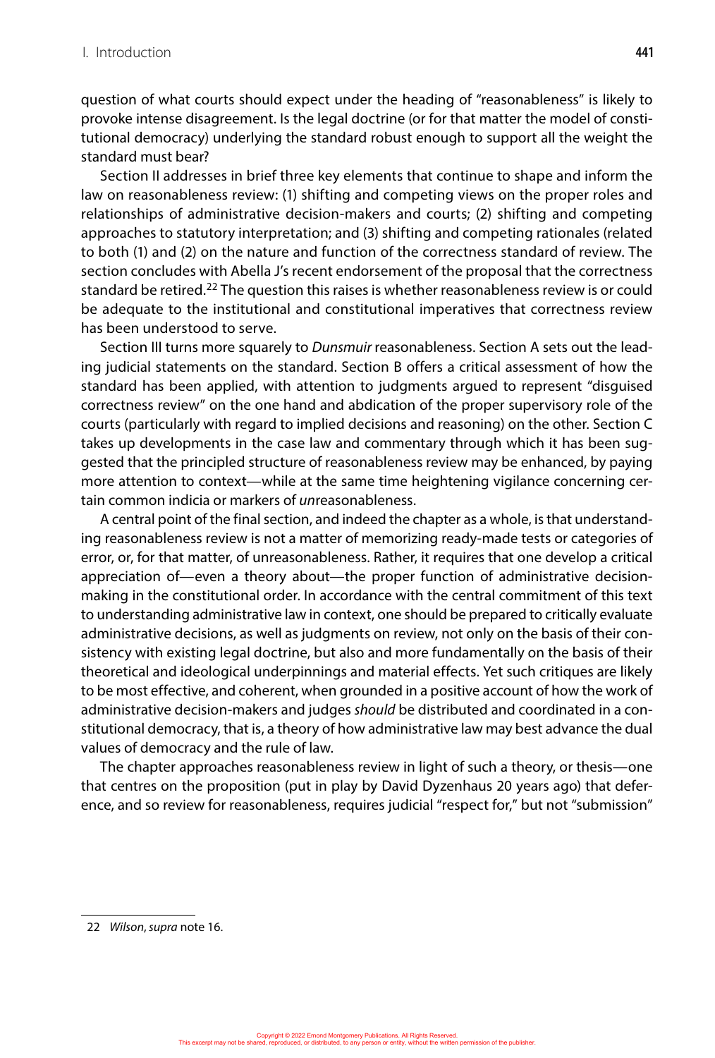question of what courts should expect under the heading of "reasonableness" is likely to provoke intense disagreement. Is the legal doctrine (or for that matter the model of constitutional democracy) underlying the standard robust enough to support all the weight the standard must bear?

Section II addresses in brief three key elements that continue to shape and inform the law on reasonableness review: (1) shifting and competing views on the proper roles and relationships of administrative decision-makers and courts; (2) shifting and competing approaches to statutory interpretation; and (3) shifting and competing rationales (related to both (1) and (2) on the nature and function of the correctness standard of review. The section concludes with Abella J's recent endorsement of the proposal that the correctness standard be retired.[22] The question this raises is whether reasonableness review is or could be adequate to the institutional and constitutional imperatives that correctness review has been understood to serve.

Section III turns more squarely to *Dunsmuir* reasonableness. Section A sets out the leading judicial statements on the standard. Section B offers a critical assessment of how the standard has been applied, with attention to judgments argued to represent "disguised correctness review" on the one hand and abdication of the proper supervisory role of the courts (particularly with regard to implied decisions and reasoning) on the other. Section C takes up developments in the case law and commentary through which it has been suggested that the principled structure of reasonableness review may be enhanced, by paying more attention to context—while at the same time heightening vigilance concerning certain common indicia or markers of *un*reasonableness.

A central point of the final section, and indeed the chapter as a whole, is that understanding reasonableness review is not a matter of memorizing ready-made tests or categories of error, or, for that matter, of unreasonableness. Rather, it requires that one develop a critical appreciation of—even a theory about—the proper function of administrative decision-making in the constitutional order. In accordance with the central commitment of this text to understanding administrative law in context, one should be prepared to critically evaluate administrative decisions, as well as judgments on review, not only on the basis of their consistency with existing legal doctrine, but also and more fundamentally on the basis of their theoretical and ideological underpinnings and material effects. Yet such critiques are likely to be most effective, and coherent, when grounded in a positive account of how the work of administrative decision-makers and judges *should* be distributed and coordinated in a constitutional democracy, that is, a theory of how administrative law may best advance the dual values of democracy and the rule of law.

The chapter approaches reasonableness review in light of such a theory, or thesis—one that centres on the proposition (put in play by David Dyzenhaus 20 years ago) that deference, and so review for reasonableness, requires judicial "respect for," but not "submission"

---

22 *Wilson*, *supra* note 16.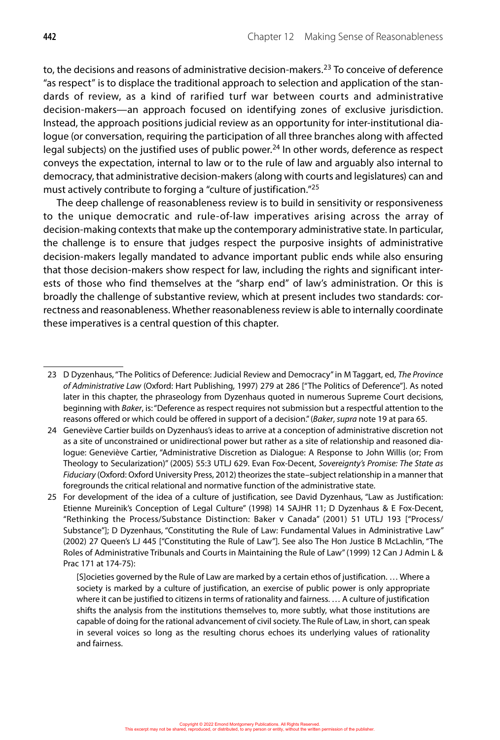to, the decisions and reasons of administrative decision-makers.[23] To conceive of deference "as respect" is to displace the traditional approach to selection and application of the standards of review, as a kind of rarified turf war between courts and administrative decision-makers—an approach focused on identifying zones of exclusive jurisdiction. Instead, the approach positions judicial review as an opportunity for inter-institutional dialogue (or conversation, requiring the participation of all three branches along with affected legal subjects) on the justified uses of public power.[24] In other words, deference as respect conveys the expectation, internal to law or to the rule of law and arguably also internal to democracy, that administrative decision-makers (along with courts and legislatures) can and must actively contribute to forging a "culture of justification."[25]

The deep challenge of reasonableness review is to build in sensitivity or responsiveness to the unique democratic and rule-of-law imperatives arising across the array of decision-making contexts that make up the contemporary administrative state. In particular, the challenge is to ensure that judges respect the purposive insights of administrative decision-makers legally mandated to advance important public ends while also ensuring that those decision-makers show respect for law, including the rights and significant interests of those who find themselves at the "sharp end" of law's administration. Or this is broadly the challenge of substantive review, which at present includes two standards: correctness and reasonableness. Whether reasonableness review is able to internally coordinate these imperatives is a central question of this chapter.

---

23 D Dyzenhaus, "The Politics of Deference: Judicial Review and Democracy" in M Taggart, ed, *The Province of Administrative Law* (Oxford: Hart Publishing, 1997) 279 at 286 ["The Politics of Deference"]. As noted later in this chapter, the phraseology from Dyzenhaus quoted in numerous Supreme Court decisions, beginning with *Baker*, is: "Deference as respect requires not submission but a respectful attention to the reasons offered or which could be offered in support of a decision." (*Baker*, *supra* note 19 at para 65.

24 Geneviève Cartier builds on Dyzenhaus's ideas to arrive at a conception of administrative discretion not as a site of unconstrained or unidirectional power but rather as a site of relationship and reasoned dialogue: Geneviève Cartier, "Administrative Discretion as Dialogue: A Response to John Willis (or; From Theology to Secularization)" (2005) 55:3 UTLJ 629. Evan Fox-Decent, *Sovereignty's Promise: The State as Fiduciary* (Oxford: Oxford University Press, 2012) theorizes the state–subject relationship in a manner that foregrounds the critical relational and normative function of the administrative state.

25 For development of the idea of a culture of justification, see David Dyzenhaus, "Law as Justification: Etienne Mureinik's Conception of Legal Culture" (1998) 14 SAJHR 11; D Dyzenhaus & E Fox-Decent, "Rethinking the Process/Substance Distinction: Baker v Canada" (2001) 51 UTLJ 193 ["Process/Substance"]; D Dyzenhaus, "Constituting the Rule of Law: Fundamental Values in Administrative Law" (2002) 27 Queen's LJ 445 ["Constituting the Rule of Law"]. See also The Hon Justice B McLachlin, "The Roles of Administrative Tribunals and Courts in Maintaining the Rule of Law" (1999) 12 Can J Admin L & Prac 171 at 174-75):

> [S]ocieties governed by the Rule of Law are marked by a certain ethos of justification. … Where a society is marked by a culture of justification, an exercise of public power is only appropriate where it can be justified to citizens in terms of rationality and fairness. … A culture of justification shifts the analysis from the institutions themselves to, more subtly, what those institutions are capable of doing for the rational advancement of civil society. The Rule of Law, in short, can speak in several voices so long as the resulting chorus echoes its underlying values of rationality and fairness.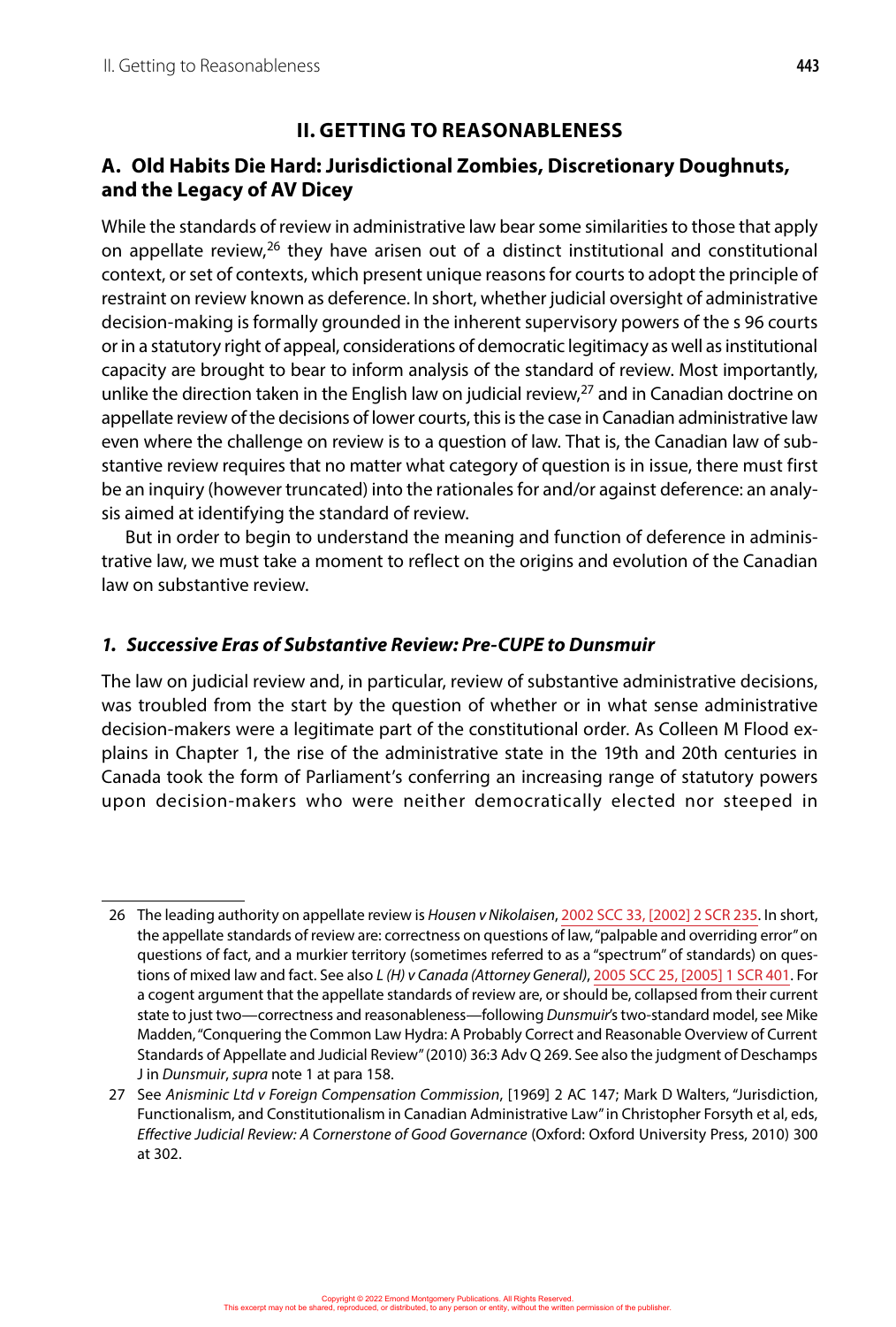## II. GETTING TO REASONABLENESS

### A. Old Habits Die Hard: Jurisdictional Zombies, Discretionary Doughnuts, and the Legacy of AV Dicey

While the standards of review in administrative law bear some similarities to those that apply on appellate review,[26] they have arisen out of a distinct institutional and constitutional context, or set of contexts, which present unique reasons for courts to adopt the principle of restraint on review known as deference. In short, whether judicial oversight of administrative decision-making is formally grounded in the inherent supervisory powers of the s 96 courts or in a statutory right of appeal, considerations of democratic legitimacy as well as institutional capacity are brought to bear to inform analysis of the standard of review. Most importantly, unlike the direction taken in the English law on judicial review,[27] and in Canadian doctrine on appellate review of the decisions of lower courts, this is the case in Canadian administrative law even where the challenge on review is to a question of law. That is, the Canadian law of substantive review requires that no matter what category of question is in issue, there must first be an inquiry (however truncated) into the rationales for and/or against deference: an analysis aimed at identifying the standard of review.

But in order to begin to understand the meaning and function of deference in administrative law, we must take a moment to reflect on the origins and evolution of the Canadian law on substantive review.

#### *1. Successive Eras of Substantive Review: Pre-CUPE to Dunsmuir*

The law on judicial review and, in particular, review of substantive administrative decisions, was troubled from the start by the question of whether or in what sense administrative decision-makers were a legitimate part of the constitutional order. As Colleen M Flood explains in Chapter 1, the rise of the administrative state in the 19th and 20th centuries in Canada took the form of Parliament's conferring an increasing range of statutory powers upon decision-makers who were neither democratically elected nor steeped in

---

26 The leading authority on appellate review is *Housen v Nikolaisen*, 2002 SCC 33, [2002] 2 SCR 235. In short, the appellate standards of review are: correctness on questions of law, "palpable and overriding error" on questions of fact, and a murkier territory (sometimes referred to as a "spectrum" of standards) on questions of mixed law and fact. See also *L (H) v Canada (Attorney General)*, 2005 SCC 25, [2005] 1 SCR 401. For a cogent argument that the appellate standards of review are, or should be, collapsed from their current state to just two—correctness and reasonableness—following *Dunsmuir*'s two-standard model, see Mike Madden, "Conquering the Common Law Hydra: A Probably Correct and Reasonable Overview of Current Standards of Appellate and Judicial Review" (2010) 36:3 Adv Q 269. See also the judgment of Deschamps J in *Dunsmuir*, *supra* note 1 at para 158.

27 See *Anisminic Ltd v Foreign Compensation Commission*, [1969] 2 AC 147; Mark D Walters, "Jurisdiction, Functionalism, and Constitutionalism in Canadian Administrative Law" in Christopher Forsyth et al, eds, *Effective Judicial Review: A Cornerstone of Good Governance* (Oxford: Oxford University Press, 2010) 300 at 302.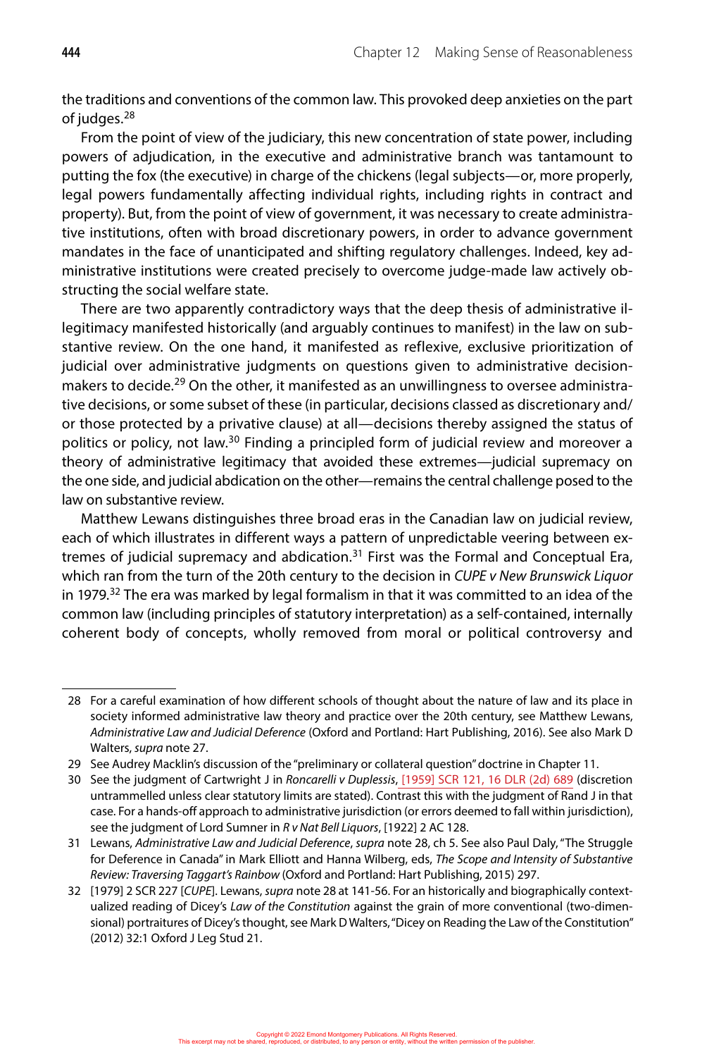the traditions and conventions of the common law. This provoked deep anxieties on the part of judges.[28]

From the point of view of the judiciary, this new concentration of state power, including powers of adjudication, in the executive and administrative branch was tantamount to putting the fox (the executive) in charge of the chickens (legal subjects—or, more properly, legal powers fundamentally affecting individual rights, including rights in contract and property). But, from the point of view of government, it was necessary to create administrative institutions, often with broad discretionary powers, in order to advance government mandates in the face of unanticipated and shifting regulatory challenges. Indeed, key administrative institutions were created precisely to overcome judge-made law actively obstructing the social welfare state.

There are two apparently contradictory ways that the deep thesis of administrative illegitimacy manifested historically (and arguably continues to manifest) in the law on substantive review. On the one hand, it manifested as reflexive, exclusive prioritization of judicial over administrative judgments on questions given to administrative decision-makers to decide.[29] On the other, it manifested as an unwillingness to oversee administrative decisions, or some subset of these (in particular, decisions classed as discretionary and/or those protected by a privative clause) at all—decisions thereby assigned the status of politics or policy, not law.[30] Finding a principled form of judicial review and moreover a theory of administrative legitimacy that avoided these extremes—judicial supremacy on the one side, and judicial abdication on the other—remains the central challenge posed to the law on substantive review.

Matthew Lewans distinguishes three broad eras in the Canadian law on judicial review, each of which illustrates in different ways a pattern of unpredictable veering between extremes of judicial supremacy and abdication.[31] First was the Formal and Conceptual Era, which ran from the turn of the 20th century to the decision in *CUPE v New Brunswick Liquor* in 1979.[32] The era was marked by legal formalism in that it was committed to an idea of the common law (including principles of statutory interpretation) as a self-contained, internally coherent body of concepts, wholly removed from moral or political controversy and

---

28 For a careful examination of how different schools of thought about the nature of law and its place in society informed administrative law theory and practice over the 20th century, see Matthew Lewans, *Administrative Law and Judicial Deference* (Oxford and Portland: Hart Publishing, 2016). See also Mark D Walters, *supra* note 27.

29 See Audrey Macklin's discussion of the "preliminary or collateral question" doctrine in Chapter 11.

30 See the judgment of Cartwright J in *Roncarelli v Duplessis*, [1959] SCR 121, 16 DLR (2d) 689 (discretion untrammelled unless clear statutory limits are stated). Contrast this with the judgment of Rand J in that case. For a hands-off approach to administrative jurisdiction (or errors deemed to fall within jurisdiction), see the judgment of Lord Sumner in *R v Nat Bell Liquors*, [1922] 2 AC 128.

31 Lewans, *Administrative Law and Judicial Deference*, *supra* note 28, ch 5. See also Paul Daly, "The Struggle for Deference in Canada" in Mark Elliott and Hanna Wilberg, eds, *The Scope and Intensity of Substantive Review: Traversing Taggart's Rainbow* (Oxford and Portland: Hart Publishing, 2015) 297.

32 [1979] 2 SCR 227 [*CUPE*]. Lewans, *supra* note 28 at 141-56. For an historically and biographically contextualized reading of Dicey's *Law of the Constitution* against the grain of more conventional (two-dimensional) portraitures of Dicey's thought, see Mark D Walters, "Dicey on Reading the Law of the Constitution" (2012) 32:1 Oxford J Leg Stud 21.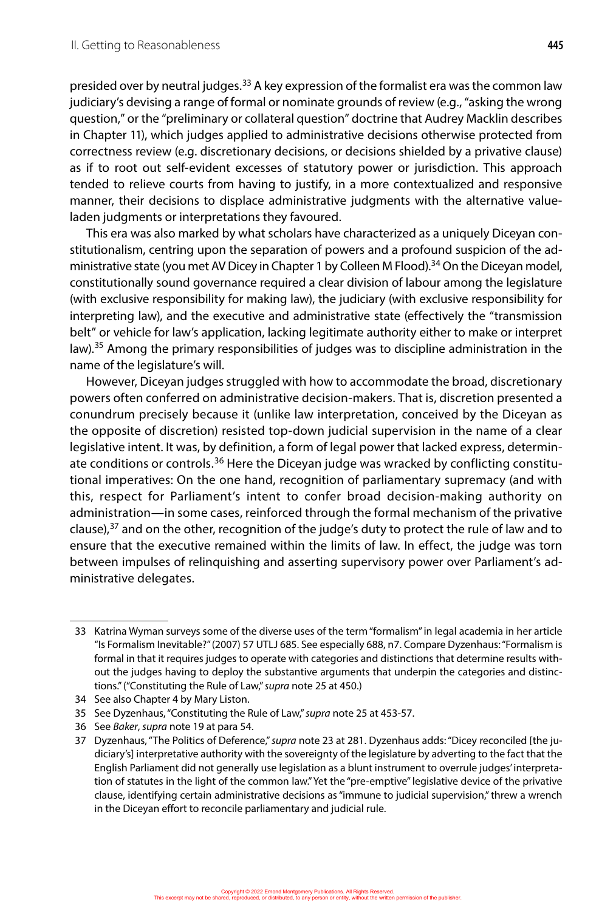presided over by neutral judges.[33] A key expression of the formalist era was the common law judiciary's devising a range of formal or nominate grounds of review (e.g., "asking the wrong question," or the "preliminary or collateral question" doctrine that Audrey Macklin describes in Chapter 11), which judges applied to administrative decisions otherwise protected from correctness review (e.g. discretionary decisions, or decisions shielded by a privative clause) as if to root out self-evident excesses of statutory power or jurisdiction. This approach tended to relieve courts from having to justify, in a more contextualized and responsive manner, their decisions to displace administrative judgments with the alternative value-laden judgments or interpretations they favoured.

This era was also marked by what scholars have characterized as a uniquely Diceyan constitutionalism, centring upon the separation of powers and a profound suspicion of the administrative state (you met AV Dicey in Chapter 1 by Colleen M Flood).[34] On the Diceyan model, constitutionally sound governance required a clear division of labour among the legislature (with exclusive responsibility for making law), the judiciary (with exclusive responsibility for interpreting law), and the executive and administrative state (effectively the "transmission belt" or vehicle for law's application, lacking legitimate authority either to make or interpret law).[35] Among the primary responsibilities of judges was to discipline administration in the name of the legislature's will.

However, Diceyan judges struggled with how to accommodate the broad, discretionary powers often conferred on administrative decision-makers. That is, discretion presented a conundrum precisely because it (unlike law interpretation, conceived by the Diceyan as the opposite of discretion) resisted top-down judicial supervision in the name of a clear legislative intent. It was, by definition, a form of legal power that lacked express, determinate conditions or controls.[36] Here the Diceyan judge was wracked by conflicting constitutional imperatives: On the one hand, recognition of parliamentary supremacy (and with this, respect for Parliament's intent to confer broad decision-making authority on administration—in some cases, reinforced through the formal mechanism of the privative clause),[37] and on the other, recognition of the judge's duty to protect the rule of law and to ensure that the executive remained within the limits of law. In effect, the judge was torn between impulses of relinquishing and asserting supervisory power over Parliament's administrative delegates.

---

33 Katrina Wyman surveys some of the diverse uses of the term "formalism" in legal academia in her article "Is Formalism Inevitable?" (2007) 57 UTLJ 685. See especially 688, n7. Compare Dyzenhaus: "Formalism is formal in that it requires judges to operate with categories and distinctions that determine results without the judges having to deploy the substantive arguments that underpin the categories and distinctions." ("Constituting the Rule of Law," *supra* note 25 at 450.)

34 See also Chapter 4 by Mary Liston.

35 See Dyzenhaus, "Constituting the Rule of Law," *supra* note 25 at 453-57.

36 See *Baker*, *supra* note 19 at para 54.

37 Dyzenhaus, "The Politics of Deference," *supra* note 23 at 281. Dyzenhaus adds: "Dicey reconciled [the judiciary's] interpretative authority with the sovereignty of the legislature by adverting to the fact that the English Parliament did not generally use legislation as a blunt instrument to overrule judges' interpretation of statutes in the light of the common law." Yet the "pre-emptive" legislative device of the privative clause, identifying certain administrative decisions as "immune to judicial supervision," threw a wrench in the Diceyan effort to reconcile parliamentary and judicial rule.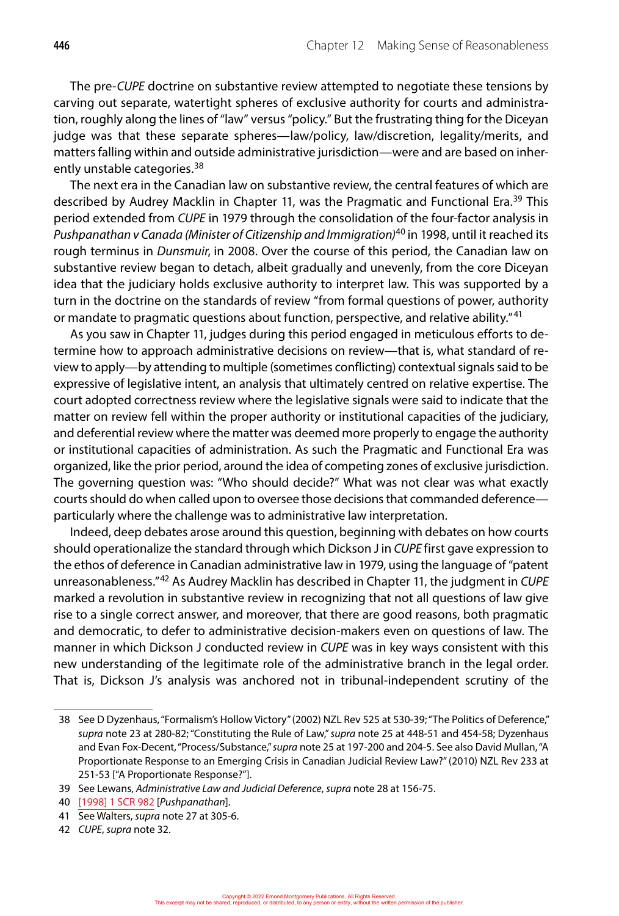The pre-*CUPE* doctrine on substantive review attempted to negotiate these tensions by carving out separate, watertight spheres of exclusive authority for courts and administration, roughly along the lines of "law" versus "policy." But the frustrating thing for the Diceyan judge was that these separate spheres—law/policy, law/discretion, legality/merits, and matters falling within and outside administrative jurisdiction—were and are based on inherently unstable categories.[38]

The next era in the Canadian law on substantive review, the central features of which are described by Audrey Macklin in Chapter 11, was the Pragmatic and Functional Era.[39] This period extended from *CUPE* in 1979 through the consolidation of the four-factor analysis in *Pushpanathan v Canada (Minister of Citizenship and Immigration)*[40] in 1998, until it reached its rough terminus in *Dunsmuir*, in 2008. Over the course of this period, the Canadian law on substantive review began to detach, albeit gradually and unevenly, from the core Diceyan idea that the judiciary holds exclusive authority to interpret law. This was supported by a turn in the doctrine on the standards of review "from formal questions of power, authority or mandate to pragmatic questions about function, perspective, and relative ability."[41]

As you saw in Chapter 11, judges during this period engaged in meticulous efforts to determine how to approach administrative decisions on review—that is, what standard of review to apply—by attending to multiple (sometimes conflicting) contextual signals said to be expressive of legislative intent, an analysis that ultimately centred on relative expertise. The court adopted correctness review where the legislative signals were said to indicate that the matter on review fell within the proper authority or institutional capacities of the judiciary, and deferential review where the matter was deemed more properly to engage the authority or institutional capacities of administration. As such the Pragmatic and Functional Era was organized, like the prior period, around the idea of competing zones of exclusive jurisdiction. The governing question was: "Who should decide?" What was not clear was what exactly courts should do when called upon to oversee those decisions that commanded deference—particularly where the challenge was to administrative law interpretation.

Indeed, deep debates arose around this question, beginning with debates on how courts should operationalize the standard through which Dickson J in *CUPE* first gave expression to the ethos of deference in Canadian administrative law in 1979, using the language of "patent unreasonableness."[42] As Audrey Macklin has described in Chapter 11, the judgment in *CUPE* marked a revolution in substantive review in recognizing that not all questions of law give rise to a single correct answer, and moreover, that there are good reasons, both pragmatic and democratic, to defer to administrative decision-makers even on questions of law. The manner in which Dickson J conducted review in *CUPE* was in key ways consistent with this new understanding of the legitimate role of the administrative branch in the legal order. That is, Dickson J's analysis was anchored not in tribunal-independent scrutiny of the

---

38 See D Dyzenhaus, "Formalism's Hollow Victory" (2002) NZL Rev 525 at 530-39; "The Politics of Deference," *supra* note 23 at 280-82; "Constituting the Rule of Law," *supra* note 25 at 448-51 and 454-58; Dyzenhaus and Evan Fox-Decent, "Process/Substance," *supra* note 25 at 197-200 and 204-5. See also David Mullan, "A Proportionate Response to an Emerging Crisis in Canadian Judicial Review Law?" (2010) NZL Rev 233 at 251-53 ["A Proportionate Response?"].

39 See Lewans, *Administrative Law and Judicial Deference*, *supra* note 28 at 156-75.

40 [1998] 1 SCR 982 [*Pushpanathan*].

41 See Walters, *supra* note 27 at 305-6.

42 *CUPE*, *supra* note 32.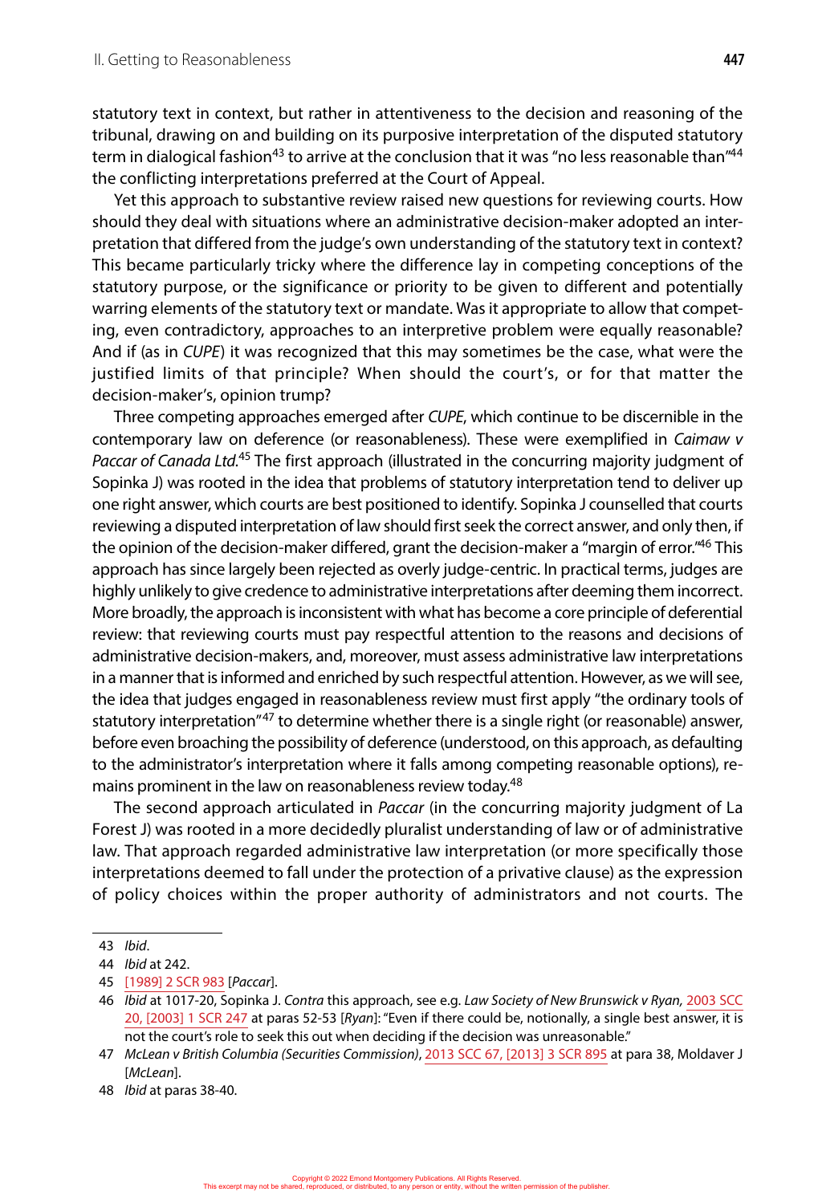statutory text in context, but rather in attentiveness to the decision and reasoning of the tribunal, drawing on and building on its purposive interpretation of the disputed statutory term in dialogical fashion[43] to arrive at the conclusion that it was "no less reasonable than"[44] the conflicting interpretations preferred at the Court of Appeal.

Yet this approach to substantive review raised new questions for reviewing courts. How should they deal with situations where an administrative decision-maker adopted an interpretation that differed from the judge's own understanding of the statutory text in context? This became particularly tricky where the difference lay in competing conceptions of the statutory purpose, or the significance or priority to be given to different and potentially warring elements of the statutory text or mandate. Was it appropriate to allow that competing, even contradictory, approaches to an interpretive problem were equally reasonable? And if (as in *CUPE*) it was recognized that this may sometimes be the case, what were the justified limits of that principle? When should the court's, or for that matter the decision-maker's, opinion trump?

Three competing approaches emerged after *CUPE*, which continue to be discernible in the contemporary law on deference (or reasonableness). These were exemplified in *Caimaw v Paccar of Canada Ltd.*[45] The first approach (illustrated in the concurring majority judgment of Sopinka J) was rooted in the idea that problems of statutory interpretation tend to deliver up one right answer, which courts are best positioned to identify. Sopinka J counselled that courts reviewing a disputed interpretation of law should first seek the correct answer, and only then, if the opinion of the decision-maker differed, grant the decision-maker a "margin of error."[46] This approach has since largely been rejected as overly judge-centric. In practical terms, judges are highly unlikely to give credence to administrative interpretations after deeming them incorrect. More broadly, the approach is inconsistent with what has become a core principle of deferential review: that reviewing courts must pay respectful attention to the reasons and decisions of administrative decision-makers, and, moreover, must assess administrative law interpretations in a manner that is informed and enriched by such respectful attention. However, as we will see, the idea that judges engaged in reasonableness review must first apply "the ordinary tools of statutory interpretation"[47] to determine whether there is a single right (or reasonable) answer, before even broaching the possibility of deference (understood, on this approach, as defaulting to the administrator's interpretation where it falls among competing reasonable options), remains prominent in the law on reasonableness review today.[48]

The second approach articulated in *Paccar* (in the concurring majority judgment of La Forest J) was rooted in a more decidedly pluralist understanding of law or of administrative law. That approach regarded administrative law interpretation (or more specifically those interpretations deemed to fall under the protection of a privative clause) as the expression of policy choices within the proper authority of administrators and not courts. The

---

43 *Ibid*.

44 *Ibid* at 242.

45 [1989] 2 SCR 983 [*Paccar*].

46 *Ibid* at 1017-20, Sopinka J. *Contra* this approach, see e.g. *Law Society of New Brunswick v Ryan*, 2003 SCC 20, [2003] 1 SCR 247 at paras 52-53 [*Ryan*]: "Even if there could be, notionally, a single best answer, it is not the court's role to seek this out when deciding if the decision was unreasonable."

47 *McLean v British Columbia (Securities Commission)*, 2013 SCC 67, [2013] 3 SCR 895 at para 38, Moldaver J [*McLean*].

48 *Ibid* at paras 38-40.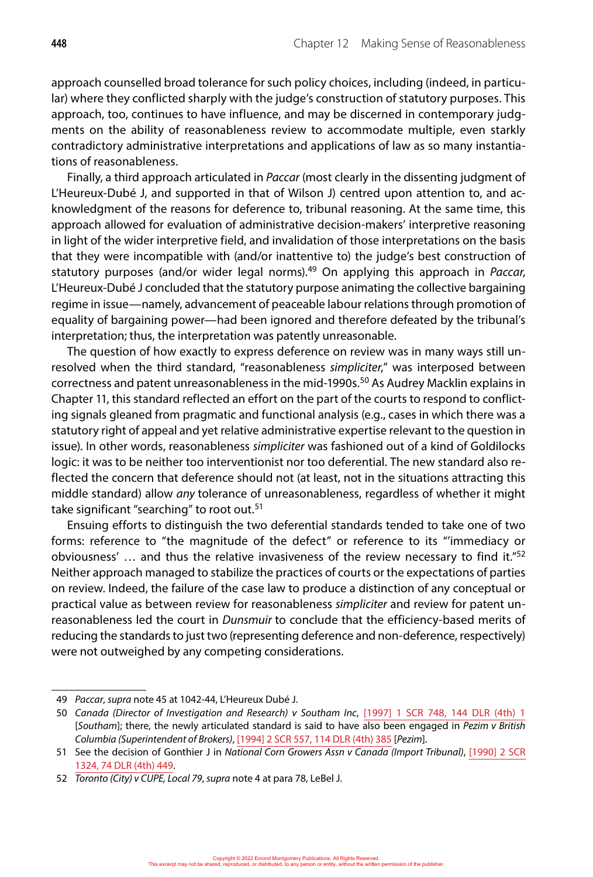approach counselled broad tolerance for such policy choices, including (indeed, in particular) where they conflicted sharply with the judge's construction of statutory purposes. This approach, too, continues to have influence, and may be discerned in contemporary judgments on the ability of reasonableness review to accommodate multiple, even starkly contradictory administrative interpretations and applications of law as so many instantiations of reasonableness.

Finally, a third approach articulated in *Paccar* (most clearly in the dissenting judgment of L'Heureux-Dubé J, and supported in that of Wilson J) centred upon attention to, and acknowledgment of the reasons for deference to, tribunal reasoning. At the same time, this approach allowed for evaluation of administrative decision-makers' interpretive reasoning in light of the wider interpretive field, and invalidation of those interpretations on the basis that they were incompatible with (and/or inattentive to) the judge's best construction of statutory purposes (and/or wider legal norms).[49] On applying this approach in *Paccar*, L'Heureux-Dubé J concluded that the statutory purpose animating the collective bargaining regime in issue—namely, advancement of peaceable labour relations through promotion of equality of bargaining power—had been ignored and therefore defeated by the tribunal's interpretation; thus, the interpretation was patently unreasonable.

The question of how exactly to express deference on review was in many ways still unresolved when the third standard, "reasonableness *simpliciter*," was interposed between correctness and patent unreasonableness in the mid-1990s.[50] As Audrey Macklin explains in Chapter 11, this standard reflected an effort on the part of the courts to respond to conflicting signals gleaned from pragmatic and functional analysis (e.g., cases in which there was a statutory right of appeal and yet relative administrative expertise relevant to the question in issue). In other words, reasonableness *simpliciter* was fashioned out of a kind of Goldilocks logic: it was to be neither too interventionist nor too deferential. The new standard also reflected the concern that deference should not (at least, not in the situations attracting this middle standard) allow *any* tolerance of unreasonableness, regardless of whether it might take significant "searching" to root out.[51]

Ensuing efforts to distinguish the two deferential standards tended to take one of two forms: reference to "the magnitude of the defect" or reference to its "'immediacy or obviousness' … and thus the relative invasiveness of the review necessary to find it."[52] Neither approach managed to stabilize the practices of courts or the expectations of parties on review. Indeed, the failure of the case law to produce a distinction of any conceptual or practical value as between review for reasonableness *simpliciter* and review for patent unreasonableness led the court in *Dunsmuir* to conclude that the efficiency-based merits of reducing the standards to just two (representing deference and non-deference, respectively) were not outweighed by any competing considerations.

---

49 *Paccar*, *supra* note 45 at 1042-44, L'Heureux Dubé J.

50 *Canada (Director of Investigation and Research) v Southam Inc*, [1997] 1 SCR 748, 144 DLR (4th) 1 [*Southam*]; there, the newly articulated standard is said to have also been engaged in *Pezim v British Columbia (Superintendent of Brokers)*, [1994] 2 SCR 557, 114 DLR (4th) 385 [*Pezim*].

51 See the decision of Gonthier J in *National Corn Growers Assn v Canada (Import Tribunal)*, [1990] 2 SCR 1324, 74 DLR (4th) 449.

52 *Toronto (City) v CUPE, Local 79*, *supra* note 4 at para 78, LeBel J.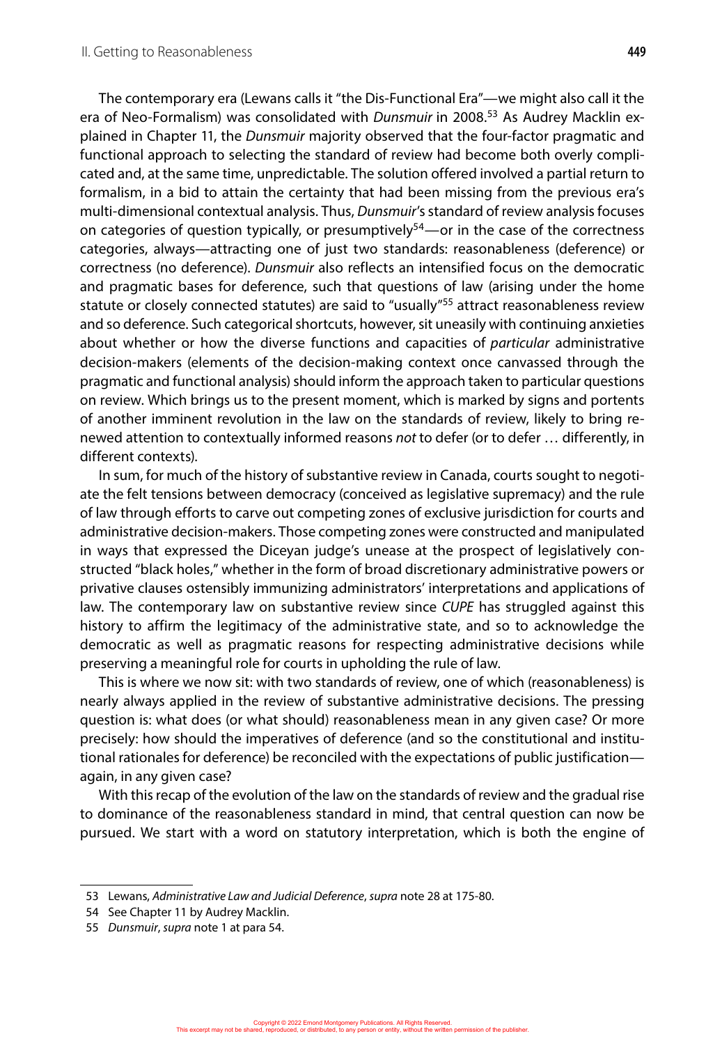The contemporary era (Lewans calls it "the Dis-Functional Era"—we might also call it the era of Neo-Formalism) was consolidated with *Dunsmuir* in 2008.[53] As Audrey Macklin explained in Chapter 11, the *Dunsmuir* majority observed that the four-factor pragmatic and functional approach to selecting the standard of review had become both overly complicated and, at the same time, unpredictable. The solution offered involved a partial return to formalism, in a bid to attain the certainty that had been missing from the previous era's multi-dimensional contextual analysis. Thus, *Dunsmuir*'s standard of review analysis focuses on categories of question typically, or presumptively[54]—or in the case of the correctness categories, always—attracting one of just two standards: reasonableness (deference) or correctness (no deference). *Dunsmuir* also reflects an intensified focus on the democratic and pragmatic bases for deference, such that questions of law (arising under the home statute or closely connected statutes) are said to "usually"[55] attract reasonableness review and so deference. Such categorical shortcuts, however, sit uneasily with continuing anxieties about whether or how the diverse functions and capacities of *particular* administrative decision-makers (elements of the decision-making context once canvassed through the pragmatic and functional analysis) should inform the approach taken to particular questions on review. Which brings us to the present moment, which is marked by signs and portents of another imminent revolution in the law on the standards of review, likely to bring renewed attention to contextually informed reasons *not* to defer (or to defer … differently, in different contexts).

In sum, for much of the history of substantive review in Canada, courts sought to negotiate the felt tensions between democracy (conceived as legislative supremacy) and the rule of law through efforts to carve out competing zones of exclusive jurisdiction for courts and administrative decision-makers. Those competing zones were constructed and manipulated in ways that expressed the Diceyan judge's unease at the prospect of legislatively constructed "black holes," whether in the form of broad discretionary administrative powers or privative clauses ostensibly immunizing administrators' interpretations and applications of law. The contemporary law on substantive review since *CUPE* has struggled against this history to affirm the legitimacy of the administrative state, and so to acknowledge the democratic as well as pragmatic reasons for respecting administrative decisions while preserving a meaningful role for courts in upholding the rule of law.

This is where we now sit: with two standards of review, one of which (reasonableness) is nearly always applied in the review of substantive administrative decisions. The pressing question is: what does (or what should) reasonableness mean in any given case? Or more precisely: how should the imperatives of deference (and so the constitutional and institutional rationales for deference) be reconciled with the expectations of public justification—again, in any given case?

With this recap of the evolution of the law on the standards of review and the gradual rise to dominance of the reasonableness standard in mind, that central question can now be pursued. We start with a word on statutory interpretation, which is both the engine of

---

53 Lewans, *Administrative Law and Judicial Deference*, *supra* note 28 at 175-80.

54 See Chapter 11 by Audrey Macklin.

55 *Dunsmuir*, *supra* note 1 at para 54.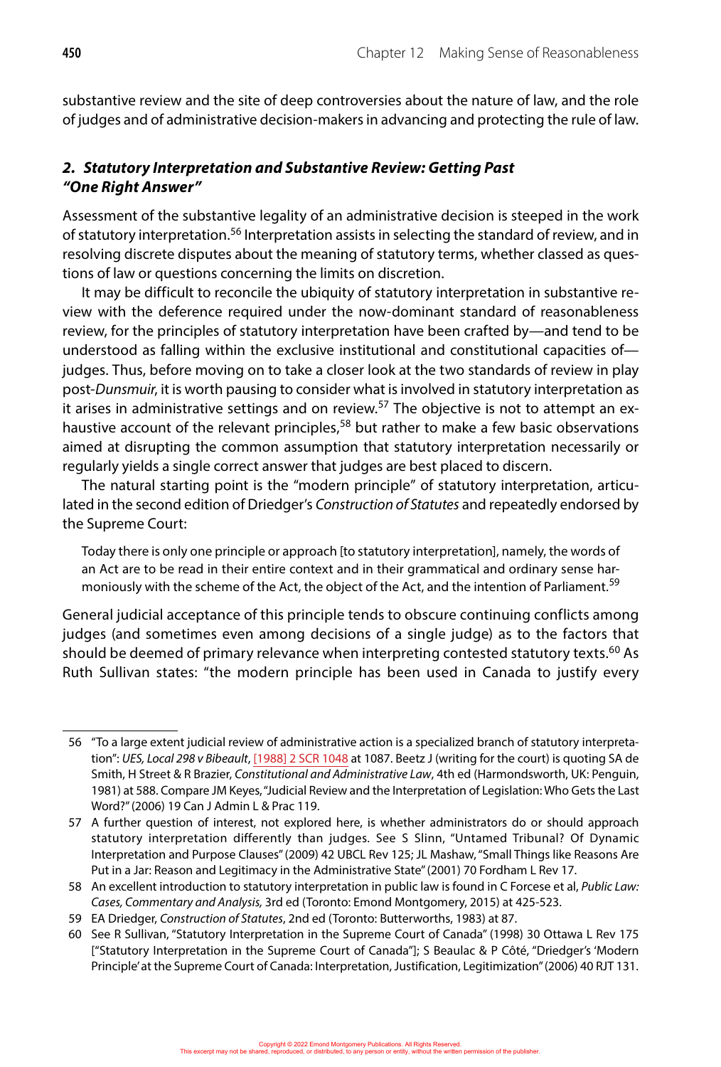substantive review and the site of deep controversies about the nature of law, and the role of judges and of administrative decision-makers in advancing and protecting the rule of law.

### *2. Statutory Interpretation and Substantive Review: Getting Past "One Right Answer"*

Assessment of the substantive legality of an administrative decision is steeped in the work of statutory interpretation.[56] Interpretation assists in selecting the standard of review, and in resolving discrete disputes about the meaning of statutory terms, whether classed as questions of law or questions concerning the limits on discretion.

It may be difficult to reconcile the ubiquity of statutory interpretation in substantive review with the deference required under the now-dominant standard of reasonableness review, for the principles of statutory interpretation have been crafted by—and tend to be understood as falling within the exclusive institutional and constitutional capacities of—judges. Thus, before moving on to take a closer look at the two standards of review in play post-*Dunsmuir*, it is worth pausing to consider what is involved in statutory interpretation as it arises in administrative settings and on review.[57] The objective is not to attempt an exhaustive account of the relevant principles,[58] but rather to make a few basic observations aimed at disrupting the common assumption that statutory interpretation necessarily or regularly yields a single correct answer that judges are best placed to discern.

The natural starting point is the "modern principle" of statutory interpretation, articulated in the second edition of Driedger's *Construction of Statutes* and repeatedly endorsed by the Supreme Court:

> Today there is only one principle or approach [to statutory interpretation], namely, the words of an Act are to be read in their entire context and in their grammatical and ordinary sense harmoniously with the scheme of the Act, the object of the Act, and the intention of Parliament.[59]

General judicial acceptance of this principle tends to obscure continuing conflicts among judges (and sometimes even among decisions of a single judge) as to the factors that should be deemed of primary relevance when interpreting contested statutory texts.[60] As Ruth Sullivan states: "the modern principle has been used in Canada to justify every

---

56 "To a large extent judicial review of administrative action is a specialized branch of statutory interpretation": *UES, Local 298 v Bibeault*, [1988] 2 SCR 1048 at 1087. Beetz J (writing for the court) is quoting SA de Smith, H Street & R Brazier, *Constitutional and Administrative Law*, 4th ed (Harmondsworth, UK: Penguin, 1981) at 588. Compare JM Keyes, "Judicial Review and the Interpretation of Legislation: Who Gets the Last Word?" (2006) 19 Can J Admin L & Prac 119.

57 A further question of interest, not explored here, is whether administrators do or should approach statutory interpretation differently than judges. See S Slinn, "Untamed Tribunal? Of Dynamic Interpretation and Purpose Clauses" (2009) 42 UBCL Rev 125; JL Mashaw, "Small Things like Reasons Are Put in a Jar: Reason and Legitimacy in the Administrative State" (2001) 70 Fordham L Rev 17.

58 An excellent introduction to statutory interpretation in public law is found in C Forcese et al, *Public Law: Cases, Commentary and Analysis,* 3rd ed (Toronto: Emond Montgomery, 2015) at 425-523.

59 EA Driedger, *Construction of Statutes*, 2nd ed (Toronto: Butterworths, 1983) at 87.

60 See R Sullivan, "Statutory Interpretation in the Supreme Court of Canada" (1998) 30 Ottawa L Rev 175 ["Statutory Interpretation in the Supreme Court of Canada"]; S Beaulac & P Côté, "Driedger's 'Modern Principle' at the Supreme Court of Canada: Interpretation, Justification, Legitimization" (2006) 40 RJT 131.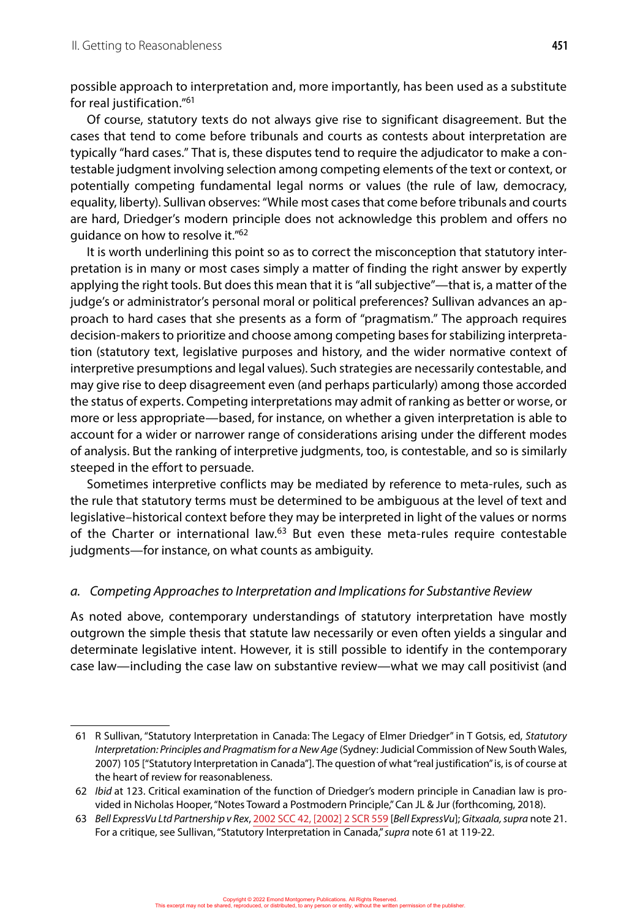possible approach to interpretation and, more importantly, has been used as a substitute for real justification."[61]

Of course, statutory texts do not always give rise to significant disagreement. But the cases that tend to come before tribunals and courts as contests about interpretation are typically "hard cases." That is, these disputes tend to require the adjudicator to make a contestable judgment involving selection among competing elements of the text or context, or potentially competing fundamental legal norms or values (the rule of law, democracy, equality, liberty). Sullivan observes: "While most cases that come before tribunals and courts are hard, Driedger's modern principle does not acknowledge this problem and offers no guidance on how to resolve it."[62]

It is worth underlining this point so as to correct the misconception that statutory interpretation is in many or most cases simply a matter of finding the right answer by expertly applying the right tools. But does this mean that it is "all subjective"—that is, a matter of the judge's or administrator's personal moral or political preferences? Sullivan advances an approach to hard cases that she presents as a form of "pragmatism." The approach requires decision-makers to prioritize and choose among competing bases for stabilizing interpretation (statutory text, legislative purposes and history, and the wider normative context of interpretive presumptions and legal values). Such strategies are necessarily contestable, and may give rise to deep disagreement even (and perhaps particularly) among those accorded the status of experts. Competing interpretations may admit of ranking as better or worse, or more or less appropriate—based, for instance, on whether a given interpretation is able to account for a wider or narrower range of considerations arising under the different modes of analysis. But the ranking of interpretive judgments, too, is contestable, and so is similarly steeped in the effort to persuade.

Sometimes interpretive conflicts may be mediated by reference to meta-rules, such as the rule that statutory terms must be determined to be ambiguous at the level of text and legislative–historical context before they may be interpreted in light of the values or norms of the Charter or international law.[63] But even these meta-rules require contestable judgments—for instance, on what counts as ambiguity.

### *a. Competing Approaches to Interpretation and Implications for Substantive Review*

As noted above, contemporary understandings of statutory interpretation have mostly outgrown the simple thesis that statute law necessarily or even often yields a singular and determinate legislative intent. However, it is still possible to identify in the contemporary case law—including the case law on substantive review—what we may call positivist (and

---

61 R Sullivan, "Statutory Interpretation in Canada: The Legacy of Elmer Driedger" in T Gotsis, ed, *Statutory Interpretation: Principles and Pragmatism for a New Age* (Sydney: Judicial Commission of New South Wales, 2007) 105 ["Statutory Interpretation in Canada"]. The question of what "real justification" is, is of course at the heart of review for reasonableness.

62 *Ibid* at 123. Critical examination of the function of Driedger's modern principle in Canadian law is provided in Nicholas Hooper, "Notes Toward a Postmodern Principle," Can JL & Jur (forthcoming, 2018).

63 *Bell ExpressVu Ltd Partnership v Rex*, 2002 SCC 42, [2002] 2 SCR 559 [*Bell ExpressVu*]; *Gitxaala, supra* note 21. For a critique, see Sullivan, "Statutory Interpretation in Canada," *supra* note 61 at 119-22.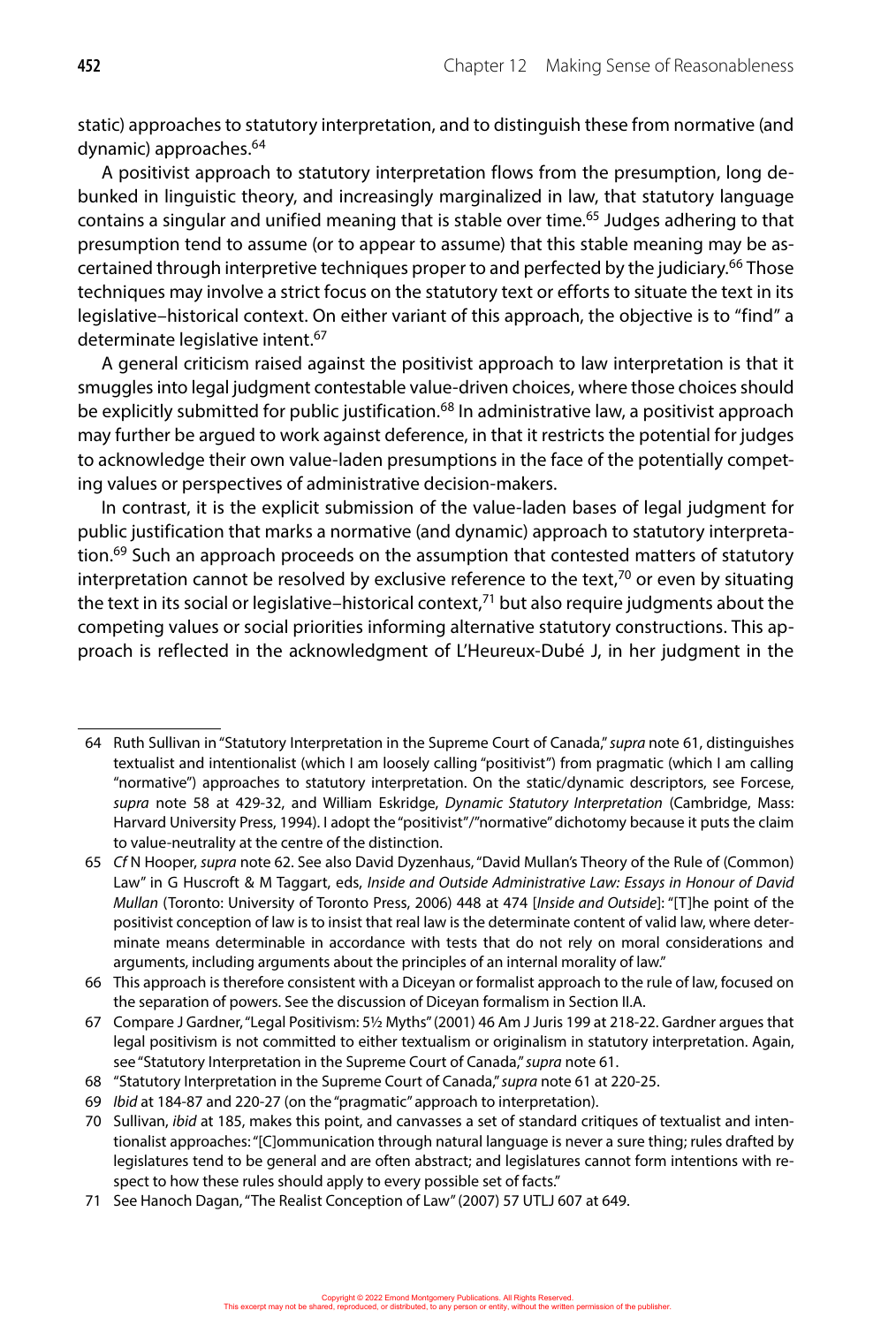static) approaches to statutory interpretation, and to distinguish these from normative (and dynamic) approaches.[64]

A positivist approach to statutory interpretation flows from the presumption, long debunked in linguistic theory, and increasingly marginalized in law, that statutory language contains a singular and unified meaning that is stable over time.[65] Judges adhering to that presumption tend to assume (or to appear to assume) that this stable meaning may be ascertained through interpretive techniques proper to and perfected by the judiciary.[66] Those techniques may involve a strict focus on the statutory text or efforts to situate the text in its legislative–historical context. On either variant of this approach, the objective is to "find" a determinate legislative intent.[67]

A general criticism raised against the positivist approach to law interpretation is that it smuggles into legal judgment contestable value-driven choices, where those choices should be explicitly submitted for public justification.[68] In administrative law, a positivist approach may further be argued to work against deference, in that it restricts the potential for judges to acknowledge their own value-laden presumptions in the face of the potentially competing values or perspectives of administrative decision-makers.

In contrast, it is the explicit submission of the value-laden bases of legal judgment for public justification that marks a normative (and dynamic) approach to statutory interpretation.[69] Such an approach proceeds on the assumption that contested matters of statutory interpretation cannot be resolved by exclusive reference to the text,[70] or even by situating the text in its social or legislative–historical context,[71] but also require judgments about the competing values or social priorities informing alternative statutory constructions. This approach is reflected in the acknowledgment of L'Heureux-Dubé J, in her judgment in the

---

64 Ruth Sullivan in "Statutory Interpretation in the Supreme Court of Canada," *supra* note 61, distinguishes textualist and intentionalist (which I am loosely calling "positivist") from pragmatic (which I am calling "normative") approaches to statutory interpretation. On the static/dynamic descriptors, see Forcese, *supra* note 58 at 429-32, and William Eskridge, *Dynamic Statutory Interpretation* (Cambridge, Mass: Harvard University Press, 1994). I adopt the "positivist"/"normative" dichotomy because it puts the claim to value-neutrality at the centre of the distinction.

65 *Cf* N Hooper, *supra* note 62. See also David Dyzenhaus, "David Mullan's Theory of the Rule of (Common) Law" in G Huscroft & M Taggart, eds, *Inside and Outside Administrative Law: Essays in Honour of David Mullan* (Toronto: University of Toronto Press, 2006) 448 at 474 [*Inside and Outside*]: "[T]he point of the positivist conception of law is to insist that real law is the determinate content of valid law, where determinate means determinable in accordance with tests that do not rely on moral considerations and arguments, including arguments about the principles of an internal morality of law."

66 This approach is therefore consistent with a Diceyan or formalist approach to the rule of law, focused on the separation of powers. See the discussion of Diceyan formalism in Section II.A.

67 Compare J Gardner, "Legal Positivism: 5½ Myths" (2001) 46 Am J Juris 199 at 218-22. Gardner argues that legal positivism is not committed to either textualism or originalism in statutory interpretation. Again, see "Statutory Interpretation in the Supreme Court of Canada," *supra* note 61.

68 "Statutory Interpretation in the Supreme Court of Canada," *supra* note 61 at 220-25.

69 *Ibid* at 184-87 and 220-27 (on the "pragmatic" approach to interpretation).

70 Sullivan, *ibid* at 185, makes this point, and canvasses a set of standard critiques of textualist and intentionalist approaches: "[C]ommunication through natural language is never a sure thing; rules drafted by legislatures tend to be general and are often abstract; and legislatures cannot form intentions with respect to how these rules should apply to every possible set of facts."

71 See Hanoch Dagan, "The Realist Conception of Law" (2007) 57 UTLJ 607 at 649.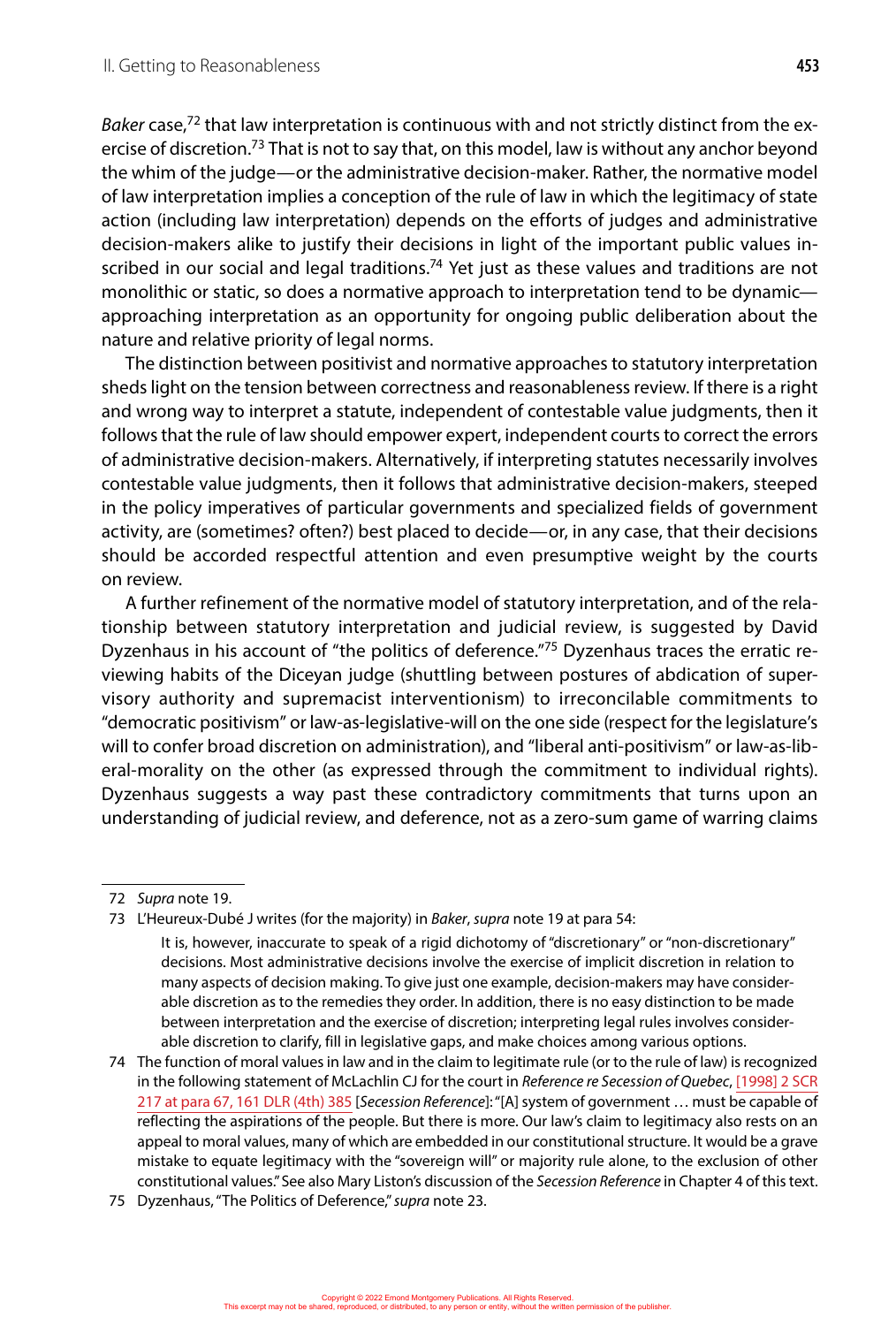*Baker* case,[72] that law interpretation is continuous with and not strictly distinct from the exercise of discretion.[73] That is not to say that, on this model, law is without any anchor beyond the whim of the judge—or the administrative decision-maker. Rather, the normative model of law interpretation implies a conception of the rule of law in which the legitimacy of state action (including law interpretation) depends on the efforts of judges and administrative decision-makers alike to justify their decisions in light of the important public values inscribed in our social and legal traditions.[74] Yet just as these values and traditions are not monolithic or static, so does a normative approach to interpretation tend to be dynamic—approaching interpretation as an opportunity for ongoing public deliberation about the nature and relative priority of legal norms.

The distinction between positivist and normative approaches to statutory interpretation sheds light on the tension between correctness and reasonableness review. If there is a right and wrong way to interpret a statute, independent of contestable value judgments, then it follows that the rule of law should empower expert, independent courts to correct the errors of administrative decision-makers. Alternatively, if interpreting statutes necessarily involves contestable value judgments, then it follows that administrative decision-makers, steeped in the policy imperatives of particular governments and specialized fields of government activity, are (sometimes? often?) best placed to decide—or, in any case, that their decisions should be accorded respectful attention and even presumptive weight by the courts on review.

A further refinement of the normative model of statutory interpretation, and of the relationship between statutory interpretation and judicial review, is suggested by David Dyzenhaus in his account of "the politics of deference."[75] Dyzenhaus traces the erratic reviewing habits of the Diceyan judge (shuttling between postures of abdication of supervisory authority and supremacist interventionism) to irreconcilable commitments to "democratic positivism" or law-as-legislative-will on the one side (respect for the legislature's will to confer broad discretion on administration), and "liberal anti-positivism" or law-as-liberal-morality on the other (as expressed through the commitment to individual rights). Dyzenhaus suggests a way past these contradictory commitments that turns upon an understanding of judicial review, and deference, not as a zero-sum game of warring claims

---

72 *Supra* note 19.

73 L'Heureux-Dubé J writes (for the majority) in *Baker*, *supra* note 19 at para 54:

> It is, however, inaccurate to speak of a rigid dichotomy of "discretionary" or "non-discretionary" decisions. Most administrative decisions involve the exercise of implicit discretion in relation to many aspects of decision making. To give just one example, decision-makers may have considerable discretion as to the remedies they order. In addition, there is no easy distinction to be made between interpretation and the exercise of discretion; interpreting legal rules involves considerable discretion to clarify, fill in legislative gaps, and make choices among various options.

74 The function of moral values in law and in the claim to legitimate rule (or to the rule of law) is recognized in the following statement of McLachlin CJ for the court in *Reference re Secession of Quebec*, [1998] 2 SCR 217 at para 67, 161 DLR (4th) 385 [*Secession Reference*]: "[A] system of government … must be capable of reflecting the aspirations of the people. But there is more. Our law's claim to legitimacy also rests on an appeal to moral values, many of which are embedded in our constitutional structure. It would be a grave mistake to equate legitimacy with the "sovereign will" or majority rule alone, to the exclusion of other constitutional values." See also Mary Liston's discussion of the *Secession Reference* in Chapter 4 of this text.

75 Dyzenhaus, "The Politics of Deference," *supra* note 23.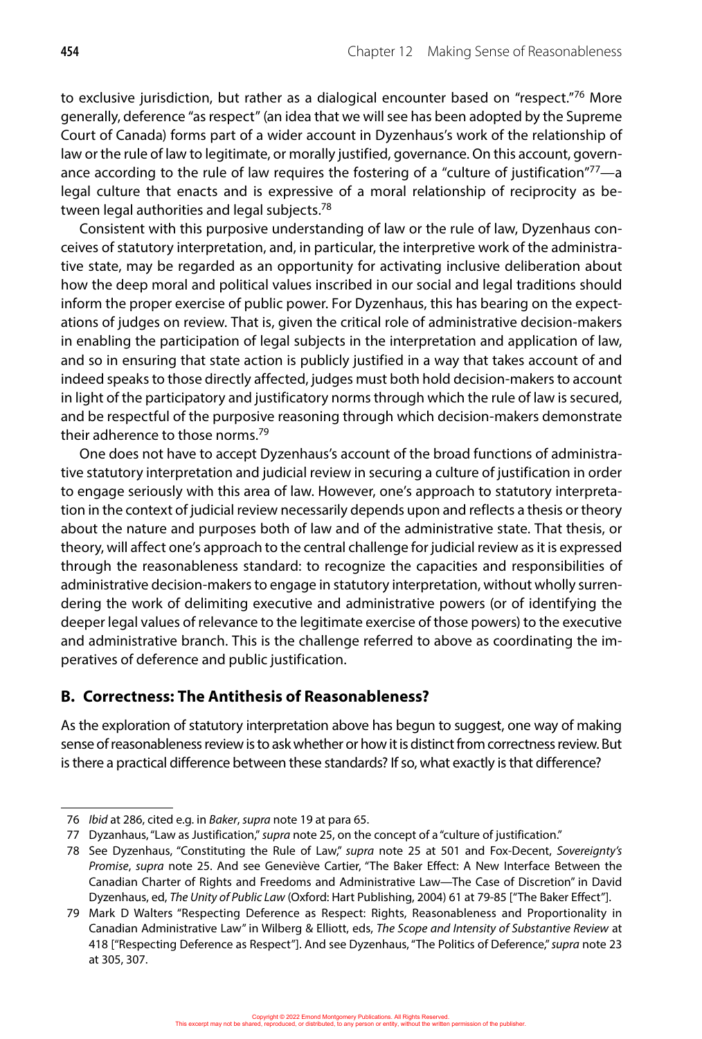to exclusive jurisdiction, but rather as a dialogical encounter based on "respect."[76] More generally, deference "as respect" (an idea that we will see has been adopted by the Supreme Court of Canada) forms part of a wider account in Dyzenhaus's work of the relationship of law or the rule of law to legitimate, or morally justified, governance. On this account, governance according to the rule of law requires the fostering of a "culture of justification"[77]—a legal culture that enacts and is expressive of a moral relationship of reciprocity as between legal authorities and legal subjects.[78]

Consistent with this purposive understanding of law or the rule of law, Dyzenhaus conceives of statutory interpretation, and, in particular, the interpretive work of the administrative state, may be regarded as an opportunity for activating inclusive deliberation about how the deep moral and political values inscribed in our social and legal traditions should inform the proper exercise of public power. For Dyzenhaus, this has bearing on the expectations of judges on review. That is, given the critical role of administrative decision-makers in enabling the participation of legal subjects in the interpretation and application of law, and so in ensuring that state action is publicly justified in a way that takes account of and indeed speaks to those directly affected, judges must both hold decision-makers to account in light of the participatory and justificatory norms through which the rule of law is secured, and be respectful of the purposive reasoning through which decision-makers demonstrate their adherence to those norms.[79]

One does not have to accept Dyzenhaus's account of the broad functions of administrative statutory interpretation and judicial review in securing a culture of justification in order to engage seriously with this area of law. However, one's approach to statutory interpretation in the context of judicial review necessarily depends upon and reflects a thesis or theory about the nature and purposes both of law and of the administrative state. That thesis, or theory, will affect one's approach to the central challenge for judicial review as it is expressed through the reasonableness standard: to recognize the capacities and responsibilities of administrative decision-makers to engage in statutory interpretation, without wholly surrendering the work of delimiting executive and administrative powers (or of identifying the deeper legal values of relevance to the legitimate exercise of those powers) to the executive and administrative branch. This is the challenge referred to above as coordinating the imperatives of deference and public justification.

## B. Correctness: The Antithesis of Reasonableness?

As the exploration of statutory interpretation above has begun to suggest, one way of making sense of reasonableness review is to ask whether or how it is distinct from correctness review. But is there a practical difference between these standards? If so, what exactly is that difference?

---

76 *Ibid* at 286, cited e.g. in *Baker*, *supra* note 19 at para 65.

77 Dyzanhaus, "Law as Justification," *supra* note 25, on the concept of a "culture of justification."

78 See Dyzenhaus, "Constituting the Rule of Law," *supra* note 25 at 501 and Fox-Decent, *Sovereignty's Promise*, *supra* note 25. And see Geneviève Cartier, "The Baker Effect: A New Interface Between the Canadian Charter of Rights and Freedoms and Administrative Law—The Case of Discretion" in David Dyzenhaus, ed, *The Unity of Public Law* (Oxford: Hart Publishing, 2004) 61 at 79-85 ["The Baker Effect"].

79 Mark D Walters "Respecting Deference as Respect: Rights, Reasonableness and Proportionality in Canadian Administrative Law" in Wilberg & Elliott, eds, *The Scope and Intensity of Substantive Review* at 418 ["Respecting Deference as Respect"]. And see Dyzenhaus, "The Politics of Deference," *supra* note 23 at 305, 307.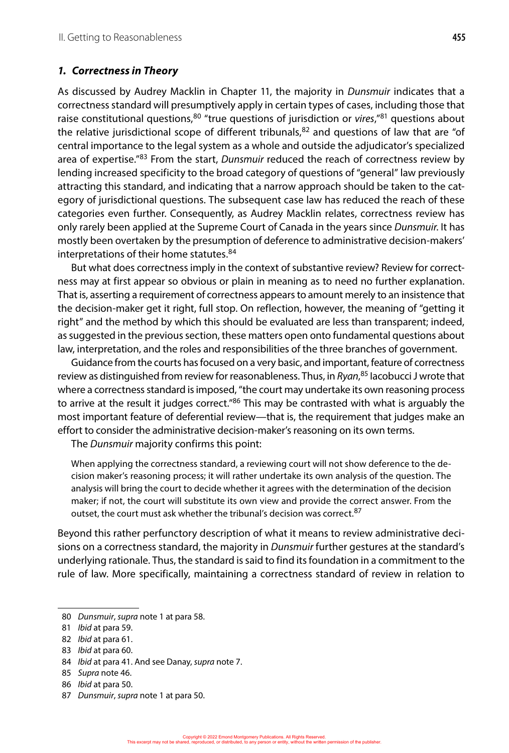### *1. Correctness in Theory*

As discussed by Audrey Macklin in Chapter 11, the majority in *Dunsmuir* indicates that a correctness standard will presumptively apply in certain types of cases, including those that raise constitutional questions,[80] "true questions of jurisdiction or *vires*,"[81] questions about the relative jurisdictional scope of different tribunals,[82] and questions of law that are "of central importance to the legal system as a whole and outside the adjudicator's specialized area of expertise."[83] From the start, *Dunsmuir* reduced the reach of correctness review by lending increased specificity to the broad category of questions of "general" law previously attracting this standard, and indicating that a narrow approach should be taken to the category of jurisdictional questions. The subsequent case law has reduced the reach of these categories even further. Consequently, as Audrey Macklin relates, correctness review has only rarely been applied at the Supreme Court of Canada in the years since *Dunsmuir*. It has mostly been overtaken by the presumption of deference to administrative decision-makers' interpretations of their home statutes.[84]

But what does correctness imply in the context of substantive review? Review for correctness may at first appear so obvious or plain in meaning as to need no further explanation. That is, asserting a requirement of correctness appears to amount merely to an insistence that the decision-maker get it right, full stop. On reflection, however, the meaning of "getting it right" and the method by which this should be evaluated are less than transparent; indeed, as suggested in the previous section, these matters open onto fundamental questions about law, interpretation, and the roles and responsibilities of the three branches of government.

Guidance from the courts has focused on a very basic, and important, feature of correctness review as distinguished from review for reasonableness. Thus, in *Ryan*,[85] Iacobucci J wrote that where a correctness standard is imposed, "the court may undertake its own reasoning process to arrive at the result it judges correct."[86] This may be contrasted with what is arguably the most important feature of deferential review—that is, the requirement that judges make an effort to consider the administrative decision-maker's reasoning on its own terms.

The *Dunsmuir* majority confirms this point:

> When applying the correctness standard, a reviewing court will not show deference to the decision maker's reasoning process; it will rather undertake its own analysis of the question. The analysis will bring the court to decide whether it agrees with the determination of the decision maker; if not, the court will substitute its own view and provide the correct answer. From the outset, the court must ask whether the tribunal's decision was correct.[87]

Beyond this rather perfunctory description of what it means to review administrative decisions on a correctness standard, the majority in *Dunsmuir* further gestures at the standard's underlying rationale. Thus, the standard is said to find its foundation in a commitment to the rule of law. More specifically, maintaining a correctness standard of review in relation to

---

80 *Dunsmuir*, *supra* note 1 at para 58.

81 *Ibid* at para 59.

82 *Ibid* at para 61.

83 *Ibid* at para 60.

84 *Ibid* at para 41. And see Danay, *supra* note 7.

85 *Supra* note 46.

86 *Ibid* at para 50.

87 *Dunsmuir*, *supra* note 1 at para 50.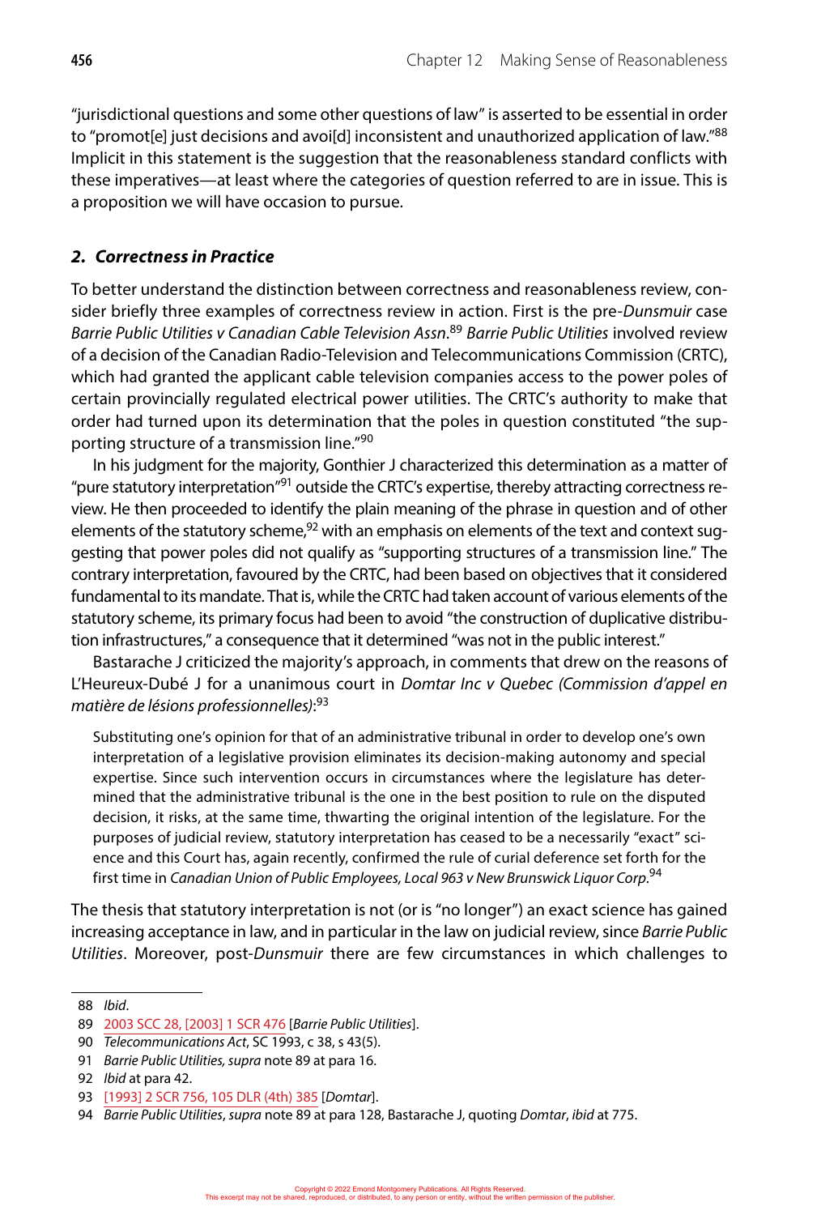"jurisdictional questions and some other questions of law" is asserted to be essential in order to "promot[e] just decisions and avoi[d] inconsistent and unauthorized application of law."[88] Implicit in this statement is the suggestion that the reasonableness standard conflicts with these imperatives—at least where the categories of question referred to are in issue. This is a proposition we will have occasion to pursue.

### 2. *Correctness in Practice*

To better understand the distinction between correctness and reasonableness review, consider briefly three examples of correctness review in action. First is the pre-*Dunsmuir* case *Barrie Public Utilities v Canadian Cable Television Assn*.[89] *Barrie Public Utilities* involved review of a decision of the Canadian Radio-Television and Telecommunications Commission (CRTC), which had granted the applicant cable television companies access to the power poles of certain provincially regulated electrical power utilities. The CRTC's authority to make that order had turned upon its determination that the poles in question constituted "the supporting structure of a transmission line."[90]

In his judgment for the majority, Gonthier J characterized this determination as a matter of "pure statutory interpretation"[91] outside the CRTC's expertise, thereby attracting correctness review. He then proceeded to identify the plain meaning of the phrase in question and of other elements of the statutory scheme,[92] with an emphasis on elements of the text and context suggesting that power poles did not qualify as "supporting structures of a transmission line." The contrary interpretation, favoured by the CRTC, had been based on objectives that it considered fundamental to its mandate. That is, while the CRTC had taken account of various elements of the statutory scheme, its primary focus had been to avoid "the construction of duplicative distribution infrastructures," a consequence that it determined "was not in the public interest."

Bastarache J criticized the majority's approach, in comments that drew on the reasons of L'Heureux-Dubé J for a unanimous court in *Domtar Inc v Quebec (Commission d'appel en matière de lésions professionnelles)*:[93]

> Substituting one's opinion for that of an administrative tribunal in order to develop one's own interpretation of a legislative provision eliminates its decision-making autonomy and special expertise. Since such intervention occurs in circumstances where the legislature has determined that the administrative tribunal is the one in the best position to rule on the disputed decision, it risks, at the same time, thwarting the original intention of the legislature. For the purposes of judicial review, statutory interpretation has ceased to be a necessarily "exact" science and this Court has, again recently, confirmed the rule of curial deference set forth for the first time in *Canadian Union of Public Employees, Local 963 v New Brunswick Liquor Corp*.[94]

The thesis that statutory interpretation is not (or is "no longer") an exact science has gained increasing acceptance in law, and in particular in the law on judicial review, since *Barrie Public Utilities*. Moreover, post-*Dunsmuir* there are few circumstances in which challenges to

---

88 *Ibid*.

89 2003 SCC 28, [2003] 1 SCR 476 [*Barrie Public Utilities*].

90 *Telecommunications Act*, SC 1993, c 38, s 43(5).

91 *Barrie Public Utilities*, *supra* note 89 at para 16.

92 *Ibid* at para 42.

93 [1993] 2 SCR 756, 105 DLR (4th) 385 [*Domtar*].

94 *Barrie Public Utilities*, *supra* note 89 at para 128, Bastarache J, quoting *Domtar*, *ibid* at 775.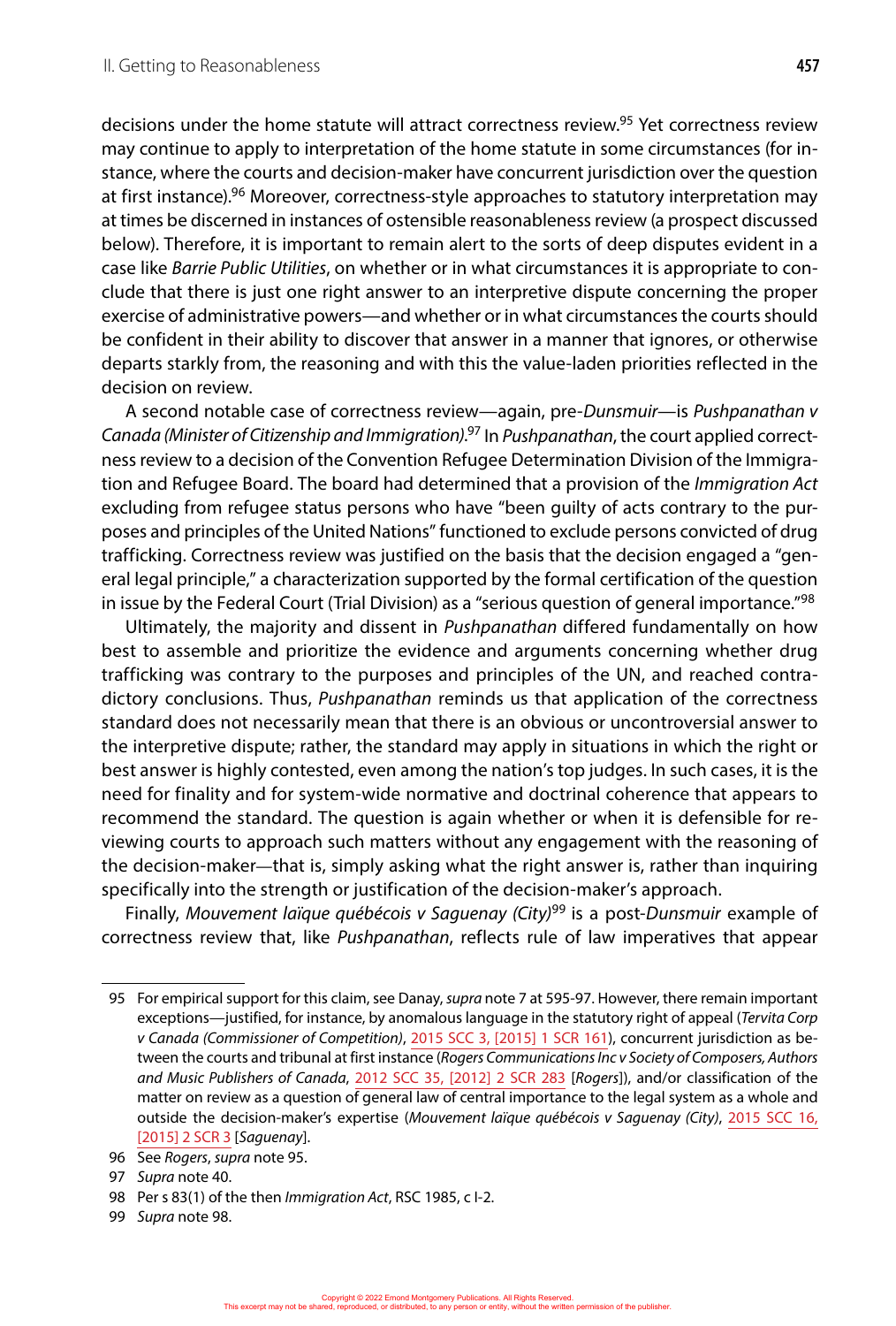decisions under the home statute will attract correctness review.[95] Yet correctness review may continue to apply to interpretation of the home statute in some circumstances (for instance, where the courts and decision-maker have concurrent jurisdiction over the question at first instance).[96] Moreover, correctness-style approaches to statutory interpretation may at times be discerned in instances of ostensible reasonableness review (a prospect discussed below). Therefore, it is important to remain alert to the sorts of deep disputes evident in a case like *Barrie Public Utilities*, on whether or in what circumstances it is appropriate to conclude that there is just one right answer to an interpretive dispute concerning the proper exercise of administrative powers—and whether or in what circumstances the courts should be confident in their ability to discover that answer in a manner that ignores, or otherwise departs starkly from, the reasoning and with this the value-laden priorities reflected in the decision on review.

A second notable case of correctness review—again, pre-*Dunsmuir*—is *Pushpanathan v Canada (Minister of Citizenship and Immigration)*.[97] In *Pushpanathan*, the court applied correctness review to a decision of the Convention Refugee Determination Division of the Immigration and Refugee Board. The board had determined that a provision of the *Immigration Act* excluding from refugee status persons who have "been guilty of acts contrary to the purposes and principles of the United Nations" functioned to exclude persons convicted of drug trafficking. Correctness review was justified on the basis that the decision engaged a "general legal principle," a characterization supported by the formal certification of the question in issue by the Federal Court (Trial Division) as a "serious question of general importance."[98]

Ultimately, the majority and dissent in *Pushpanathan* differed fundamentally on how best to assemble and prioritize the evidence and arguments concerning whether drug trafficking was contrary to the purposes and principles of the UN, and reached contradictory conclusions. Thus, *Pushpanathan* reminds us that application of the correctness standard does not necessarily mean that there is an obvious or uncontroversial answer to the interpretive dispute; rather, the standard may apply in situations in which the right or best answer is highly contested, even among the nation's top judges. In such cases, it is the need for finality and for system-wide normative and doctrinal coherence that appears to recommend the standard. The question is again whether or when it is defensible for reviewing courts to approach such matters without any engagement with the reasoning of the decision-maker—that is, simply asking what the right answer is, rather than inquiring specifically into the strength or justification of the decision-maker's approach.

Finally, *Mouvement laïque québécois v Saguenay (City)*[99] is a post-*Dunsmuir* example of correctness review that, like *Pushpanathan*, reflects rule of law imperatives that appear

---

95 For empirical support for this claim, see Danay, *supra* note 7 at 595-97. However, there remain important exceptions—justified, for instance, by anomalous language in the statutory right of appeal (*Tervita Corp v Canada (Commissioner of Competition)*, 2015 SCC 3, [2015] 1 SCR 161), concurrent jurisdiction as between the courts and tribunal at first instance (*Rogers Communications Inc v Society of Composers, Authors and Music Publishers of Canada*, 2012 SCC 35, [2012] 2 SCR 283 [*Rogers*]), and/or classification of the matter on review as a question of general law of central importance to the legal system as a whole and outside the decision-maker's expertise (*Mouvement laïque québécois v Saguenay (City)*, 2015 SCC 16, [2015] 2 SCR 3 [*Saguenay*].

96 See *Rogers*, *supra* note 95.

97 *Supra* note 40.

98 Per s 83(1) of the then *Immigration Act*, RSC 1985, c I-2.

99 *Supra* note 98.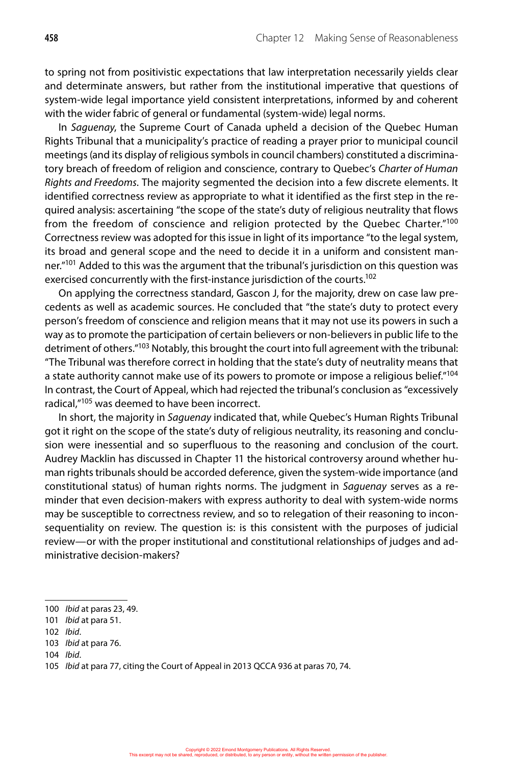to spring not from positivistic expectations that law interpretation necessarily yields clear and determinate answers, but rather from the institutional imperative that questions of system-wide legal importance yield consistent interpretations, informed by and coherent with the wider fabric of general or fundamental (system-wide) legal norms.

In *Saguenay*, the Supreme Court of Canada upheld a decision of the Quebec Human Rights Tribunal that a municipality's practice of reading a prayer prior to municipal council meetings (and its display of religious symbols in council chambers) constituted a discriminatory breach of freedom of religion and conscience, contrary to Quebec's *Charter of Human Rights and Freedoms*. The majority segmented the decision into a few discrete elements. It identified correctness review as appropriate to what it identified as the first step in the required analysis: ascertaining "the scope of the state's duty of religious neutrality that flows from the freedom of conscience and religion protected by the Quebec Charter."[100] Correctness review was adopted for this issue in light of its importance "to the legal system, its broad and general scope and the need to decide it in a uniform and consistent manner."[101] Added to this was the argument that the tribunal's jurisdiction on this question was exercised concurrently with the first-instance jurisdiction of the courts.[102]

On applying the correctness standard, Gascon J, for the majority, drew on case law precedents as well as academic sources. He concluded that "the state's duty to protect every person's freedom of conscience and religion means that it may not use its powers in such a way as to promote the participation of certain believers or non-believers in public life to the detriment of others."[103] Notably, this brought the court into full agreement with the tribunal: "The Tribunal was therefore correct in holding that the state's duty of neutrality means that a state authority cannot make use of its powers to promote or impose a religious belief."[104] In contrast, the Court of Appeal, which had rejected the tribunal's conclusion as "excessively radical,"[105] was deemed to have been incorrect.

In short, the majority in *Saguenay* indicated that, while Quebec's Human Rights Tribunal got it right on the scope of the state's duty of religious neutrality, its reasoning and conclusion were inessential and so superfluous to the reasoning and conclusion of the court. Audrey Macklin has discussed in Chapter 11 the historical controversy around whether human rights tribunals should be accorded deference, given the system-wide importance (and constitutional status) of human rights norms. The judgment in *Saguenay* serves as a reminder that even decision-makers with express authority to deal with system-wide norms may be susceptible to correctness review, and so to relegation of their reasoning to inconsequentiality on review. The question is: is this consistent with the purposes of judicial review—or with the proper institutional and constitutional relationships of judges and administrative decision-makers?

---

100 *Ibid* at paras 23, 49.

101 *Ibid* at para 51.

102 *Ibid*.

103 *Ibid* at para 76.

104 *Ibid*.

105 *Ibid* at para 77, citing the Court of Appeal in 2013 QCCA 936 at paras 70, 74.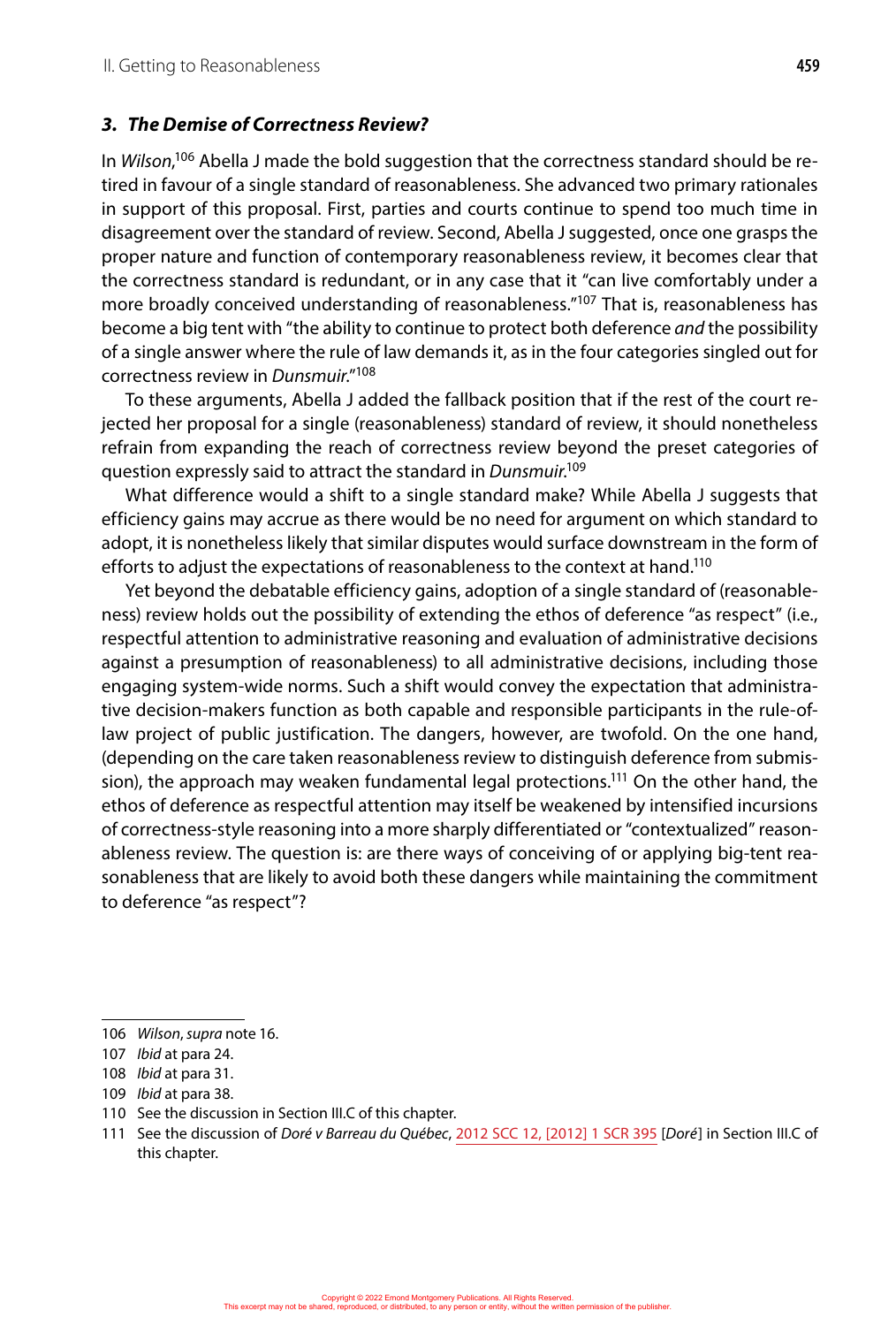### *3. The Demise of Correctness Review?*

In *Wilson*,[106] Abella J made the bold suggestion that the correctness standard should be retired in favour of a single standard of reasonableness. She advanced two primary rationales in support of this proposal. First, parties and courts continue to spend too much time in disagreement over the standard of review. Second, Abella J suggested, once one grasps the proper nature and function of contemporary reasonableness review, it becomes clear that the correctness standard is redundant, or in any case that it "can live comfortably under a more broadly conceived understanding of reasonableness."[107] That is, reasonableness has become a big tent with "the ability to continue to protect both deference *and* the possibility of a single answer where the rule of law demands it, as in the four categories singled out for correctness review in *Dunsmuir*."[108]

To these arguments, Abella J added the fallback position that if the rest of the court rejected her proposal for a single (reasonableness) standard of review, it should nonetheless refrain from expanding the reach of correctness review beyond the preset categories of question expressly said to attract the standard in *Dunsmuir*.[109]

What difference would a shift to a single standard make? While Abella J suggests that efficiency gains may accrue as there would be no need for argument on which standard to adopt, it is nonetheless likely that similar disputes would surface downstream in the form of efforts to adjust the expectations of reasonableness to the context at hand.[110]

Yet beyond the debatable efficiency gains, adoption of a single standard of (reasonableness) review holds out the possibility of extending the ethos of deference "as respect" (i.e., respectful attention to administrative reasoning and evaluation of administrative decisions against a presumption of reasonableness) to all administrative decisions, including those engaging system-wide norms. Such a shift would convey the expectation that administrative decision-makers function as both capable and responsible participants in the rule-of-law project of public justification. The dangers, however, are twofold. On the one hand, (depending on the care taken reasonableness review to distinguish deference from submission), the approach may weaken fundamental legal protections.[111] On the other hand, the ethos of deference as respectful attention may itself be weakened by intensified incursions of correctness-style reasoning into a more sharply differentiated or "contextualized" reasonableness review. The question is: are there ways of conceiving of or applying big-tent reasonableness that are likely to avoid both these dangers while maintaining the commitment to deference "as respect"?

---

106 *Wilson*, *supra* note 16.

107 *Ibid* at para 24.

108 *Ibid* at para 31.

109 *Ibid* at para 38.

110 See the discussion in Section III.C of this chapter.

111 See the discussion of *Doré v Barreau du Québec*, 2012 SCC 12, [2012] 1 SCR 395 [*Doré*] in Section III.C of this chapter.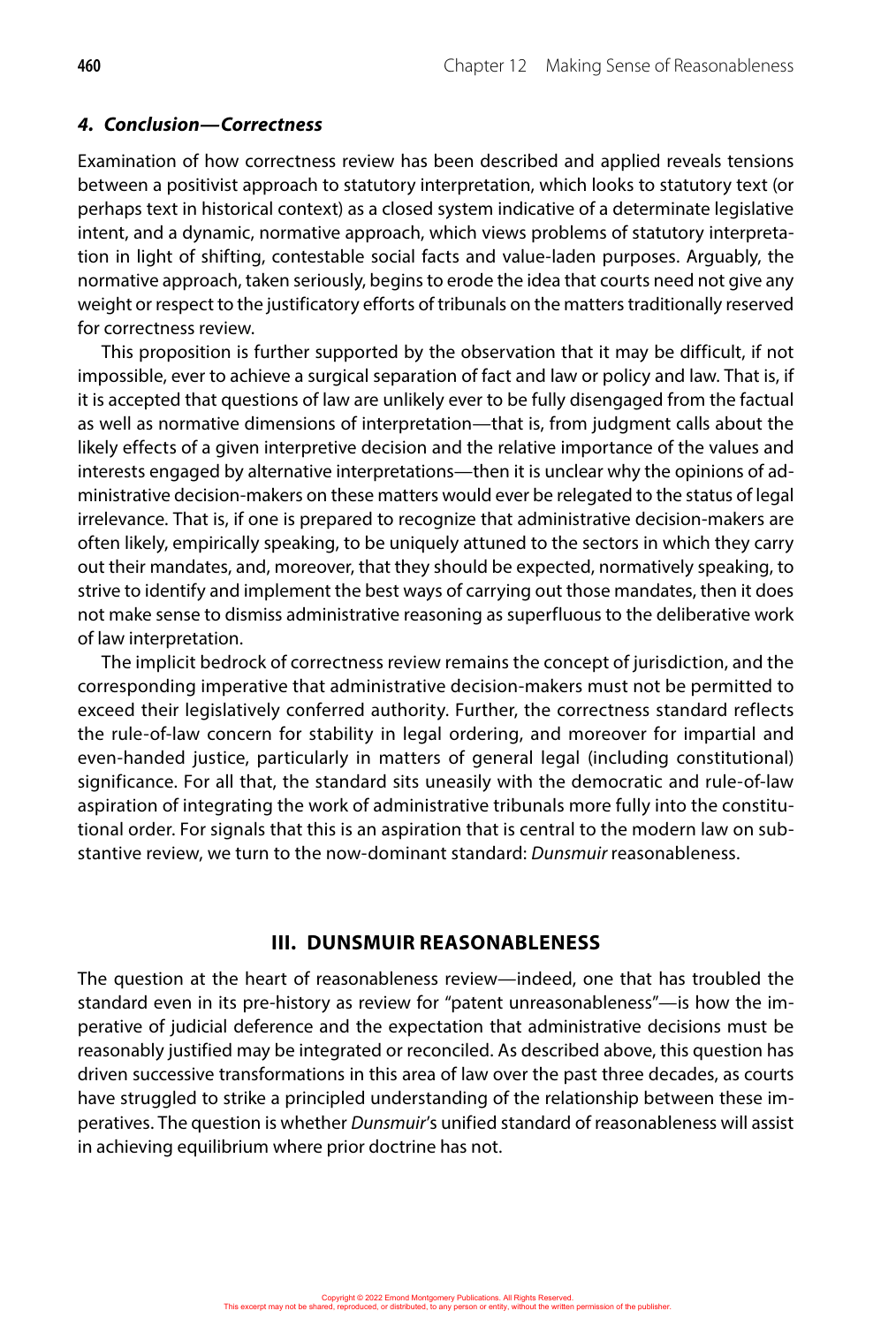#### *4. Conclusion—Correctness*

Examination of how correctness review has been described and applied reveals tensions between a positivist approach to statutory interpretation, which looks to statutory text (or perhaps text in historical context) as a closed system indicative of a determinate legislative intent, and a dynamic, normative approach, which views problems of statutory interpretation in light of shifting, contestable social facts and value-laden purposes. Arguably, the normative approach, taken seriously, begins to erode the idea that courts need not give any weight or respect to the justificatory efforts of tribunals on the matters traditionally reserved for correctness review.

This proposition is further supported by the observation that it may be difficult, if not impossible, ever to achieve a surgical separation of fact and law or policy and law. That is, if it is accepted that questions of law are unlikely ever to be fully disengaged from the factual as well as normative dimensions of interpretation—that is, from judgment calls about the likely effects of a given interpretive decision and the relative importance of the values and interests engaged by alternative interpretations—then it is unclear why the opinions of administrative decision-makers on these matters would ever be relegated to the status of legal irrelevance. That is, if one is prepared to recognize that administrative decision-makers are often likely, empirically speaking, to be uniquely attuned to the sectors in which they carry out their mandates, and, moreover, that they should be expected, normatively speaking, to strive to identify and implement the best ways of carrying out those mandates, then it does not make sense to dismiss administrative reasoning as superfluous to the deliberative work of law interpretation.

The implicit bedrock of correctness review remains the concept of jurisdiction, and the corresponding imperative that administrative decision-makers must not be permitted to exceed their legislatively conferred authority. Further, the correctness standard reflects the rule-of-law concern for stability in legal ordering, and moreover for impartial and even-handed justice, particularly in matters of general legal (including constitutional) significance. For all that, the standard sits uneasily with the democratic and rule-of-law aspiration of integrating the work of administrative tribunals more fully into the constitutional order. For signals that this is an aspiration that is central to the modern law on substantive review, we turn to the now-dominant standard: *Dunsmuir* reasonableness.

## III. DUNSMUIR REASONABLENESS

The question at the heart of reasonableness review—indeed, one that has troubled the standard even in its pre-history as review for "patent unreasonableness"—is how the imperative of judicial deference and the expectation that administrative decisions must be reasonably justified may be integrated or reconciled. As described above, this question has driven successive transformations in this area of law over the past three decades, as courts have struggled to strike a principled understanding of the relationship between these imperatives. The question is whether *Dunsmuir*'s unified standard of reasonableness will assist in achieving equilibrium where prior doctrine has not.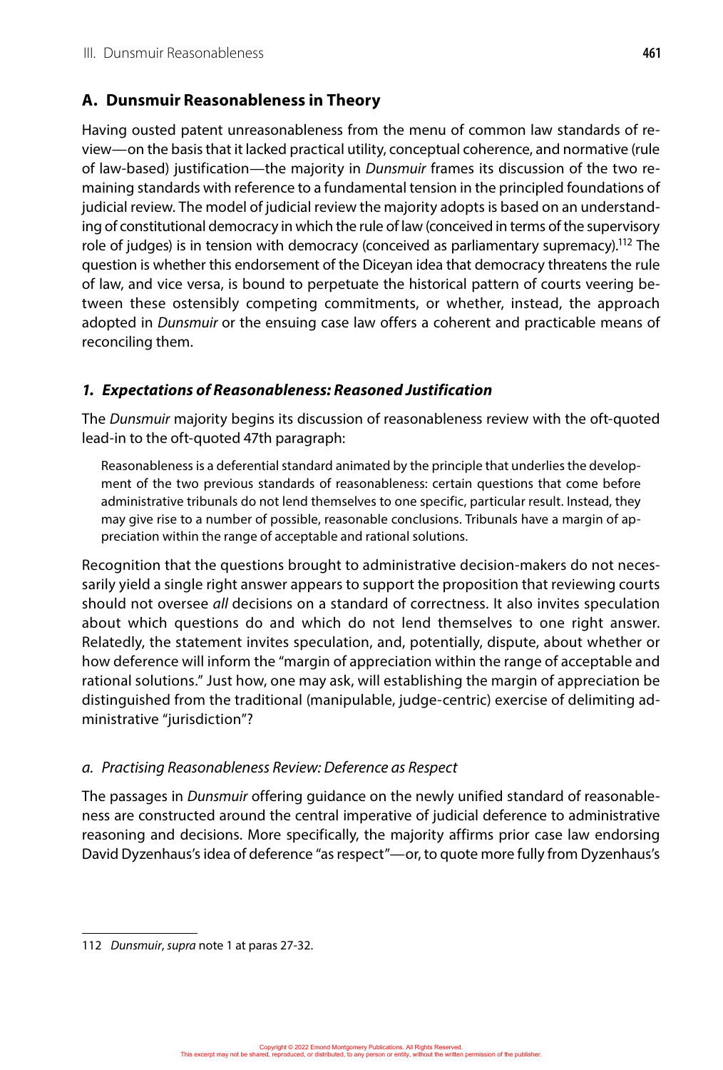## A. Dunsmuir Reasonableness in Theory

Having ousted patent unreasonableness from the menu of common law standards of review—on the basis that it lacked practical utility, conceptual coherence, and normative (rule of law-based) justification—the majority in *Dunsmuir* frames its discussion of the two remaining standards with reference to a fundamental tension in the principled foundations of judicial review. The model of judicial review the majority adopts is based on an understanding of constitutional democracy in which the rule of law (conceived in terms of the supervisory role of judges) is in tension with democracy (conceived as parliamentary supremacy).[112] The question is whether this endorsement of the Diceyan idea that democracy threatens the rule of law, and vice versa, is bound to perpetuate the historical pattern of courts veering between these ostensibly competing commitments, or whether, instead, the approach adopted in *Dunsmuir* or the ensuing case law offers a coherent and practicable means of reconciling them.

### *1. Expectations of Reasonableness: Reasoned Justification*

The *Dunsmuir* majority begins its discussion of reasonableness review with the oft-quoted lead-in to the oft-quoted 47th paragraph:

> Reasonableness is a deferential standard animated by the principle that underlies the development of the two previous standards of reasonableness: certain questions that come before administrative tribunals do not lend themselves to one specific, particular result. Instead, they may give rise to a number of possible, reasonable conclusions. Tribunals have a margin of appreciation within the range of acceptable and rational solutions.

Recognition that the questions brought to administrative decision-makers do not necessarily yield a single right answer appears to support the proposition that reviewing courts should not oversee *all* decisions on a standard of correctness. It also invites speculation about which questions do and which do not lend themselves to one right answer. Relatedly, the statement invites speculation, and, potentially, dispute, about whether or how deference will inform the "margin of appreciation within the range of acceptable and rational solutions." Just how, one may ask, will establishing the margin of appreciation be distinguished from the traditional (manipulable, judge-centric) exercise of delimiting administrative "jurisdiction"?

#### *a. Practising Reasonableness Review: Deference as Respect*

The passages in *Dunsmuir* offering guidance on the newly unified standard of reasonableness are constructed around the central imperative of judicial deference to administrative reasoning and decisions. More specifically, the majority affirms prior case law endorsing David Dyzenhaus's idea of deference "as respect"—or, to quote more fully from Dyzenhaus's

---

112 *Dunsmuir*, *supra* note 1 at paras 27-32.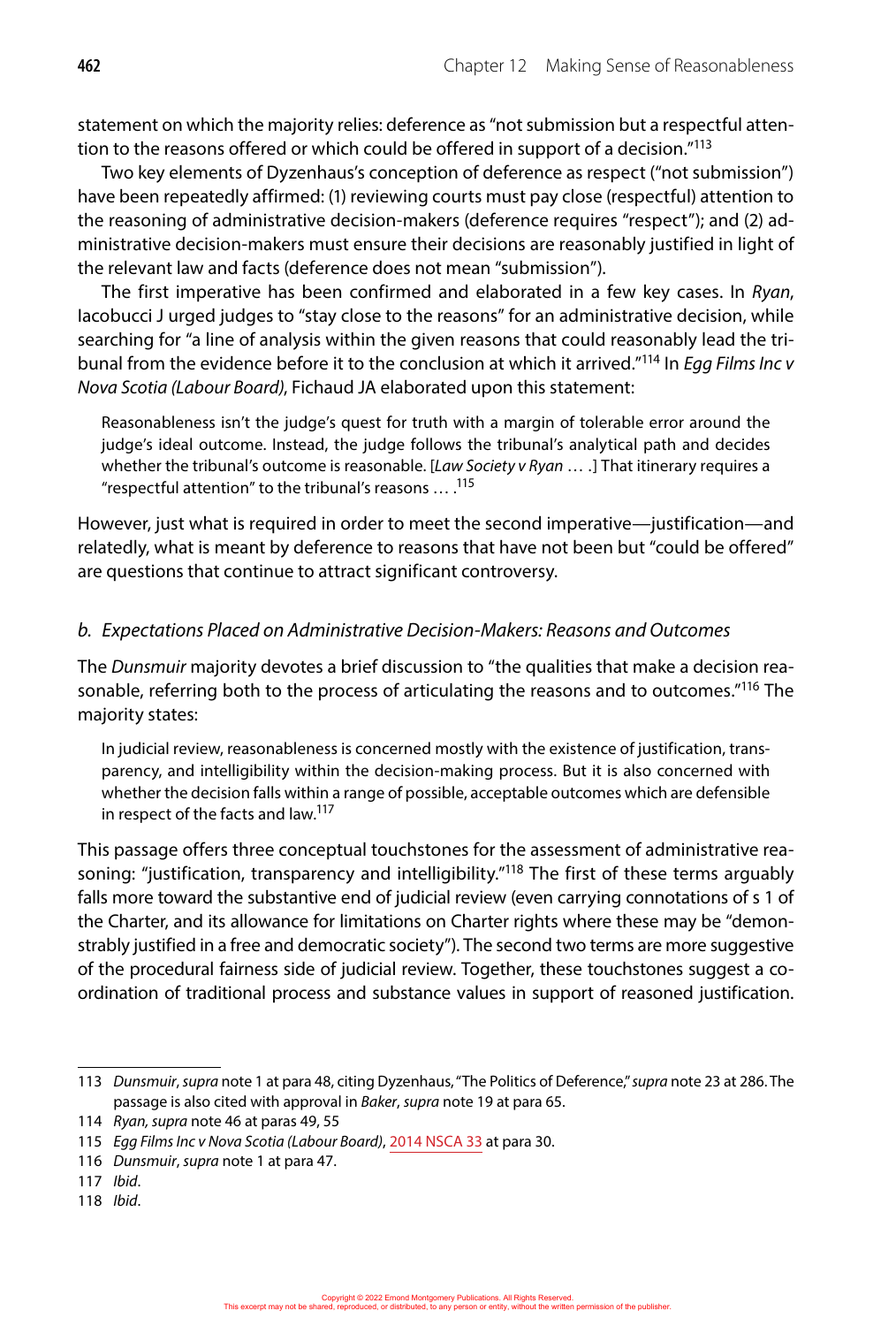statement on which the majority relies: deference as "not submission but a respectful attention to the reasons offered or which could be offered in support of a decision."[113]

Two key elements of Dyzenhaus's conception of deference as respect ("not submission") have been repeatedly affirmed: (1) reviewing courts must pay close (respectful) attention to the reasoning of administrative decision-makers (deference requires "respect"); and (2) administrative decision-makers must ensure their decisions are reasonably justified in light of the relevant law and facts (deference does not mean "submission").

The first imperative has been confirmed and elaborated in a few key cases. In *Ryan*, Iacobucci J urged judges to "stay close to the reasons" for an administrative decision, while searching for "a line of analysis within the given reasons that could reasonably lead the tribunal from the evidence before it to the conclusion at which it arrived."[114] In *Egg Films Inc v Nova Scotia (Labour Board)*, Fichaud JA elaborated upon this statement:

> Reasonableness isn't the judge's quest for truth with a margin of tolerable error around the judge's ideal outcome. Instead, the judge follows the tribunal's analytical path and decides whether the tribunal's outcome is reasonable. [*Law Society v Ryan* … .] That itinerary requires a "respectful attention" to the tribunal's reasons … .[115]

However, just what is required in order to meet the second imperative—justification—and relatedly, what is meant by deference to reasons that have not been but "could be offered" are questions that continue to attract significant controversy.

### *b. Expectations Placed on Administrative Decision-Makers: Reasons and Outcomes*

The *Dunsmuir* majority devotes a brief discussion to "the qualities that make a decision reasonable, referring both to the process of articulating the reasons and to outcomes."[116] The majority states:

> In judicial review, reasonableness is concerned mostly with the existence of justification, transparency, and intelligibility within the decision-making process. But it is also concerned with whether the decision falls within a range of possible, acceptable outcomes which are defensible in respect of the facts and law.[117]

This passage offers three conceptual touchstones for the assessment of administrative reasoning: "justification, transparency and intelligibility."[118] The first of these terms arguably falls more toward the substantive end of judicial review (even carrying connotations of s 1 of the Charter, and its allowance for limitations on Charter rights where these may be "demonstrably justified in a free and democratic society"). The second two terms are more suggestive of the procedural fairness side of judicial review. Together, these touchstones suggest a coordination of traditional process and substance values in support of reasoned justification.

---

113 *Dunsmuir*, *supra* note 1 at para 48, citing Dyzenhaus, "The Politics of Deference," *supra* note 23 at 286. The passage is also cited with approval in *Baker*, *supra* note 19 at para 65.

114 *Ryan, supra* note 46 at paras 49, 55

115 *Egg Films Inc v Nova Scotia (Labour Board)*, 2014 NSCA 33 at para 30.

116 *Dunsmuir*, *supra* note 1 at para 47.

117 *Ibid*.

118 *Ibid*.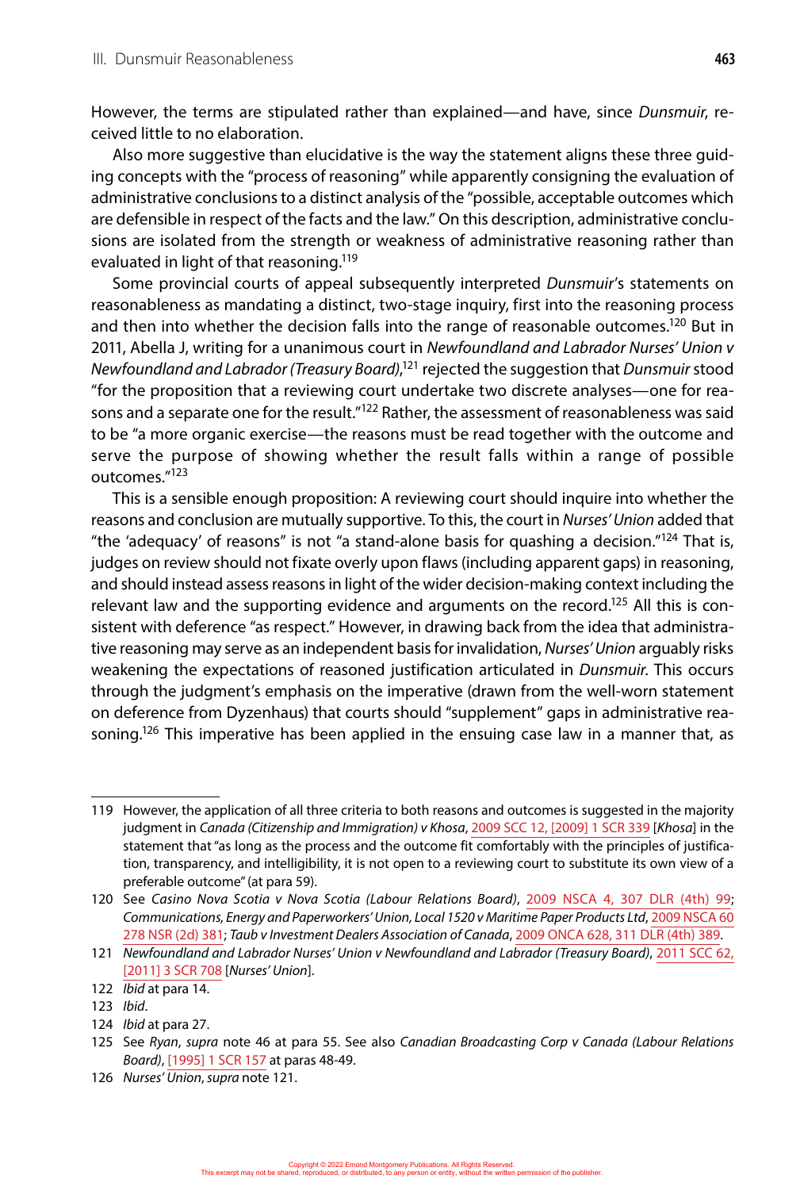However, the terms are stipulated rather than explained—and have, since *Dunsmuir*, received little to no elaboration.

Also more suggestive than elucidative is the way the statement aligns these three guiding concepts with the "process of reasoning" while apparently consigning the evaluation of administrative conclusions to a distinct analysis of the "possible, acceptable outcomes which are defensible in respect of the facts and the law." On this description, administrative conclusions are isolated from the strength or weakness of administrative reasoning rather than evaluated in light of that reasoning.[119]

Some provincial courts of appeal subsequently interpreted *Dunsmuir*'s statements on reasonableness as mandating a distinct, two-stage inquiry, first into the reasoning process and then into whether the decision falls into the range of reasonable outcomes.[120] But in 2011, Abella J, writing for a unanimous court in *Newfoundland and Labrador Nurses' Union v Newfoundland and Labrador (Treasury Board)*,[121] rejected the suggestion that *Dunsmuir* stood "for the proposition that a reviewing court undertake two discrete analyses—one for reasons and a separate one for the result."[122] Rather, the assessment of reasonableness was said to be "a more organic exercise—the reasons must be read together with the outcome and serve the purpose of showing whether the result falls within a range of possible outcomes."[123]

This is a sensible enough proposition: A reviewing court should inquire into whether the reasons and conclusion are mutually supportive. To this, the court in *Nurses' Union* added that "the 'adequacy' of reasons" is not "a stand-alone basis for quashing a decision."[124] That is, judges on review should not fixate overly upon flaws (including apparent gaps) in reasoning, and should instead assess reasons in light of the wider decision-making context including the relevant law and the supporting evidence and arguments on the record.[125] All this is consistent with deference "as respect." However, in drawing back from the idea that administrative reasoning may serve as an independent basis for invalidation, *Nurses' Union* arguably risks weakening the expectations of reasoned justification articulated in *Dunsmuir*. This occurs through the judgment's emphasis on the imperative (drawn from the well-worn statement on deference from Dyzenhaus) that courts should "supplement" gaps in administrative reasoning.[126] This imperative has been applied in the ensuing case law in a manner that, as

---

119 However, the application of all three criteria to both reasons and outcomes is suggested in the majority judgment in *Canada (Citizenship and Immigration) v Khosa*, 2009 SCC 12, [2009] 1 SCR 339 [*Khosa*] in the statement that "as long as the process and the outcome fit comfortably with the principles of justification, transparency, and intelligibility, it is not open to a reviewing court to substitute its own view of a preferable outcome" (at para 59).

120 See *Casino Nova Scotia v Nova Scotia (Labour Relations Board)*, 2009 NSCA 4, 307 DLR (4th) 99; *Communications, Energy and Paperworkers' Union, Local 1520 v Maritime Paper Products Ltd*, 2009 NSCA 60 278 NSR (2d) 381; *Taub v Investment Dealers Association of Canada*, 2009 ONCA 628, 311 DLR (4th) 389.

121 *Newfoundland and Labrador Nurses' Union v Newfoundland and Labrador (Treasury Board)*, 2011 SCC 62, [2011] 3 SCR 708 [*Nurses' Union*].

122 *Ibid* at para 14.

123 *Ibid*.

124 *Ibid* at para 27.

125 See *Ryan*, *supra* note 46 at para 55. See also *Canadian Broadcasting Corp v Canada (Labour Relations Board)*, [1995] 1 SCR 157 at paras 48-49.

126 *Nurses' Union*, *supra* note 121.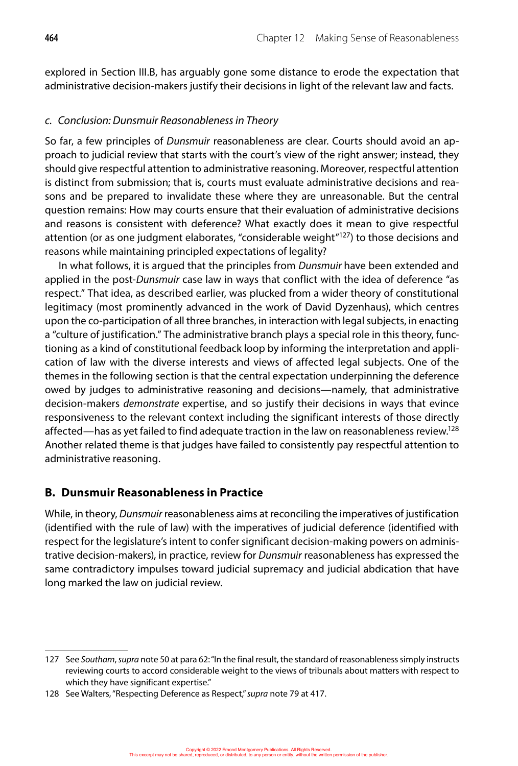explored in Section III.B, has arguably gone some distance to erode the expectation that administrative decision-makers justify their decisions in light of the relevant law and facts.

### c. Conclusion: *Dunsmuir* Reasonableness in Theory

So far, a few principles of *Dunsmuir* reasonableness are clear. Courts should avoid an approach to judicial review that starts with the court's view of the right answer; instead, they should give respectful attention to administrative reasoning. Moreover, respectful attention is distinct from submission; that is, courts must evaluate administrative decisions and reasons and be prepared to invalidate these where they are unreasonable. But the central question remains: How may courts ensure that their evaluation of administrative decisions and reasons is consistent with deference? What exactly does it mean to give respectful attention (or as one judgment elaborates, "considerable weight"[127]) to those decisions and reasons while maintaining principled expectations of legality?

In what follows, it is argued that the principles from *Dunsmuir* have been extended and applied in the post-*Dunsmuir* case law in ways that conflict with the idea of deference "as respect." That idea, as described earlier, was plucked from a wider theory of constitutional legitimacy (most prominently advanced in the work of David Dyzenhaus), which centres upon the co-participation of all three branches, in interaction with legal subjects, in enacting a "culture of justification." The administrative branch plays a special role in this theory, functioning as a kind of constitutional feedback loop by informing the interpretation and application of law with the diverse interests and views of affected legal subjects. One of the themes in the following section is that the central expectation underpinning the deference owed by judges to administrative reasoning and decisions—namely, that administrative decision-makers *demonstrate* expertise, and so justify their decisions in ways that evince responsiveness to the relevant context including the significant interests of those directly affected—has as yet failed to find adequate traction in the law on reasonableness review.[128] Another related theme is that judges have failed to consistently pay respectful attention to administrative reasoning.

## B. Dunsmuir Reasonableness in Practice

While, in theory, *Dunsmuir* reasonableness aims at reconciling the imperatives of justification (identified with the rule of law) with the imperatives of judicial deference (identified with respect for the legislature's intent to confer significant decision-making powers on administrative decision-makers), in practice, review for *Dunsmuir* reasonableness has expressed the same contradictory impulses toward judicial supremacy and judicial abdication that have long marked the law on judicial review.

---

127 See *Southam*, *supra* note 50 at para 62: "In the final result, the standard of reasonableness simply instructs reviewing courts to accord considerable weight to the views of tribunals about matters with respect to which they have significant expertise."

128 See Walters, "Respecting Deference as Respect," *supra* note 79 at 417.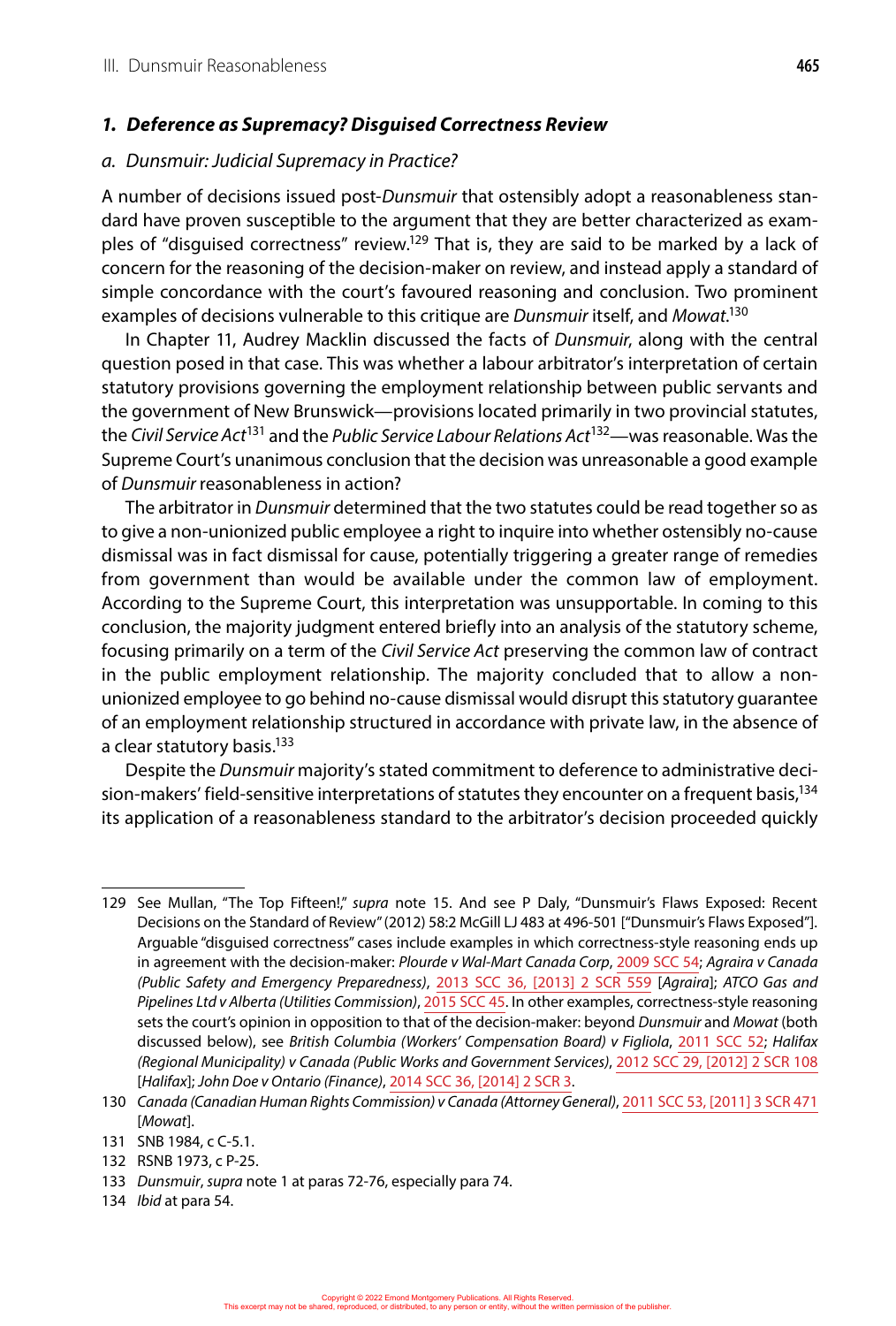### 1. *Deference as Supremacy? Disguised Correctness Review*

#### a. *Dunsmuir: Judicial Supremacy in Practice?*

A number of decisions issued post-*Dunsmuir* that ostensibly adopt a reasonableness standard have proven susceptible to the argument that they are better characterized as examples of "disguised correctness" review.[129] That is, they are said to be marked by a lack of concern for the reasoning of the decision-maker on review, and instead apply a standard of simple concordance with the court's favoured reasoning and conclusion. Two prominent examples of decisions vulnerable to this critique are *Dunsmuir* itself, and *Mowat*.[130]

In Chapter 11, Audrey Macklin discussed the facts of *Dunsmuir*, along with the central question posed in that case. This was whether a labour arbitrator's interpretation of certain statutory provisions governing the employment relationship between public servants and the government of New Brunswick—provisions located primarily in two provincial statutes, the *Civil Service Act*[131] and the *Public Service Labour Relations Act*[132]—was reasonable. Was the Supreme Court's unanimous conclusion that the decision was unreasonable a good example of *Dunsmuir* reasonableness in action?

The arbitrator in *Dunsmuir* determined that the two statutes could be read together so as to give a non-unionized public employee a right to inquire into whether ostensibly no-cause dismissal was in fact dismissal for cause, potentially triggering a greater range of remedies from government than would be available under the common law of employment. According to the Supreme Court, this interpretation was unsupportable. In coming to this conclusion, the majority judgment entered briefly into an analysis of the statutory scheme, focusing primarily on a term of the *Civil Service Act* preserving the common law of contract in the public employment relationship. The majority concluded that to allow a non-unionized employee to go behind no-cause dismissal would disrupt this statutory guarantee of an employment relationship structured in accordance with private law, in the absence of a clear statutory basis.[133]

Despite the *Dunsmuir* majority's stated commitment to deference to administrative decision-makers' field-sensitive interpretations of statutes they encounter on a frequent basis,[134] its application of a reasonableness standard to the arbitrator's decision proceeded quickly

---

129 See Mullan, "The Top Fifteen!," *supra* note 15. And see P Daly, "Dunsmuir's Flaws Exposed: Recent Decisions on the Standard of Review" (2012) 58:2 McGill LJ 483 at 496-501 ["Dunsmuir's Flaws Exposed"]. Arguable "disguised correctness" cases include examples in which correctness-style reasoning ends up in agreement with the decision-maker: *Plourde v Wal-Mart Canada Corp*, 2009 SCC 54; *Agraira v Canada (Public Safety and Emergency Preparedness)*, 2013 SCC 36, [2013] 2 SCR 559 [*Agraira*]; *ATCO Gas and Pipelines Ltd v Alberta (Utilities Commission)*, 2015 SCC 45. In other examples, correctness-style reasoning sets the court's opinion in opposition to that of the decision-maker: beyond *Dunsmuir* and *Mowat* (both discussed below), see *British Columbia (Workers' Compensation Board) v Figliola*, 2011 SCC 52; *Halifax (Regional Municipality) v Canada (Public Works and Government Services)*, 2012 SCC 29, [2012] 2 SCR 108 [*Halifax*]; *John Doe v Ontario (Finance)*, 2014 SCC 36, [2014] 2 SCR 3.

130 *Canada (Canadian Human Rights Commission) v Canada (Attorney General)*, 2011 SCC 53, [2011] 3 SCR 471 [*Mowat*].

131 SNB 1984, c C-5.1.

132 RSNB 1973, c P-25.

133 *Dunsmuir*, *supra* note 1 at paras 72-76, especially para 74.

134 *Ibid* at para 54.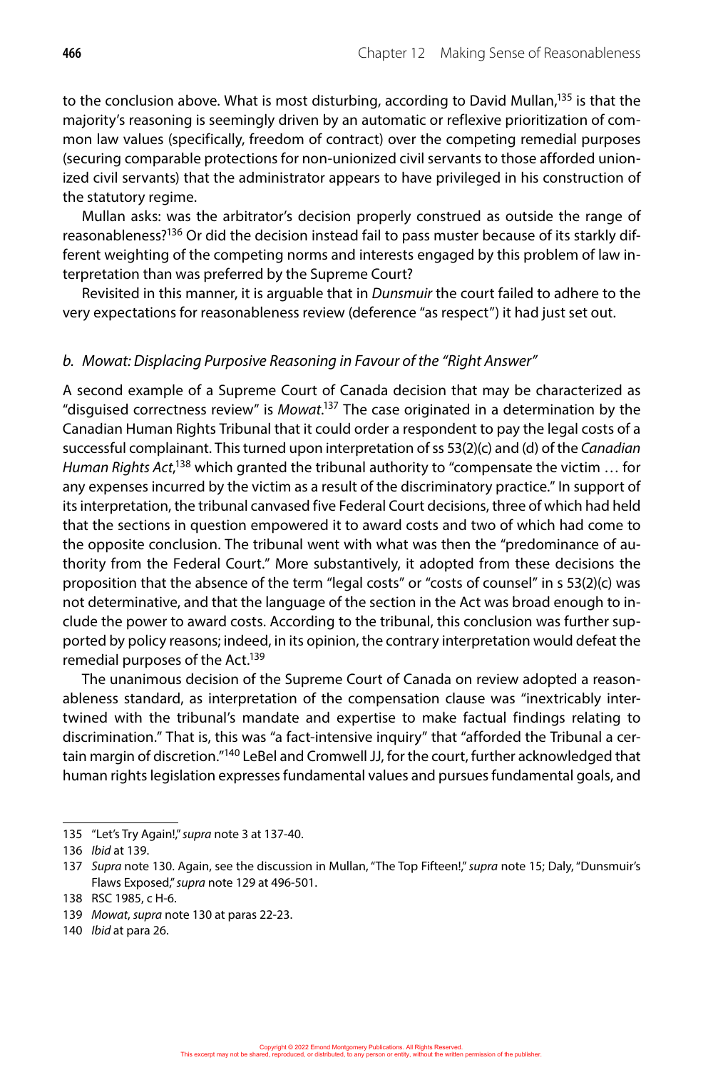to the conclusion above. What is most disturbing, according to David Mullan,[135] is that the majority's reasoning is seemingly driven by an automatic or reflexive prioritization of common law values (specifically, freedom of contract) over the competing remedial purposes (securing comparable protections for non-unionized civil servants to those afforded unionized civil servants) that the administrator appears to have privileged in his construction of the statutory regime.

Mullan asks: was the arbitrator's decision properly construed as outside the range of reasonableness?[136] Or did the decision instead fail to pass muster because of its starkly different weighting of the competing norms and interests engaged by this problem of law interpretation than was preferred by the Supreme Court?

Revisited in this manner, it is arguable that in *Dunsmuir* the court failed to adhere to the very expectations for reasonableness review (deference "as respect") it had just set out.

#### *b. Mowat: Displacing Purposive Reasoning in Favour of the "Right Answer"*

A second example of a Supreme Court of Canada decision that may be characterized as "disguised correctness review" is *Mowat*.[137] The case originated in a determination by the Canadian Human Rights Tribunal that it could order a respondent to pay the legal costs of a successful complainant. This turned upon interpretation of ss 53(2)(c) and (d) of the *Canadian Human Rights Act*,[138] which granted the tribunal authority to "compensate the victim … for any expenses incurred by the victim as a result of the discriminatory practice." In support of its interpretation, the tribunal canvased five Federal Court decisions, three of which had held that the sections in question empowered it to award costs and two of which had come to the opposite conclusion. The tribunal went with what was then the "predominance of authority from the Federal Court." More substantively, it adopted from these decisions the proposition that the absence of the term "legal costs" or "costs of counsel" in s 53(2)(c) was not determinative, and that the language of the section in the Act was broad enough to include the power to award costs. According to the tribunal, this conclusion was further supported by policy reasons; indeed, in its opinion, the contrary interpretation would defeat the remedial purposes of the Act.[139]

The unanimous decision of the Supreme Court of Canada on review adopted a reasonableness standard, as interpretation of the compensation clause was "inextricably intertwined with the tribunal's mandate and expertise to make factual findings relating to discrimination." That is, this was "a fact-intensive inquiry" that "afforded the Tribunal a certain margin of discretion."[140] LeBel and Cromwell JJ, for the court, further acknowledged that human rights legislation expresses fundamental values and pursues fundamental goals, and

---

135 "Let's Try Again!," *supra* note 3 at 137-40.

136 *Ibid* at 139.

137 *Supra* note 130. Again, see the discussion in Mullan, "The Top Fifteen!," *supra* note 15; Daly, "Dunsmuir's Flaws Exposed," *supra* note 129 at 496-501.

138 RSC 1985, c H-6.

139 *Mowat*, *supra* note 130 at paras 22-23.

140 *Ibid* at para 26.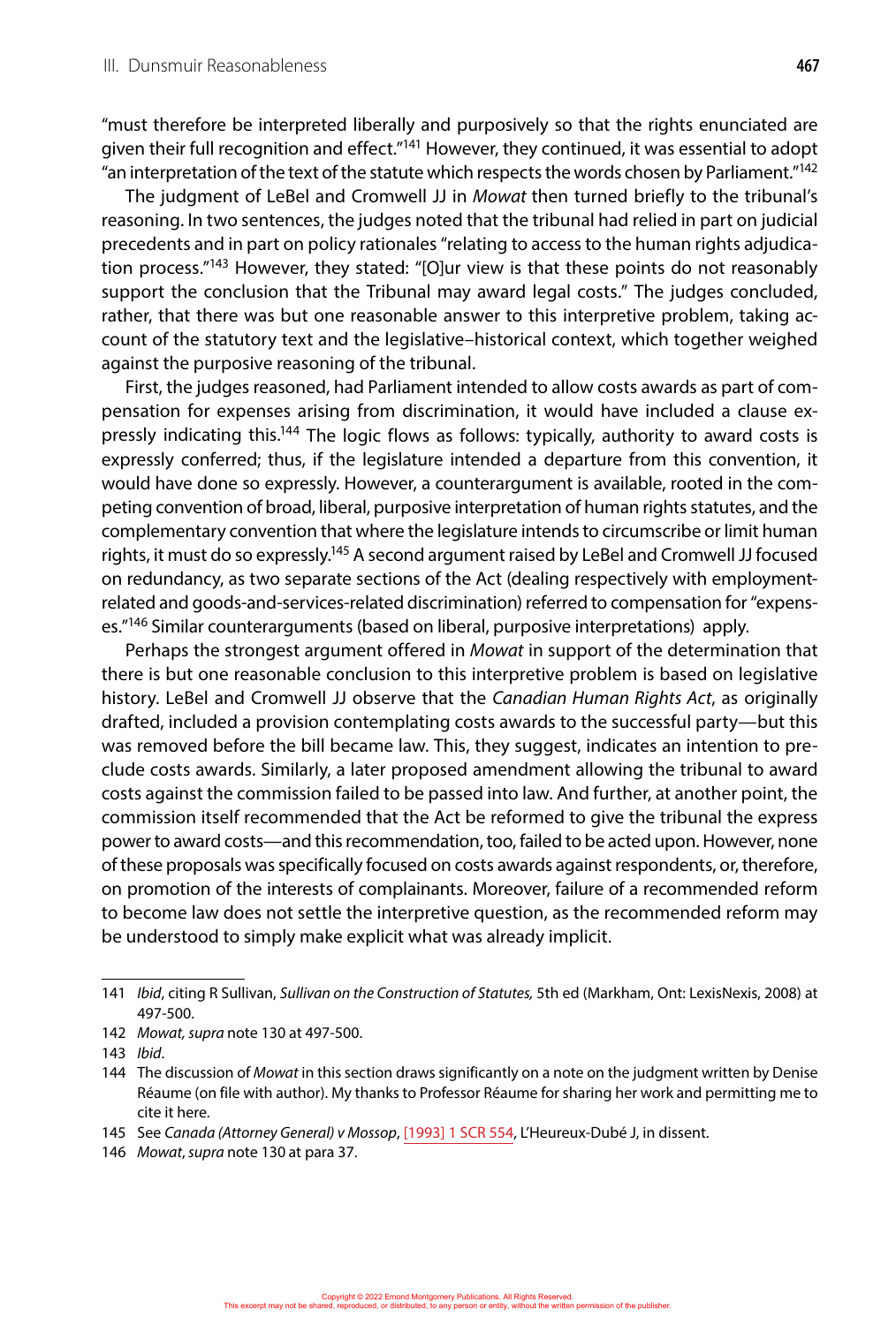"must therefore be interpreted liberally and purposively so that the rights enunciated are given their full recognition and effect."[141] However, they continued, it was essential to adopt "an interpretation of the text of the statute which respects the words chosen by Parliament."[142]

The judgment of LeBel and Cromwell JJ in *Mowat* then turned briefly to the tribunal's reasoning. In two sentences, the judges noted that the tribunal had relied in part on judicial precedents and in part on policy rationales "relating to access to the human rights adjudication process."[143] However, they stated: "[O]ur view is that these points do not reasonably support the conclusion that the Tribunal may award legal costs." The judges concluded, rather, that there was but one reasonable answer to this interpretive problem, taking account of the statutory text and the legislative–historical context, which together weighed against the purposive reasoning of the tribunal.

First, the judges reasoned, had Parliament intended to allow costs awards as part of compensation for expenses arising from discrimination, it would have included a clause expressly indicating this.[144] The logic flows as follows: typically, authority to award costs is expressly conferred; thus, if the legislature intended a departure from this convention, it would have done so expressly. However, a counterargument is available, rooted in the competing convention of broad, liberal, purposive interpretation of human rights statutes, and the complementary convention that where the legislature intends to circumscribe or limit human rights, it must do so expressly.[145] A second argument raised by LeBel and Cromwell JJ focused on redundancy, as two separate sections of the Act (dealing respectively with employment-related and goods-and-services-related discrimination) referred to compensation for "expenses."[146] Similar counterarguments (based on liberal, purposive interpretations) apply.

Perhaps the strongest argument offered in *Mowat* in support of the determination that there is but one reasonable conclusion to this interpretive problem is based on legislative history. LeBel and Cromwell JJ observe that the *Canadian Human Rights Act*, as originally drafted, included a provision contemplating costs awards to the successful party—but this was removed before the bill became law. This, they suggest, indicates an intention to preclude costs awards. Similarly, a later proposed amendment allowing the tribunal to award costs against the commission failed to be passed into law. And further, at another point, the commission itself recommended that the Act be reformed to give the tribunal the express power to award costs—and this recommendation, too, failed to be acted upon. However, none of these proposals was specifically focused on costs awards against respondents, or, therefore, on promotion of the interests of complainants. Moreover, failure of a recommended reform to become law does not settle the interpretive question, as the recommended reform may be understood to simply make explicit what was already implicit.

---

141 *Ibid*, citing R Sullivan, *Sullivan on the Construction of Statutes,* 5th ed (Markham, Ont: LexisNexis, 2008) at 497-500.

142 *Mowat, supra* note 130 at 497-500.

143 *Ibid*.

144 The discussion of *Mowat* in this section draws significantly on a note on the judgment written by Denise Réaume (on file with author). My thanks to Professor Réaume for sharing her work and permitting me to cite it here.

145 See *Canada (Attorney General) v Mossop*, [1993] 1 SCR 554, L'Heureux-Dubé J, in dissent.

146 *Mowat*, *supra* note 130 at para 37.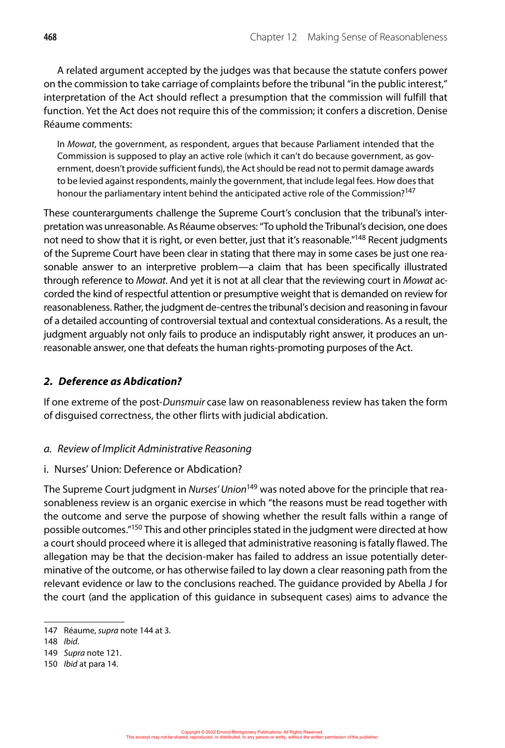A related argument accepted by the judges was that because the statute confers power on the commission to take carriage of complaints before the tribunal "in the public interest," interpretation of the Act should reflect a presumption that the commission will fulfill that function. Yet the Act does not require this of the commission; it confers a discretion. Denise Réaume comments:

> In *Mowat*, the government, as respondent, argues that because Parliament intended that the Commission is supposed to play an active role (which it can't do because government, as government, doesn't provide sufficient funds), the Act should be read not to permit damage awards to be levied against respondents, mainly the government, that include legal fees. How does that honour the parliamentary intent behind the anticipated active role of the Commission?[147]

These counterarguments challenge the Supreme Court's conclusion that the tribunal's interpretation was unreasonable. As Réaume observes: "To uphold the Tribunal's decision, one does not need to show that it is right, or even better, just that it's reasonable."[148] Recent judgments of the Supreme Court have been clear in stating that there may in some cases be just one reasonable answer to an interpretive problem—a claim that has been specifically illustrated through reference to *Mowat*. And yet it is not at all clear that the reviewing court in *Mowat* accorded the kind of respectful attention or presumptive weight that is demanded on review for reasonableness. Rather, the judgment de-centres the tribunal's decision and reasoning in favour of a detailed accounting of controversial textual and contextual considerations. As a result, the judgment arguably not only fails to produce an indisputably right answer, it produces an unreasonable answer, one that defeats the human rights-promoting purposes of the Act.

### *2. Deference as Abdication?*

If one extreme of the post-*Dunsmuir* case law on reasonableness review has taken the form of disguised correctness, the other flirts with judicial abdication.

#### *a. Review of Implicit Administrative Reasoning*

##### i. Nurses' Union: Deference or Abdication?

The Supreme Court judgment in *Nurses' Union*[149] was noted above for the principle that reasonableness review is an organic exercise in which "the reasons must be read together with the outcome and serve the purpose of showing whether the result falls within a range of possible outcomes."[150] This and other principles stated in the judgment were directed at how a court should proceed where it is alleged that administrative reasoning is fatally flawed. The allegation may be that the decision-maker has failed to address an issue potentially determinative of the outcome, or has otherwise failed to lay down a clear reasoning path from the relevant evidence or law to the conclusions reached. The guidance provided by Abella J for the court (and the application of this guidance in subsequent cases) aims to advance the

---

147 Réaume, *supra* note 144 at 3.

148 *Ibid*.

149 *Supra* note 121.

150 *Ibid* at para 14.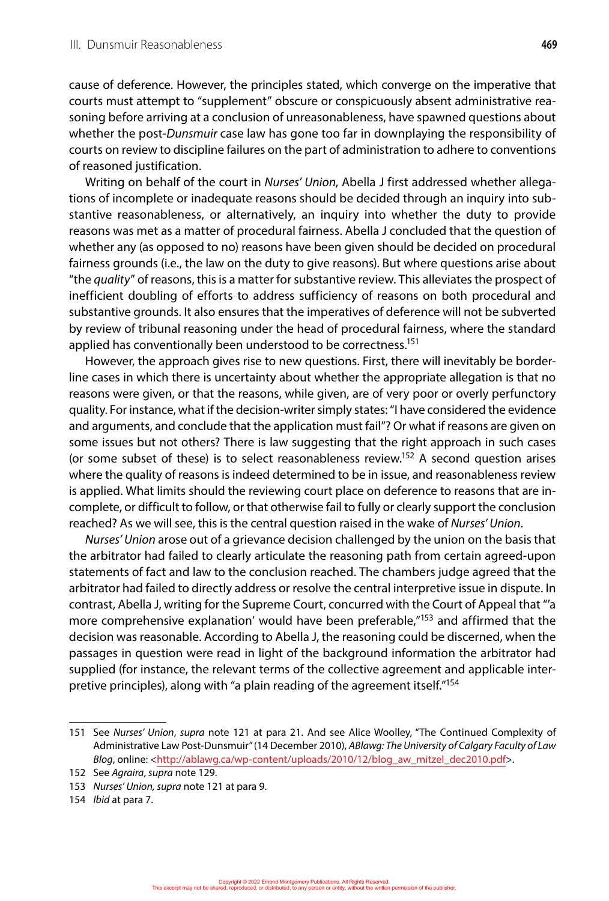cause of deference. However, the principles stated, which converge on the imperative that courts must attempt to "supplement" obscure or conspicuously absent administrative reasoning before arriving at a conclusion of unreasonableness, have spawned questions about whether the post-*Dunsmuir* case law has gone too far in downplaying the responsibility of courts on review to discipline failures on the part of administration to adhere to conventions of reasoned justification.

Writing on behalf of the court in *Nurses' Union*, Abella J first addressed whether allegations of incomplete or inadequate reasons should be decided through an inquiry into substantive reasonableness, or alternatively, an inquiry into whether the duty to provide reasons was met as a matter of procedural fairness. Abella J concluded that the question of whether any (as opposed to no) reasons have been given should be decided on procedural fairness grounds (i.e., the law on the duty to give reasons). But where questions arise about "the *quality*" of reasons, this is a matter for substantive review. This alleviates the prospect of inefficient doubling of efforts to address sufficiency of reasons on both procedural and substantive grounds. It also ensures that the imperatives of deference will not be subverted by review of tribunal reasoning under the head of procedural fairness, where the standard applied has conventionally been understood to be correctness.[151]

However, the approach gives rise to new questions. First, there will inevitably be borderline cases in which there is uncertainty about whether the appropriate allegation is that no reasons were given, or that the reasons, while given, are of very poor or overly perfunctory quality. For instance, what if the decision-writer simply states: "I have considered the evidence and arguments, and conclude that the application must fail"? Or what if reasons are given on some issues but not others? There is law suggesting that the right approach in such cases (or some subset of these) is to select reasonableness review.[152] A second question arises where the quality of reasons is indeed determined to be in issue, and reasonableness review is applied. What limits should the reviewing court place on deference to reasons that are incomplete, or difficult to follow, or that otherwise fail to fully or clearly support the conclusion reached? As we will see, this is the central question raised in the wake of *Nurses' Union*.

*Nurses' Union* arose out of a grievance decision challenged by the union on the basis that the arbitrator had failed to clearly articulate the reasoning path from certain agreed-upon statements of fact and law to the conclusion reached. The chambers judge agreed that the arbitrator had failed to directly address or resolve the central interpretive issue in dispute. In contrast, Abella J, writing for the Supreme Court, concurred with the Court of Appeal that "'a more comprehensive explanation' would have been preferable,"[153] and affirmed that the decision was reasonable. According to Abella J, the reasoning could be discerned, when the passages in question were read in light of the background information the arbitrator had supplied (for instance, the relevant terms of the collective agreement and applicable interpretive principles), along with "a plain reading of the agreement itself."[154]

---

151 See *Nurses' Union*, *supra* note 121 at para 21. And see Alice Woolley, "The Continued Complexity of Administrative Law Post-Dunsmuir" (14 December 2010), *ABlawg: The University of Calgary Faculty of Law Blog*, online: <http://ablawg.ca/wp-content/uploads/2010/12/blog_aw_mitzel_dec2010.pdf>.

152 See *Agraira*, *supra* note 129.

153 *Nurses' Union*, *supra* note 121 at para 9.

154 *Ibid* at para 7.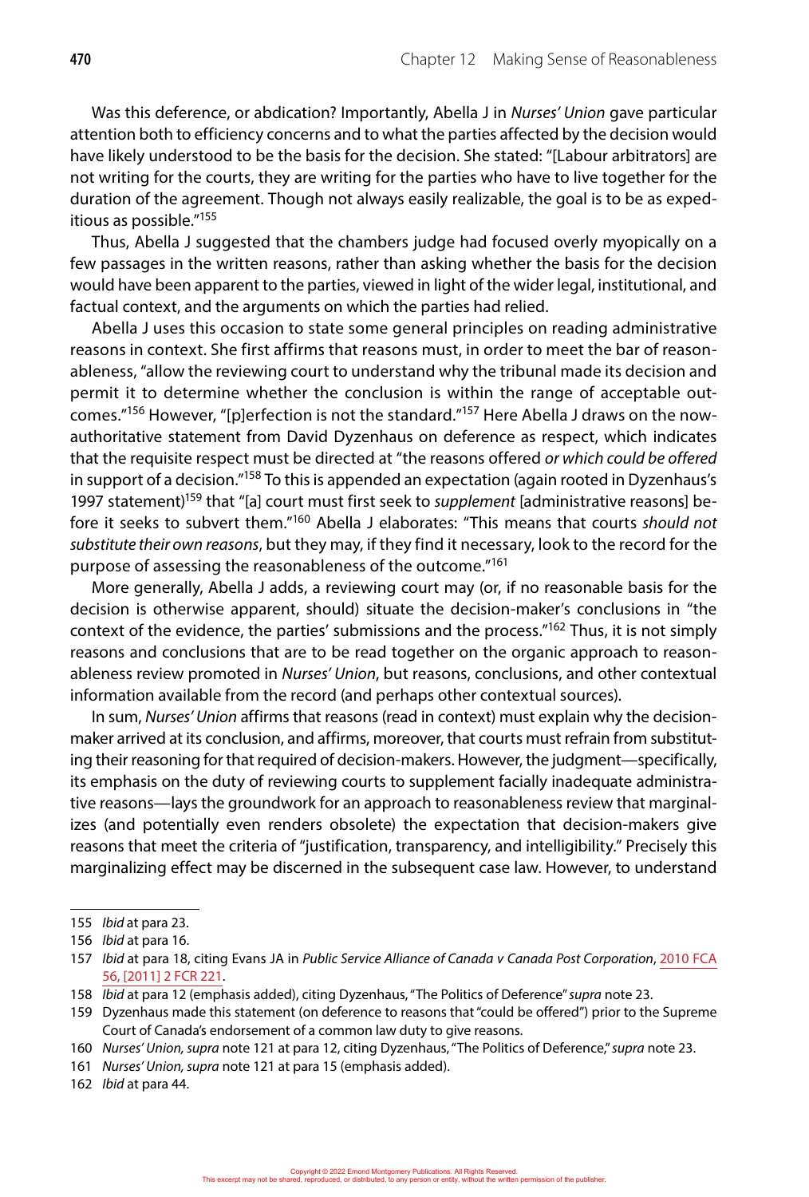Was this deference, or abdication? Importantly, Abella J in *Nurses' Union* gave particular attention both to efficiency concerns and to what the parties affected by the decision would have likely understood to be the basis for the decision. She stated: "[Labour arbitrators] are not writing for the courts, they are writing for the parties who have to live together for the duration of the agreement. Though not always easily realizable, the goal is to be as expeditious as possible."[155]

Thus, Abella J suggested that the chambers judge had focused overly myopically on a few passages in the written reasons, rather than asking whether the basis for the decision would have been apparent to the parties, viewed in light of the wider legal, institutional, and factual context, and the arguments on which the parties had relied.

Abella J uses this occasion to state some general principles on reading administrative reasons in context. She first affirms that reasons must, in order to meet the bar of reasonableness, "allow the reviewing court to understand why the tribunal made its decision and permit it to determine whether the conclusion is within the range of acceptable outcomes."[156] However, "[p]erfection is not the standard."[157] Here Abella J draws on the now-authoritative statement from David Dyzenhaus on deference as respect, which indicates that the requisite respect must be directed at "the reasons offered *or which could be offered* in support of a decision."[158] To this is appended an expectation (again rooted in Dyzenhaus's 1997 statement)[159] that "[a] court must first seek to *supplement* [administrative reasons] before it seeks to subvert them."[160] Abella J elaborates: "This means that courts *should not substitute their own reasons*, but they may, if they find it necessary, look to the record for the purpose of assessing the reasonableness of the outcome."[161]

More generally, Abella J adds, a reviewing court may (or, if no reasonable basis for the decision is otherwise apparent, should) situate the decision-maker's conclusions in "the context of the evidence, the parties' submissions and the process."[162] Thus, it is not simply reasons and conclusions that are to be read together on the organic approach to reasonableness review promoted in *Nurses' Union*, but reasons, conclusions, and other contextual information available from the record (and perhaps other contextual sources).

In sum, *Nurses' Union* affirms that reasons (read in context) must explain why the decision-maker arrived at its conclusion, and affirms, moreover, that courts must refrain from substituting their reasoning for that required of decision-makers. However, the judgment—specifically, its emphasis on the duty of reviewing courts to supplement facially inadequate administrative reasons—lays the groundwork for an approach to reasonableness review that marginalizes (and potentially even renders obsolete) the expectation that decision-makers give reasons that meet the criteria of "justification, transparency, and intelligibility." Precisely this marginalizing effect may be discerned in the subsequent case law. However, to understand

---

155 *Ibid* at para 23.

156 *Ibid* at para 16.

157 *Ibid* at para 18, citing Evans JA in *Public Service Alliance of Canada v Canada Post Corporation*, 2010 FCA 56, [2011] 2 FCR 221.

158 *Ibid* at para 12 (emphasis added), citing Dyzenhaus, "The Politics of Deference" *supra* note 23.

159 Dyzenhaus made this statement (on deference to reasons that "could be offered") prior to the Supreme Court of Canada's endorsement of a common law duty to give reasons.

160 *Nurses' Union, supra* note 121 at para 12, citing Dyzenhaus, "The Politics of Deference," *supra* note 23.

161 *Nurses' Union, supra* note 121 at para 15 (emphasis added).

162 *Ibid* at para 44.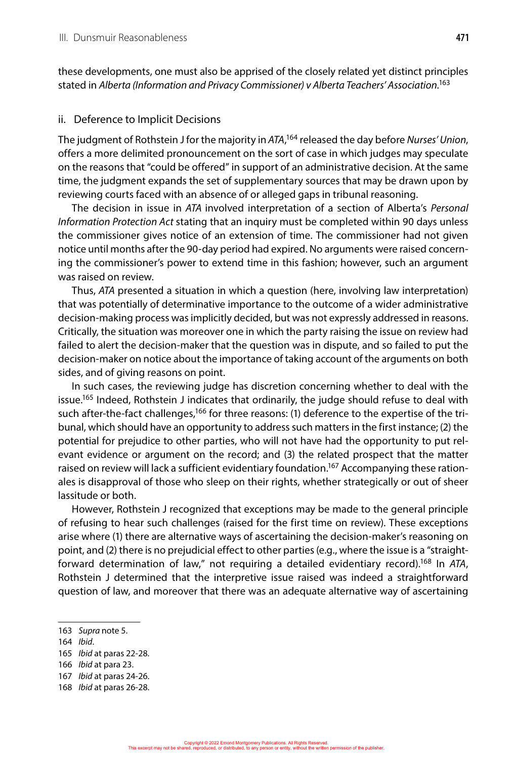these developments, one must also be apprised of the closely related yet distinct principles stated in *Alberta (Information and Privacy Commissioner) v Alberta Teachers' Association*.[163]

### ii. Deference to Implicit Decisions

The judgment of Rothstein J for the majority in *ATA*,[164] released the day before *Nurses' Union*, offers a more delimited pronouncement on the sort of case in which judges may speculate on the reasons that "could be offered" in support of an administrative decision. At the same time, the judgment expands the set of supplementary sources that may be drawn upon by reviewing courts faced with an absence of or alleged gaps in tribunal reasoning.

The decision in issue in *ATA* involved interpretation of a section of Alberta's *Personal Information Protection Act* stating that an inquiry must be completed within 90 days unless the commissioner gives notice of an extension of time. The commissioner had not given notice until months after the 90-day period had expired. No arguments were raised concerning the commissioner's power to extend time in this fashion; however, such an argument was raised on review.

Thus, *ATA* presented a situation in which a question (here, involving law interpretation) that was potentially of determinative importance to the outcome of a wider administrative decision-making process was implicitly decided, but was not expressly addressed in reasons. Critically, the situation was moreover one in which the party raising the issue on review had failed to alert the decision-maker that the question was in dispute, and so failed to put the decision-maker on notice about the importance of taking account of the arguments on both sides, and of giving reasons on point.

In such cases, the reviewing judge has discretion concerning whether to deal with the issue.[165] Indeed, Rothstein J indicates that ordinarily, the judge should refuse to deal with such after-the-fact challenges,[166] for three reasons: (1) deference to the expertise of the tribunal, which should have an opportunity to address such matters in the first instance; (2) the potential for prejudice to other parties, who will not have had the opportunity to put relevant evidence or argument on the record; and (3) the related prospect that the matter raised on review will lack a sufficient evidentiary foundation.[167] Accompanying these rationales is disapproval of those who sleep on their rights, whether strategically or out of sheer lassitude or both.

However, Rothstein J recognized that exceptions may be made to the general principle of refusing to hear such challenges (raised for the first time on review). These exceptions arise where (1) there are alternative ways of ascertaining the decision-maker's reasoning on point, and (2) there is no prejudicial effect to other parties (e.g., where the issue is a "straightforward determination of law," not requiring a detailed evidentiary record).[168] In *ATA*, Rothstein J determined that the interpretive issue raised was indeed a straightforward question of law, and moreover that there was an adequate alternative way of ascertaining

---

163 *Supra* note 5.

164 *Ibid*.

165 *Ibid* at paras 22-28.

166 *Ibid* at para 23.

167 *Ibid* at paras 24-26.

168 *Ibid* at paras 26-28.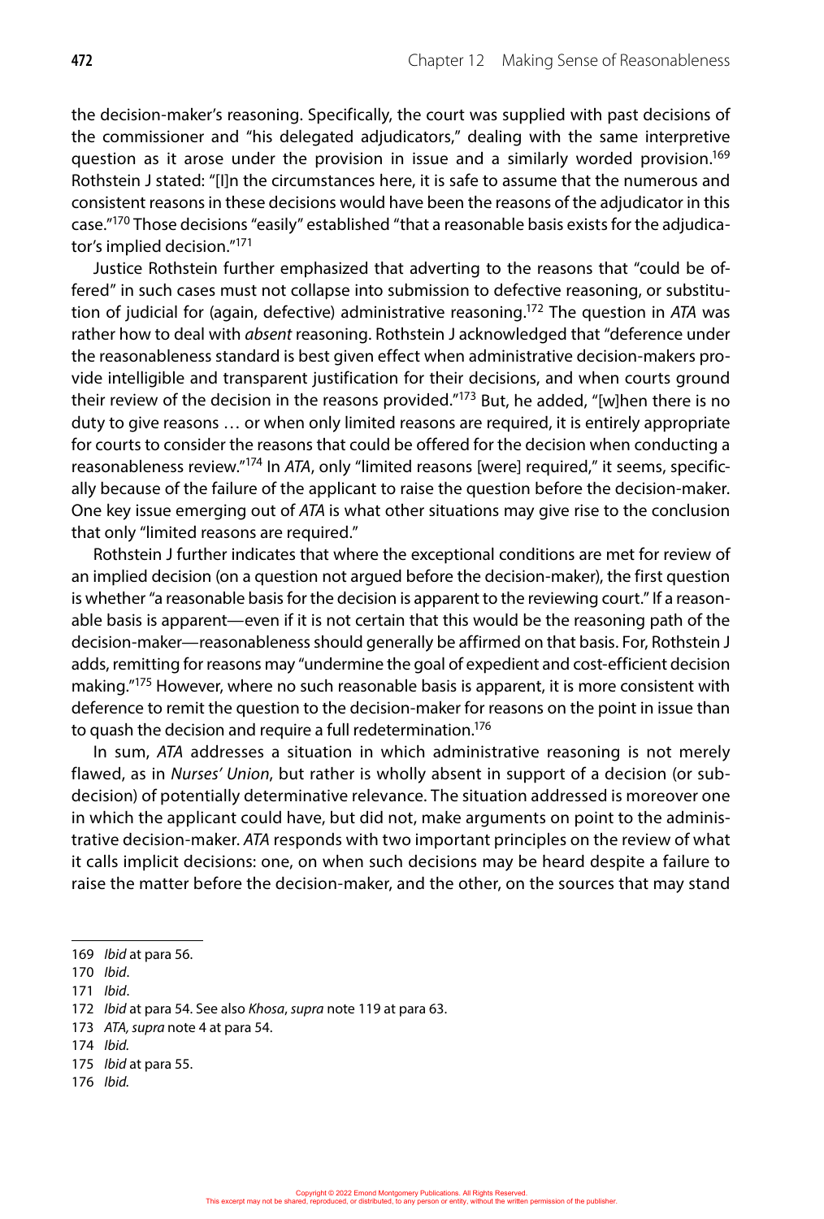the decision-maker's reasoning. Specifically, the court was supplied with past decisions of the commissioner and "his delegated adjudicators," dealing with the same interpretive question as it arose under the provision in issue and a similarly worded provision.[169] Rothstein J stated: "[I]n the circumstances here, it is safe to assume that the numerous and consistent reasons in these decisions would have been the reasons of the adjudicator in this case."[170] Those decisions "easily" established "that a reasonable basis exists for the adjudicator's implied decision."[171]

Justice Rothstein further emphasized that adverting to the reasons that "could be offered" in such cases must not collapse into submission to defective reasoning, or substitution of judicial for (again, defective) administrative reasoning.[172] The question in *ATA* was rather how to deal with *absent* reasoning. Rothstein J acknowledged that "deference under the reasonableness standard is best given effect when administrative decision-makers provide intelligible and transparent justification for their decisions, and when courts ground their review of the decision in the reasons provided."[173] But, he added, "[w]hen there is no duty to give reasons … or when only limited reasons are required, it is entirely appropriate for courts to consider the reasons that could be offered for the decision when conducting a reasonableness review."[174] In *ATA*, only "limited reasons [were] required," it seems, specifically because of the failure of the applicant to raise the question before the decision-maker. One key issue emerging out of *ATA* is what other situations may give rise to the conclusion that only "limited reasons are required."

Rothstein J further indicates that where the exceptional conditions are met for review of an implied decision (on a question not argued before the decision-maker), the first question is whether "a reasonable basis for the decision is apparent to the reviewing court." If a reasonable basis is apparent—even if it is not certain that this would be the reasoning path of the decision-maker—reasonableness should generally be affirmed on that basis. For, Rothstein J adds, remitting for reasons may "undermine the goal of expedient and cost-efficient decision making."[175] However, where no such reasonable basis is apparent, it is more consistent with deference to remit the question to the decision-maker for reasons on the point in issue than to quash the decision and require a full redetermination.[176]

In sum, *ATA* addresses a situation in which administrative reasoning is not merely flawed, as in *Nurses' Union*, but rather is wholly absent in support of a decision (or sub-decision) of potentially determinative relevance. The situation addressed is moreover one in which the applicant could have, but did not, make arguments on point to the administrative decision-maker. *ATA* responds with two important principles on the review of what it calls implicit decisions: one, on when such decisions may be heard despite a failure to raise the matter before the decision-maker, and the other, on the sources that may stand

---

169 *Ibid* at para 56.

170 *Ibid*.

171 *Ibid*.

172 *Ibid* at para 54. See also *Khosa*, *supra* note 119 at para 63.

173 *ATA, supra* note 4 at para 54.

174 *Ibid.*

175 *Ibid* at para 55.

176 *Ibid.*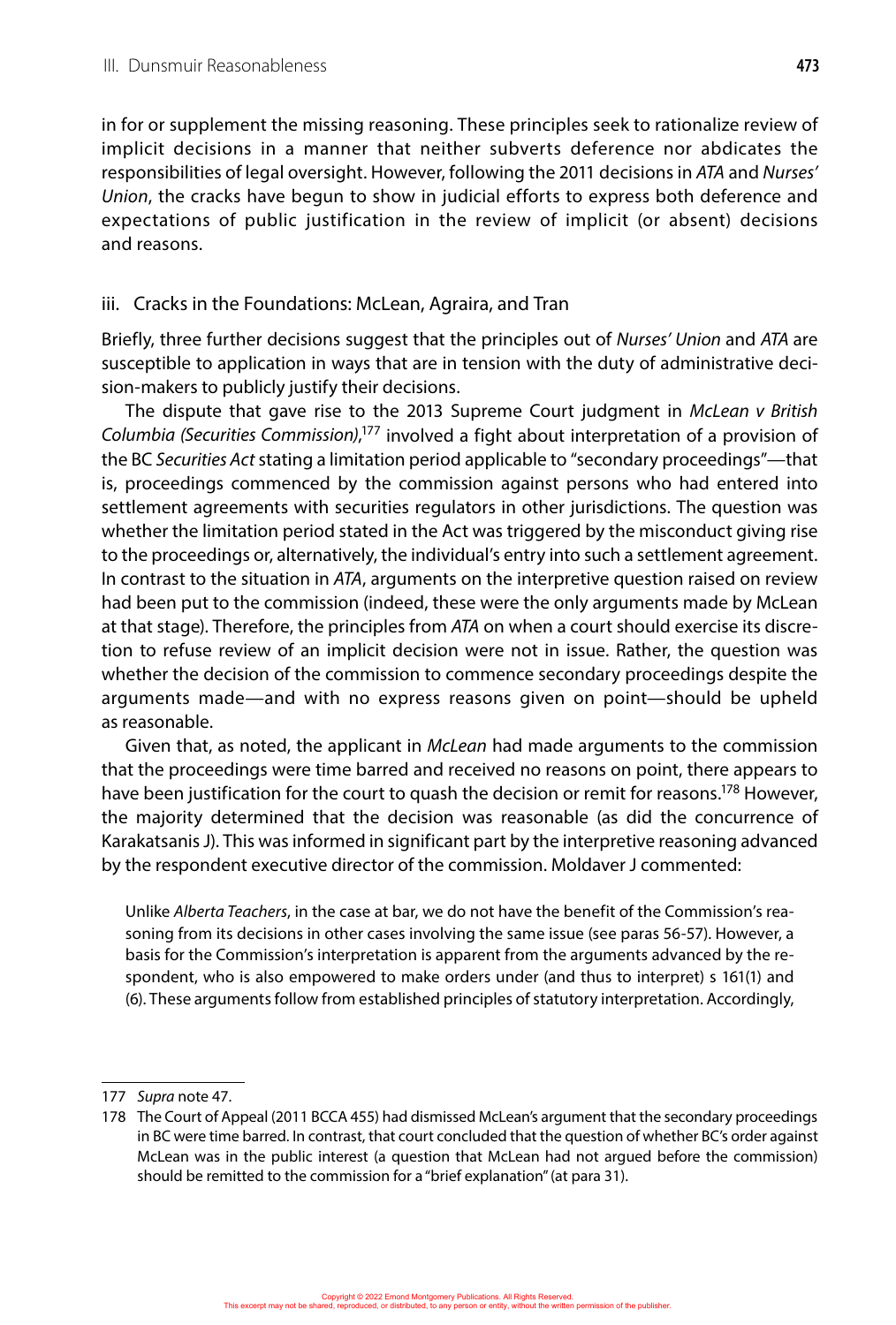in for or supplement the missing reasoning. These principles seek to rationalize review of implicit decisions in a manner that neither subverts deference nor abdicates the responsibilities of legal oversight. However, following the 2011 decisions in *ATA* and *Nurses' Union*, the cracks have begun to show in judicial efforts to express both deference and expectations of public justification in the review of implicit (or absent) decisions and reasons.

### iii. Cracks in the Foundations: McLean, Agraira, and Tran

Briefly, three further decisions suggest that the principles out of *Nurses' Union* and *ATA* are susceptible to application in ways that are in tension with the duty of administrative decision-makers to publicly justify their decisions.

The dispute that gave rise to the 2013 Supreme Court judgment in *McLean v British Columbia (Securities Commission)*,[177] involved a fight about interpretation of a provision of the BC *Securities Act* stating a limitation period applicable to "secondary proceedings"—that is, proceedings commenced by the commission against persons who had entered into settlement agreements with securities regulators in other jurisdictions. The question was whether the limitation period stated in the Act was triggered by the misconduct giving rise to the proceedings or, alternatively, the individual's entry into such a settlement agreement. In contrast to the situation in *ATA*, arguments on the interpretive question raised on review had been put to the commission (indeed, these were the only arguments made by McLean at that stage). Therefore, the principles from *ATA* on when a court should exercise its discretion to refuse review of an implicit decision were not in issue. Rather, the question was whether the decision of the commission to commence secondary proceedings despite the arguments made—and with no express reasons given on point—should be upheld as reasonable.

Given that, as noted, the applicant in *McLean* had made arguments to the commission that the proceedings were time barred and received no reasons on point, there appears to have been justification for the court to quash the decision or remit for reasons.[178] However, the majority determined that the decision was reasonable (as did the concurrence of Karakatsanis J). This was informed in significant part by the interpretive reasoning advanced by the respondent executive director of the commission. Moldaver J commented:

> Unlike *Alberta Teachers*, in the case at bar, we do not have the benefit of the Commission's reasoning from its decisions in other cases involving the same issue (see paras 56-57). However, a basis for the Commission's interpretation is apparent from the arguments advanced by the respondent, who is also empowered to make orders under (and thus to interpret) s 161(1) and (6). These arguments follow from established principles of statutory interpretation. Accordingly,

---

177 *Supra* note 47.

178 The Court of Appeal (2011 BCCA 455) had dismissed McLean's argument that the secondary proceedings in BC were time barred. In contrast, that court concluded that the question of whether BC's order against McLean was in the public interest (a question that McLean had not argued before the commission) should be remitted to the commission for a "brief explanation" (at para 31).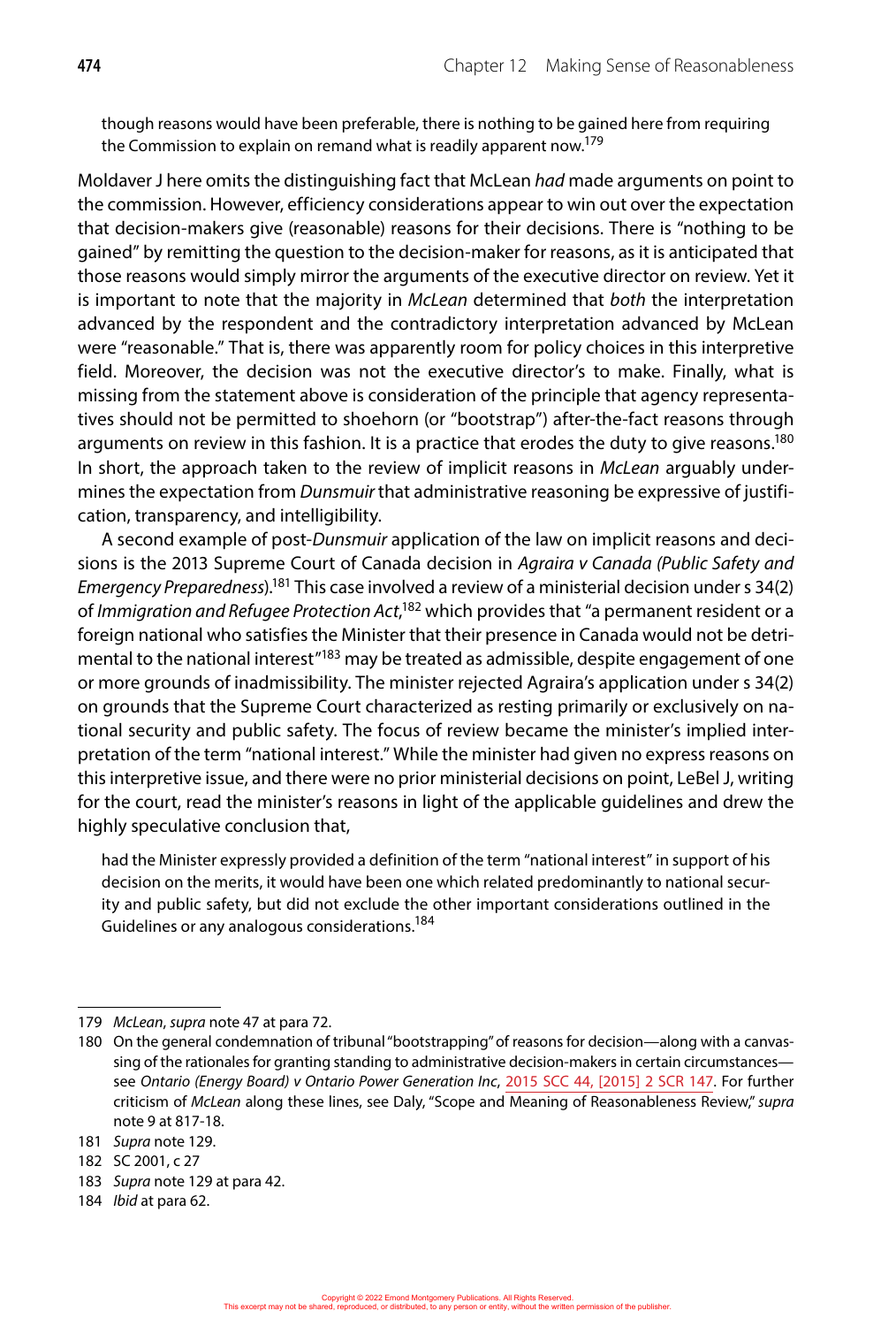> though reasons would have been preferable, there is nothing to be gained here from requiring the Commission to explain on remand what is readily apparent now.[179]

Moldaver J here omits the distinguishing fact that McLean *had* made arguments on point to the commission. However, efficiency considerations appear to win out over the expectation that decision-makers give (reasonable) reasons for their decisions. There is "nothing to be gained" by remitting the question to the decision-maker for reasons, as it is anticipated that those reasons would simply mirror the arguments of the executive director on review. Yet it is important to note that the majority in *McLean* determined that *both* the interpretation advanced by the respondent and the contradictory interpretation advanced by McLean were "reasonable." That is, there was apparently room for policy choices in this interpretive field. Moreover, the decision was not the executive director's to make. Finally, what is missing from the statement above is consideration of the principle that agency representatives should not be permitted to shoehorn (or "bootstrap") after-the-fact reasons through arguments on review in this fashion. It is a practice that erodes the duty to give reasons.[180] In short, the approach taken to the review of implicit reasons in *McLean* arguably undermines the expectation from *Dunsmuir* that administrative reasoning be expressive of justification, transparency, and intelligibility.

A second example of post-*Dunsmuir* application of the law on implicit reasons and decisions is the 2013 Supreme Court of Canada decision in *Agraira v Canada (Public Safety and Emergency Preparedness)*.[181] This case involved a review of a ministerial decision under s 34(2) of *Immigration and Refugee Protection Act*,[182] which provides that "a permanent resident or a foreign national who satisfies the Minister that their presence in Canada would not be detrimental to the national interest"[183] may be treated as admissible, despite engagement of one or more grounds of inadmissibility. The minister rejected Agraira's application under s 34(2) on grounds that the Supreme Court characterized as resting primarily or exclusively on national security and public safety. The focus of review became the minister's implied interpretation of the term "national interest." While the minister had given no express reasons on this interpretive issue, and there were no prior ministerial decisions on point, LeBel J, writing for the court, read the minister's reasons in light of the applicable guidelines and drew the highly speculative conclusion that,

> had the Minister expressly provided a definition of the term "national interest" in support of his decision on the merits, it would have been one which related predominantly to national security and public safety, but did not exclude the other important considerations outlined in the Guidelines or any analogous considerations.[184]

---

179 *McLean*, *supra* note 47 at para 72.

180 On the general condemnation of tribunal "bootstrapping" of reasons for decision—along with a canvassing of the rationales for granting standing to administrative decision-makers in certain circumstances—see *Ontario (Energy Board) v Ontario Power Generation Inc*, 2015 SCC 44, [2015] 2 SCR 147. For further criticism of *McLean* along these lines, see Daly, "Scope and Meaning of Reasonableness Review," *supra* note 9 at 817-18.

181 *Supra* note 129.

182 SC 2001, c 27

183 *Supra* note 129 at para 42.

184 *Ibid* at para 62.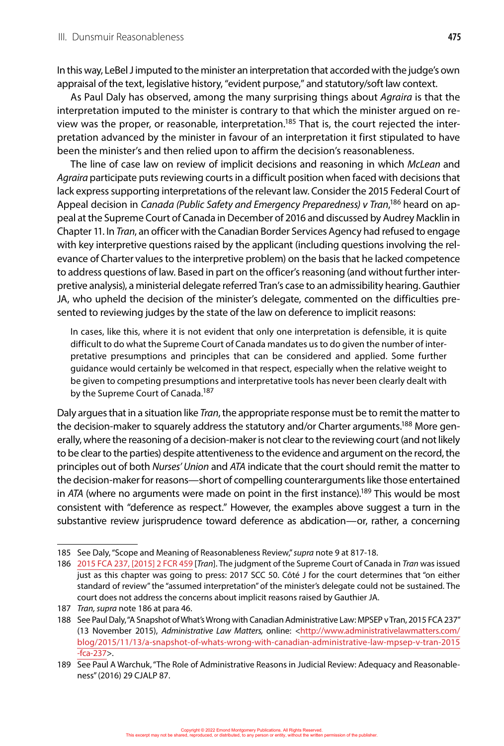In this way, LeBel J imputed to the minister an interpretation that accorded with the judge's own appraisal of the text, legislative history, "evident purpose," and statutory/soft law context.

As Paul Daly has observed, among the many surprising things about *Agraira* is that the interpretation imputed to the minister is contrary to that which the minister argued on review was the proper, or reasonable, interpretation.[185] That is, the court rejected the interpretation advanced by the minister in favour of an interpretation it first stipulated to have been the minister's and then relied upon to affirm the decision's reasonableness.

The line of case law on review of implicit decisions and reasoning in which *McLean* and *Agraira* participate puts reviewing courts in a difficult position when faced with decisions that lack express supporting interpretations of the relevant law. Consider the 2015 Federal Court of Appeal decision in *Canada (Public Safety and Emergency Preparedness) v Tran*,[186] heard on appeal at the Supreme Court of Canada in December of 2016 and discussed by Audrey Macklin in Chapter 11. In *Tran*, an officer with the Canadian Border Services Agency had refused to engage with key interpretive questions raised by the applicant (including questions involving the relevance of Charter values to the interpretive problem) on the basis that he lacked competence to address questions of law. Based in part on the officer's reasoning (and without further interpretive analysis), a ministerial delegate referred Tran's case to an admissibility hearing. Gauthier JA, who upheld the decision of the minister's delegate, commented on the difficulties presented to reviewing judges by the state of the law on deference to implicit reasons:

> In cases, like this, where it is not evident that only one interpretation is defensible, it is quite difficult to do what the Supreme Court of Canada mandates us to do given the number of interpretative presumptions and principles that can be considered and applied. Some further guidance would certainly be welcomed in that respect, especially when the relative weight to be given to competing presumptions and interpretative tools has never been clearly dealt with by the Supreme Court of Canada.[187]

Daly argues that in a situation like *Tran*, the appropriate response must be to remit the matter to the decision-maker to squarely address the statutory and/or Charter arguments.[188] More generally, where the reasoning of a decision-maker is not clear to the reviewing court (and not likely to be clear to the parties) despite attentiveness to the evidence and argument on the record, the principles out of both *Nurses' Union* and *ATA* indicate that the court should remit the matter to the decision-maker for reasons—short of compelling counterarguments like those entertained in *ATA* (where no arguments were made on point in the first instance).[189] This would be most consistent with "deference as respect." However, the examples above suggest a turn in the substantive review jurisprudence toward deference as abdication—or, rather, a concerning

---

185 See Daly, "Scope and Meaning of Reasonableness Review," *supra* note 9 at 817-18.

186 2015 FCA 237, [2015] 2 FCR 459 [*Tran*]. The judgment of the Supreme Court of Canada in *Tran* was issued just as this chapter was going to press: 2017 SCC 50. Côté J for the court determines that "on either standard of review" the "assumed interpretation" of the minister's delegate could not be sustained. The court does not address the concerns about implicit reasons raised by Gauthier JA.

187 *Tran, supra* note 186 at para 46.

188 See Paul Daly, "A Snapshot of What's Wrong with Canadian Administrative Law: MPSEP v Tran, 2015 FCA 237" (13 November 2015), *Administrative Law Matters,* online: <http://www.administrativelawmatters.com/blog/2015/11/13/a-snapshot-of-whats-wrong-with-canadian-administrative-law-mpsep-v-tran-2015-fca-237>.

189 See Paul A Warchuk, "The Role of Administrative Reasons in Judicial Review: Adequacy and Reasonableness" (2016) 29 CJALP 87.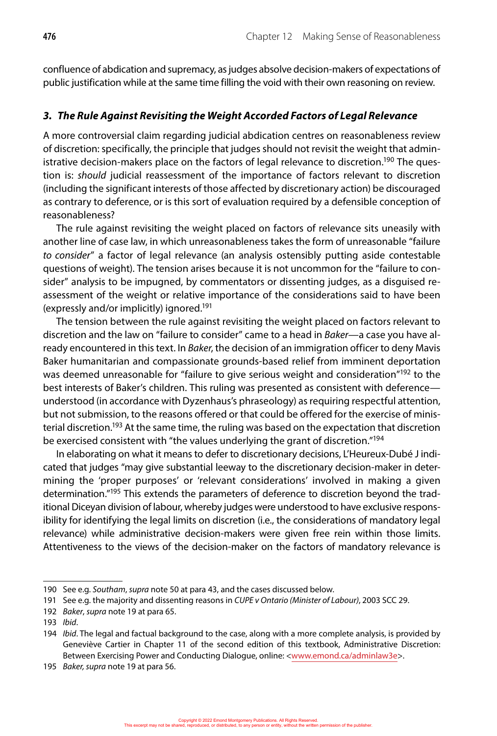confluence of abdication and supremacy, as judges absolve decision-makers of expectations of public justification while at the same time filling the void with their own reasoning on review.

### *3. The Rule Against Revisiting the Weight Accorded Factors of Legal Relevance*

A more controversial claim regarding judicial abdication centres on reasonableness review of discretion: specifically, the principle that judges should not revisit the weight that administrative decision-makers place on the factors of legal relevance to discretion.[190] The question is: *should* judicial reassessment of the importance of factors relevant to discretion (including the significant interests of those affected by discretionary action) be discouraged as contrary to deference, or is this sort of evaluation required by a defensible conception of reasonableness?

The rule against revisiting the weight placed on factors of relevance sits uneasily with another line of case law, in which unreasonableness takes the form of unreasonable "failure *to consider*" a factor of legal relevance (an analysis ostensibly putting aside contestable questions of weight). The tension arises because it is not uncommon for the "failure to consider" analysis to be impugned, by commentators or dissenting judges, as a disguised reassessment of the weight or relative importance of the considerations said to have been (expressly and/or implicitly) ignored.[191]

The tension between the rule against revisiting the weight placed on factors relevant to discretion and the law on "failure to consider" came to a head in *Baker*—a case you have already encountered in this text. In *Baker*, the decision of an immigration officer to deny Mavis Baker humanitarian and compassionate grounds-based relief from imminent deportation was deemed unreasonable for "failure to give serious weight and consideration"[192] to the best interests of Baker's children. This ruling was presented as consistent with deference—understood (in accordance with Dyzenhaus's phraseology) as requiring respectful attention, but not submission, to the reasons offered or that could be offered for the exercise of ministerial discretion.[193] At the same time, the ruling was based on the expectation that discretion be exercised consistent with "the values underlying the grant of discretion."[194]

In elaborating on what it means to defer to discretionary decisions, L'Heureux-Dubé J indicated that judges "may give substantial leeway to the discretionary decision-maker in determining the 'proper purposes' or 'relevant considerations' involved in making a given determination."[195] This extends the parameters of deference to discretion beyond the traditional Diceyan division of labour, whereby judges were understood to have exclusive responsibility for identifying the legal limits on discretion (i.e., the considerations of mandatory legal relevance) while administrative decision-makers were given free rein within those limits. Attentiveness to the views of the decision-maker on the factors of mandatory relevance is

---

190 See e.g. *Southam*, *supra* note 50 at para 43, and the cases discussed below.

191 See e.g. the majority and dissenting reasons in *CUPE v Ontario (Minister of Labour)*, 2003 SCC 29.

192 *Baker*, *supra* note 19 at para 65.

193 *Ibid*.

194 *Ibid*. The legal and factual background to the case, along with a more complete analysis, is provided by Geneviève Cartier in Chapter 11 of the second edition of this textbook, Administrative Discretion: Between Exercising Power and Conducting Dialogue, online: <www.emond.ca/adminlaw3e>.

195 *Baker, supra* note 19 at para 56.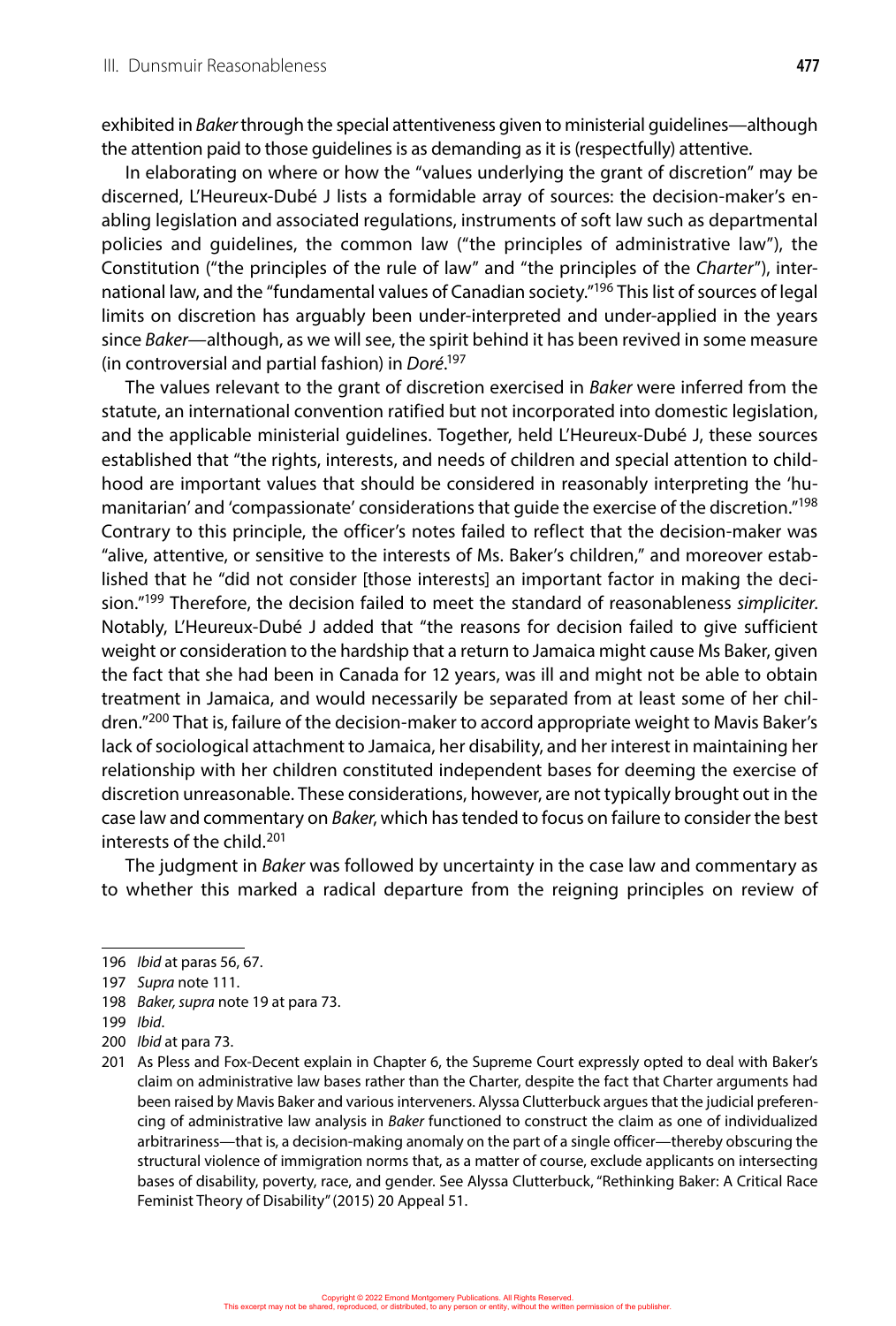exhibited in *Baker* through the special attentiveness given to ministerial guidelines—although the attention paid to those guidelines is as demanding as it is (respectfully) attentive.

In elaborating on where or how the "values underlying the grant of discretion" may be discerned, L'Heureux-Dubé J lists a formidable array of sources: the decision-maker's enabling legislation and associated regulations, instruments of soft law such as departmental policies and guidelines, the common law ("the principles of administrative law"), the Constitution ("the principles of the rule of law" and "the principles of the *Charter*"), international law, and the "fundamental values of Canadian society."[196] This list of sources of legal limits on discretion has arguably been under-interpreted and under-applied in the years since *Baker*—although, as we will see, the spirit behind it has been revived in some measure (in controversial and partial fashion) in *Doré*.[197]

The values relevant to the grant of discretion exercised in *Baker* were inferred from the statute, an international convention ratified but not incorporated into domestic legislation, and the applicable ministerial guidelines. Together, held L'Heureux-Dubé J, these sources established that "the rights, interests, and needs of children and special attention to childhood are important values that should be considered in reasonably interpreting the 'humanitarian' and 'compassionate' considerations that guide the exercise of the discretion."[198] Contrary to this principle, the officer's notes failed to reflect that the decision-maker was "alive, attentive, or sensitive to the interests of Ms. Baker's children," and moreover established that he "did not consider [those interests] an important factor in making the decision."[199] Therefore, the decision failed to meet the standard of reasonableness *simpliciter*. Notably, L'Heureux-Dubé J added that "the reasons for decision failed to give sufficient weight or consideration to the hardship that a return to Jamaica might cause Ms Baker, given the fact that she had been in Canada for 12 years, was ill and might not be able to obtain treatment in Jamaica, and would necessarily be separated from at least some of her children."[200] That is, failure of the decision-maker to accord appropriate weight to Mavis Baker's lack of sociological attachment to Jamaica, her disability, and her interest in maintaining her relationship with her children constituted independent bases for deeming the exercise of discretion unreasonable. These considerations, however, are not typically brought out in the case law and commentary on *Baker*, which has tended to focus on failure to consider the best interests of the child.[201]

The judgment in *Baker* was followed by uncertainty in the case law and commentary as to whether this marked a radical departure from the reigning principles on review of

---

196 *Ibid* at paras 56, 67.

197 *Supra* note 111.

198 *Baker, supra* note 19 at para 73.

199 *Ibid*.

200 *Ibid* at para 73.

201 As Pless and Fox-Decent explain in Chapter 6, the Supreme Court expressly opted to deal with Baker's claim on administrative law bases rather than the Charter, despite the fact that Charter arguments had been raised by Mavis Baker and various interveners. Alyssa Clutterbuck argues that the judicial preferencing of administrative law analysis in *Baker* functioned to construct the claim as one of individualized arbitrariness—that is, a decision-making anomaly on the part of a single officer—thereby obscuring the structural violence of immigration norms that, as a matter of course, exclude applicants on intersecting bases of disability, poverty, race, and gender. See Alyssa Clutterbuck, "Rethinking Baker: A Critical Race Feminist Theory of Disability" (2015) 20 Appeal 51.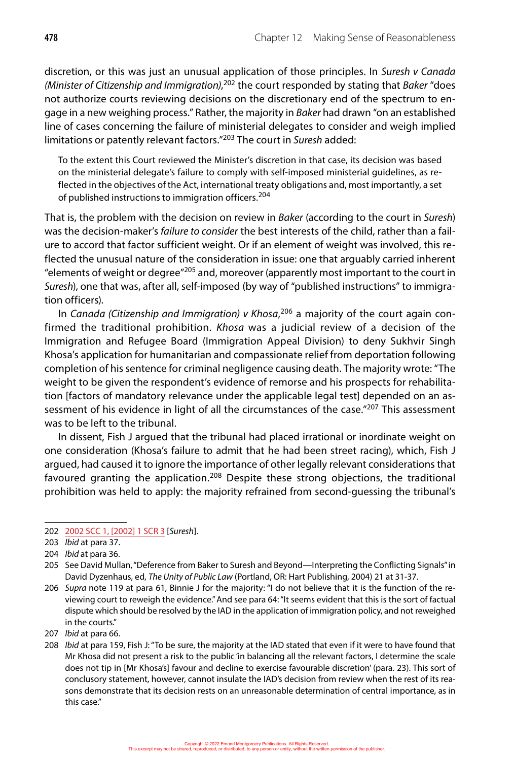discretion, or this was just an unusual application of those principles. In *Suresh v Canada (Minister of Citizenship and Immigration)*,[202] the court responded by stating that *Baker* "does not authorize courts reviewing decisions on the discretionary end of the spectrum to engage in a new weighing process." Rather, the majority in *Baker* had drawn "on an established line of cases concerning the failure of ministerial delegates to consider and weigh implied limitations or patently relevant factors."[203] The court in *Suresh* added:

> To the extent this Court reviewed the Minister's discretion in that case, its decision was based on the ministerial delegate's failure to comply with self-imposed ministerial guidelines, as reflected in the objectives of the Act, international treaty obligations and, most importantly, a set of published instructions to immigration officers.[204]

That is, the problem with the decision on review in *Baker* (according to the court in *Suresh*) was the decision-maker's *failure to consider* the best interests of the child, rather than a failure to accord that factor sufficient weight. Or if an element of weight was involved, this reflected the unusual nature of the consideration in issue: one that arguably carried inherent "elements of weight or degree"[205] and, moreover (apparently most important to the court in *Suresh*), one that was, after all, self-imposed (by way of "published instructions" to immigration officers).

In *Canada (Citizenship and Immigration) v Khosa*,[206] a majority of the court again confirmed the traditional prohibition. *Khosa* was a judicial review of a decision of the Immigration and Refugee Board (Immigration Appeal Division) to deny Sukhvir Singh Khosa's application for humanitarian and compassionate relief from deportation following completion of his sentence for criminal negligence causing death. The majority wrote: "The weight to be given the respondent's evidence of remorse and his prospects for rehabilitation [factors of mandatory relevance under the applicable legal test] depended on an assessment of his evidence in light of all the circumstances of the case."[207] This assessment was to be left to the tribunal.

In dissent, Fish J argued that the tribunal had placed irrational or inordinate weight on one consideration (Khosa's failure to admit that he had been street racing), which, Fish J argued, had caused it to ignore the importance of other legally relevant considerations that favoured granting the application.[208] Despite these strong objections, the traditional prohibition was held to apply: the majority refrained from second-guessing the tribunal's

---

202 2002 SCC 1, [2002] 1 SCR 3 [*Suresh*].

203 *Ibid* at para 37.

204 *Ibid* at para 36.

205 See David Mullan, "Deference from Baker to Suresh and Beyond—Interpreting the Conflicting Signals" in David Dyzenhaus, ed, *The Unity of Public Law* (Portland, OR: Hart Publishing, 2004) 21 at 31-37.

206 *Supra* note 119 at para 61, Binnie J for the majority: "I do not believe that it is the function of the reviewing court to reweigh the evidence." And see para 64: "It seems evident that this is the sort of factual dispute which should be resolved by the IAD in the application of immigration policy, and not reweighed in the courts."

207 *Ibid* at para 66.

208 *Ibid* at para 159, Fish J: "To be sure, the majority at the IAD stated that even if it were to have found that Mr Khosa did not present a risk to the public 'in balancing all the relevant factors, I determine the scale does not tip in [Mr Khosa's] favour and decline to exercise favourable discretion' (para. 23). This sort of conclusory statement, however, cannot insulate the IAD's decision from review when the rest of its reasons demonstrate that its decision rests on an unreasonable determination of central importance, as in this case."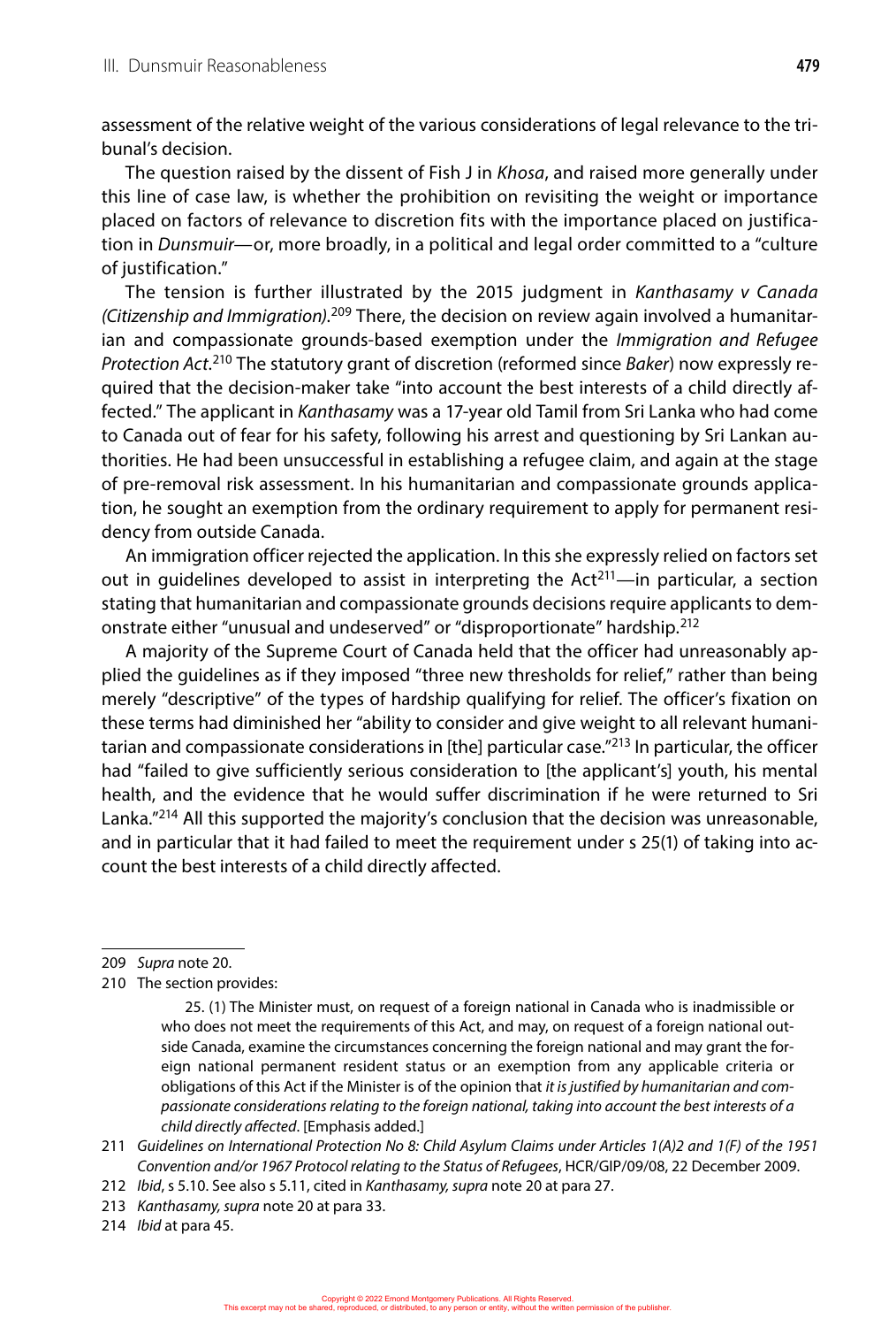assessment of the relative weight of the various considerations of legal relevance to the tribunal's decision.

The question raised by the dissent of Fish J in *Khosa*, and raised more generally under this line of case law, is whether the prohibition on revisiting the weight or importance placed on factors of relevance to discretion fits with the importance placed on justification in *Dunsmuir*—or, more broadly, in a political and legal order committed to a "culture of justification."

The tension is further illustrated by the 2015 judgment in *Kanthasamy v Canada (Citizenship and Immigration)*.[209] There, the decision on review again involved a humanitarian and compassionate grounds-based exemption under the *Immigration and Refugee Protection Act*.[210] The statutory grant of discretion (reformed since *Baker*) now expressly required that the decision-maker take "into account the best interests of a child directly affected." The applicant in *Kanthasamy* was a 17-year old Tamil from Sri Lanka who had come to Canada out of fear for his safety, following his arrest and questioning by Sri Lankan authorities. He had been unsuccessful in establishing a refugee claim, and again at the stage of pre-removal risk assessment. In his humanitarian and compassionate grounds application, he sought an exemption from the ordinary requirement to apply for permanent residency from outside Canada.

An immigration officer rejected the application. In this she expressly relied on factors set out in guidelines developed to assist in interpreting the Act[211]—in particular, a section stating that humanitarian and compassionate grounds decisions require applicants to demonstrate either "unusual and undeserved" or "disproportionate" hardship.[212]

A majority of the Supreme Court of Canada held that the officer had unreasonably applied the guidelines as if they imposed "three new thresholds for relief," rather than being merely "descriptive" of the types of hardship qualifying for relief. The officer's fixation on these terms had diminished her "ability to consider and give weight to all relevant humanitarian and compassionate considerations in [the] particular case."[213] In particular, the officer had "failed to give sufficiently serious consideration to [the applicant's] youth, his mental health, and the evidence that he would suffer discrimination if he were returned to Sri Lanka."[214] All this supported the majority's conclusion that the decision was unreasonable, and in particular that it had failed to meet the requirement under s 25(1) of taking into account the best interests of a child directly affected.

---

209 *Supra* note 20.

210 The section provides:

> 25. (1) The Minister must, on request of a foreign national in Canada who is inadmissible or who does not meet the requirements of this Act, and may, on request of a foreign national outside Canada, examine the circumstances concerning the foreign national and may grant the foreign national permanent resident status or an exemption from any applicable criteria or obligations of this Act if the Minister is of the opinion that *it is justified by humanitarian and compassionate considerations relating to the foreign national, taking into account the best interests of a child directly affected*. [Emphasis added.]

211 *Guidelines on International Protection No 8: Child Asylum Claims under Articles 1(A)2 and 1(F) of the 1951 Convention and/or 1967 Protocol relating to the Status of Refugees*, HCR/GIP/09/08, 22 December 2009.

212 *Ibid*, s 5.10. See also s 5.11, cited in *Kanthasamy, supra* note 20 at para 27.

213 *Kanthasamy, supra* note 20 at para 33.

214 *Ibid* at para 45.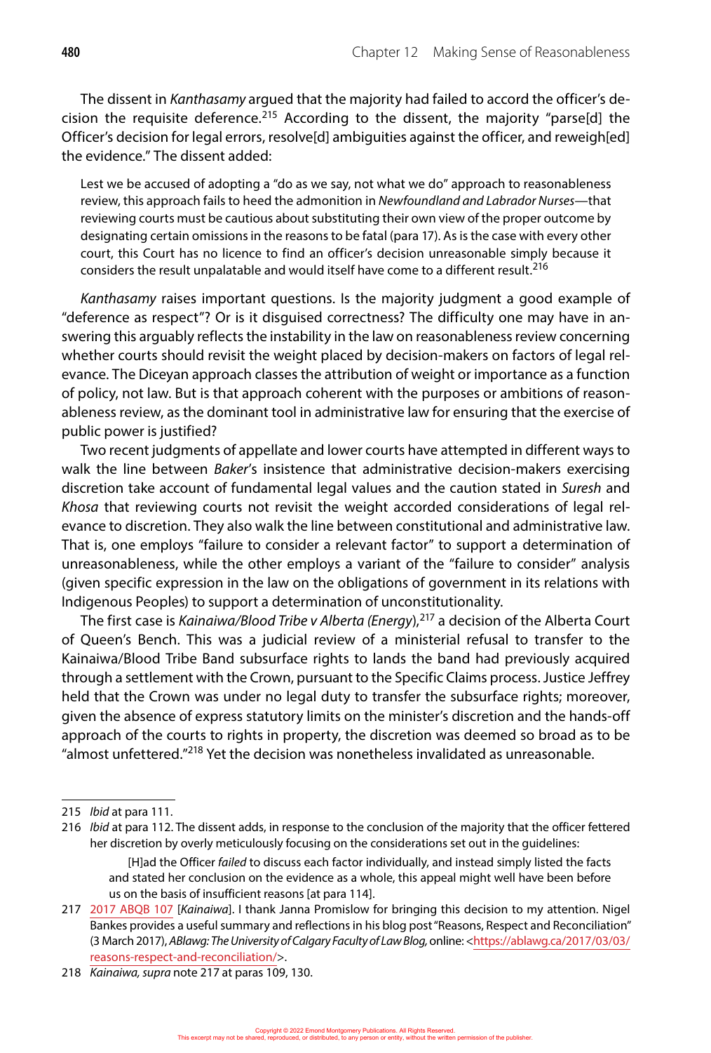The dissent in *Kanthasamy* argued that the majority had failed to accord the officer's decision the requisite deference.[215] According to the dissent, the majority "parse[d] the Officer's decision for legal errors, resolve[d] ambiguities against the officer, and reweigh[ed] the evidence." The dissent added:

> Lest we be accused of adopting a "do as we say, not what we do" approach to reasonableness review, this approach fails to heed the admonition in *Newfoundland and Labrador Nurses*—that reviewing courts must be cautious about substituting their own view of the proper outcome by designating certain omissions in the reasons to be fatal (para 17). As is the case with every other court, this Court has no licence to find an officer's decision unreasonable simply because it considers the result unpalatable and would itself have come to a different result.[216]

*Kanthasamy* raises important questions. Is the majority judgment a good example of "deference as respect"? Or is it disguised correctness? The difficulty one may have in answering this arguably reflects the instability in the law on reasonableness review concerning whether courts should revisit the weight placed by decision-makers on factors of legal relevance. The Diceyan approach classes the attribution of weight or importance as a function of policy, not law. But is that approach coherent with the purposes or ambitions of reasonableness review, as the dominant tool in administrative law for ensuring that the exercise of public power is justified?

Two recent judgments of appellate and lower courts have attempted in different ways to walk the line between *Baker*'s insistence that administrative decision-makers exercising discretion take account of fundamental legal values and the caution stated in *Suresh* and *Khosa* that reviewing courts not revisit the weight accorded considerations of legal relevance to discretion. They also walk the line between constitutional and administrative law. That is, one employs "failure to consider a relevant factor" to support a determination of unreasonableness, while the other employs a variant of the "failure to consider" analysis (given specific expression in the law on the obligations of government in its relations with Indigenous Peoples) to support a determination of unconstitutionality.

The first case is *Kainaiwa/Blood Tribe v Alberta (Energy)*,[217] a decision of the Alberta Court of Queen's Bench. This was a judicial review of a ministerial refusal to transfer to the Kainaiwa/Blood Tribe Band subsurface rights to lands the band had previously acquired through a settlement with the Crown, pursuant to the Specific Claims process. Justice Jeffrey held that the Crown was under no legal duty to transfer the subsurface rights; moreover, given the absence of express statutory limits on the minister's discretion and the hands-off approach of the courts to rights in property, the discretion was deemed so broad as to be "almost unfettered."[218] Yet the decision was nonetheless invalidated as unreasonable.

---

215 *Ibid* at para 111.

216 *Ibid* at para 112. The dissent adds, in response to the conclusion of the majority that the officer fettered her discretion by overly meticulously focusing on the considerations set out in the guidelines:

> [H]ad the Officer *failed* to discuss each factor individually, and instead simply listed the facts and stated her conclusion on the evidence as a whole, this appeal might well have been before us on the basis of insufficient reasons [at para 114].

217 2017 ABQB 107 [*Kainaiwa*]. I thank Janna Promislow for bringing this decision to my attention. Nigel Bankes provides a useful summary and reflections in his blog post "Reasons, Respect and Reconciliation" (3 March 2017), *ABlawg: The University of Calgary Faculty of Law Blog*, online: <https://ablawg.ca/2017/03/03/reasons-respect-and-reconciliation/>.

218 *Kainaiwa, supra* note 217 at paras 109, 130.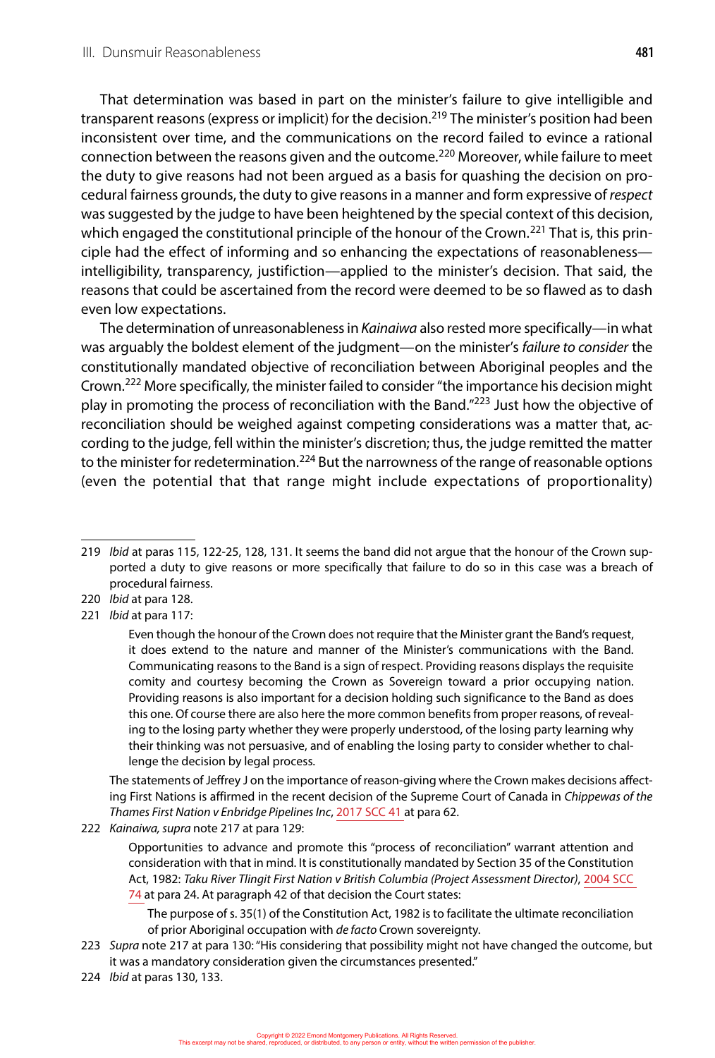That determination was based in part on the minister's failure to give intelligible and transparent reasons (express or implicit) for the decision.[219] The minister's position had been inconsistent over time, and the communications on the record failed to evince a rational connection between the reasons given and the outcome.[220] Moreover, while failure to meet the duty to give reasons had not been argued as a basis for quashing the decision on procedural fairness grounds, the duty to give reasons in a manner and form expressive of *respect* was suggested by the judge to have been heightened by the special context of this decision, which engaged the constitutional principle of the honour of the Crown.[221] That is, this principle had the effect of informing and so enhancing the expectations of reasonableness—intelligibility, transparency, justification—applied to the minister's decision. That said, the reasons that could be ascertained from the record were deemed to be so flawed as to dash even low expectations.

The determination of unreasonableness in *Kainaiwa* also rested more specifically—in what was arguably the boldest element of the judgment—on the minister's *failure to consider* the constitutionally mandated objective of reconciliation between Aboriginal peoples and the Crown.[222] More specifically, the minister failed to consider "the importance his decision might play in promoting the process of reconciliation with the Band."[223] Just how the objective of reconciliation should be weighed against competing considerations was a matter that, according to the judge, fell within the minister's discretion; thus, the judge remitted the matter to the minister for redetermination.[224] But the narrowness of the range of reasonable options (even the potential that that range might include expectations of proportionality)

---

219 *Ibid* at paras 115, 122-25, 128, 131. It seems the band did not argue that the honour of the Crown supported a duty to give reasons or more specifically that failure to do so in this case was a breach of procedural fairness.

220 *Ibid* at para 128.

221 *Ibid* at para 117:

> Even though the honour of the Crown does not require that the Minister grant the Band's request, it does extend to the nature and manner of the Minister's communications with the Band. Communicating reasons to the Band is a sign of respect. Providing reasons displays the requisite comity and courtesy becoming the Crown as Sovereign toward a prior occupying nation. Providing reasons is also important for a decision holding such significance to the Band as does this one. Of course there are also here the more common benefits from proper reasons, of revealing to the losing party whether they were properly understood, of the losing party learning why their thinking was not persuasive, and of enabling the losing party to consider whether to challenge the decision by legal process.

The statements of Jeffrey J on the importance of reason-giving where the Crown makes decisions affecting First Nations is affirmed in the recent decision of the Supreme Court of Canada in *Chippewas of the Thames First Nation v Enbridge Pipelines Inc*, 2017 SCC 41 at para 62.

222 *Kainaiwa, supra* note 217 at para 129:

> Opportunities to advance and promote this "process of reconciliation" warrant attention and consideration with that in mind. It is constitutionally mandated by Section 35 of the Constitution Act, 1982: *Taku River Tlingit First Nation v British Columbia (Project Assessment Director)*, 2004 SCC 74 at para 24. At paragraph 42 of that decision the Court states:
>
> > The purpose of s. 35(1) of the Constitution Act, 1982 is to facilitate the ultimate reconciliation of prior Aboriginal occupation with *de facto* Crown sovereignty.

223 *Supra* note 217 at para 130: "His considering that possibility might not have changed the outcome, but it was a mandatory consideration given the circumstances presented."

224 *Ibid* at paras 130, 133.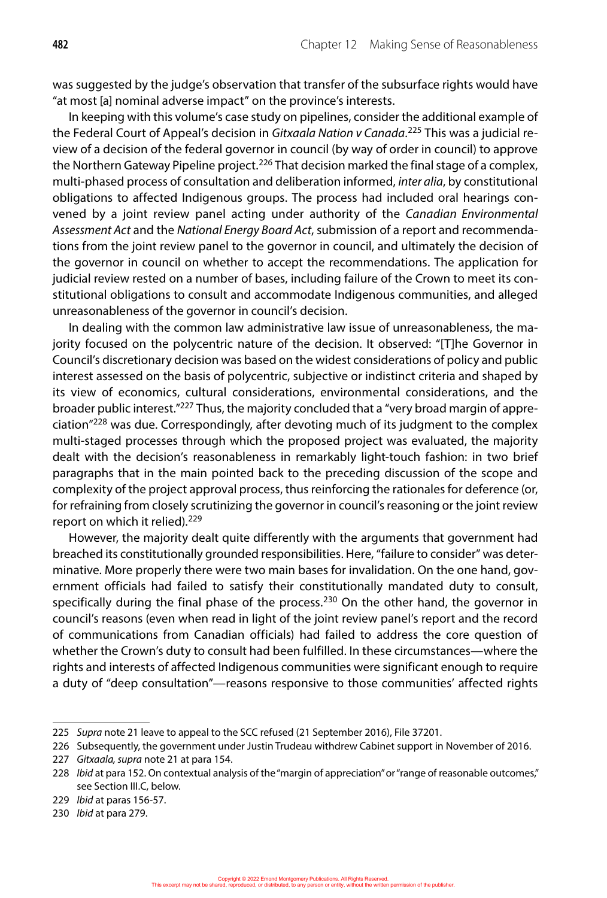was suggested by the judge's observation that transfer of the subsurface rights would have "at most [a] nominal adverse impact" on the province's interests.

In keeping with this volume's case study on pipelines, consider the additional example of the Federal Court of Appeal's decision in *Gitxaala Nation v Canada*.[225] This was a judicial review of a decision of the federal governor in council (by way of order in council) to approve the Northern Gateway Pipeline project.[226] That decision marked the final stage of a complex, multi-phased process of consultation and deliberation informed, *inter alia*, by constitutional obligations to affected Indigenous groups. The process had included oral hearings convened by a joint review panel acting under authority of the *Canadian Environmental Assessment Act* and the *National Energy Board Act*, submission of a report and recommendations from the joint review panel to the governor in council, and ultimately the decision of the governor in council on whether to accept the recommendations. The application for judicial review rested on a number of bases, including failure of the Crown to meet its constitutional obligations to consult and accommodate Indigenous communities, and alleged unreasonableness of the governor in council's decision.

In dealing with the common law administrative law issue of unreasonableness, the majority focused on the polycentric nature of the decision. It observed: "[T]he Governor in Council's discretionary decision was based on the widest considerations of policy and public interest assessed on the basis of polycentric, subjective or indistinct criteria and shaped by its view of economics, cultural considerations, environmental considerations, and the broader public interest."[227] Thus, the majority concluded that a "very broad margin of appreciation"[228] was due. Correspondingly, after devoting much of its judgment to the complex multi-staged processes through which the proposed project was evaluated, the majority dealt with the decision's reasonableness in remarkably light-touch fashion: in two brief paragraphs that in the main pointed back to the preceding discussion of the scope and complexity of the project approval process, thus reinforcing the rationales for deference (or, for refraining from closely scrutinizing the governor in council's reasoning or the joint review report on which it relied).[229]

However, the majority dealt quite differently with the arguments that government had breached its constitutionally grounded responsibilities. Here, "failure to consider" was determinative. More properly there were two main bases for invalidation. On the one hand, government officials had failed to satisfy their constitutionally mandated duty to consult, specifically during the final phase of the process.[230] On the other hand, the governor in council's reasons (even when read in light of the joint review panel's report and the record of communications from Canadian officials) had failed to address the core question of whether the Crown's duty to consult had been fulfilled. In these circumstances—where the rights and interests of affected Indigenous communities were significant enough to require a duty of "deep consultation"—reasons responsive to those communities' affected rights

---

225 *Supra* note 21 leave to appeal to the SCC refused (21 September 2016), File 37201.

226 Subsequently, the government under Justin Trudeau withdrew Cabinet support in November of 2016.

227 *Gitxaala, supra* note 21 at para 154.

228 *Ibid* at para 152. On contextual analysis of the "margin of appreciation" or "range of reasonable outcomes," see Section III.C, below.

229 *Ibid* at paras 156-57.

230 *Ibid* at para 279.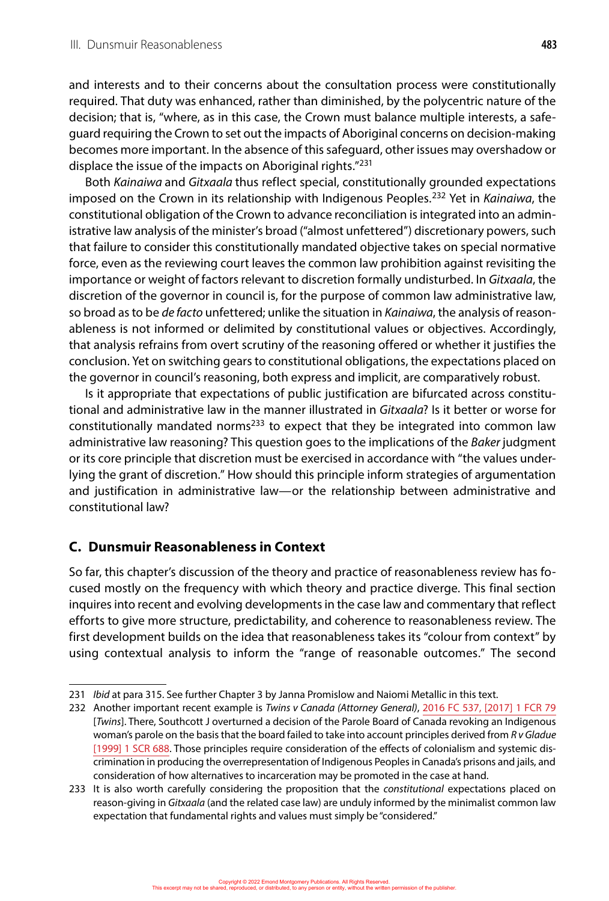and interests and to their concerns about the consultation process were constitutionally required. That duty was enhanced, rather than diminished, by the polycentric nature of the decision; that is, "where, as in this case, the Crown must balance multiple interests, a safeguard requiring the Crown to set out the impacts of Aboriginal concerns on decision-making becomes more important. In the absence of this safeguard, other issues may overshadow or displace the issue of the impacts on Aboriginal rights."[231]

Both *Kainaiwa* and *Gitxaala* thus reflect special, constitutionally grounded expectations imposed on the Crown in its relationship with Indigenous Peoples.[232] Yet in *Kainaiwa*, the constitutional obligation of the Crown to advance reconciliation is integrated into an administrative law analysis of the minister's broad ("almost unfettered") discretionary powers, such that failure to consider this constitutionally mandated objective takes on special normative force, even as the reviewing court leaves the common law prohibition against revisiting the importance or weight of factors relevant to discretion formally undisturbed. In *Gitxaala*, the discretion of the governor in council is, for the purpose of common law administrative law, so broad as to be *de facto* unfettered; unlike the situation in *Kainaiwa*, the analysis of reasonableness is not informed or delimited by constitutional values or objectives. Accordingly, that analysis refrains from overt scrutiny of the reasoning offered or whether it justifies the conclusion. Yet on switching gears to constitutional obligations, the expectations placed on the governor in council's reasoning, both express and implicit, are comparatively robust.

Is it appropriate that expectations of public justification are bifurcated across constitutional and administrative law in the manner illustrated in *Gitxaala*? Is it better or worse for constitutionally mandated norms[233] to expect that they be integrated into common law administrative law reasoning? This question goes to the implications of the *Baker* judgment or its core principle that discretion must be exercised in accordance with "the values underlying the grant of discretion." How should this principle inform strategies of argumentation and justification in administrative law—or the relationship between administrative and constitutional law?

## C. Dunsmuir Reasonableness in Context

So far, this chapter's discussion of the theory and practice of reasonableness review has focused mostly on the frequency with which theory and practice diverge. This final section inquires into recent and evolving developments in the case law and commentary that reflect efforts to give more structure, predictability, and coherence to reasonableness review. The first development builds on the idea that reasonableness takes its "colour from context" by using contextual analysis to inform the "range of reasonable outcomes." The second

---

231 *Ibid* at para 315. See further Chapter 3 by Janna Promislow and Naiomi Metallic in this text.

232 Another important recent example is *Twins v Canada (Attorney General)*, 2016 FC 537, [2017] 1 FCR 79 [*Twins*]. There, Southcott J overturned a decision of the Parole Board of Canada revoking an Indigenous woman's parole on the basis that the board failed to take into account principles derived from *R v Gladue* [1999] 1 SCR 688. Those principles require consideration of the effects of colonialism and systemic discrimination in producing the overrepresentation of Indigenous Peoples in Canada's prisons and jails, and consideration of how alternatives to incarceration may be promoted in the case at hand.

233 It is also worth carefully considering the proposition that the *constitutional* expectations placed on reason-giving in *Gitxaala* (and the related case law) are unduly informed by the minimalist common law expectation that fundamental rights and values must simply be "considered."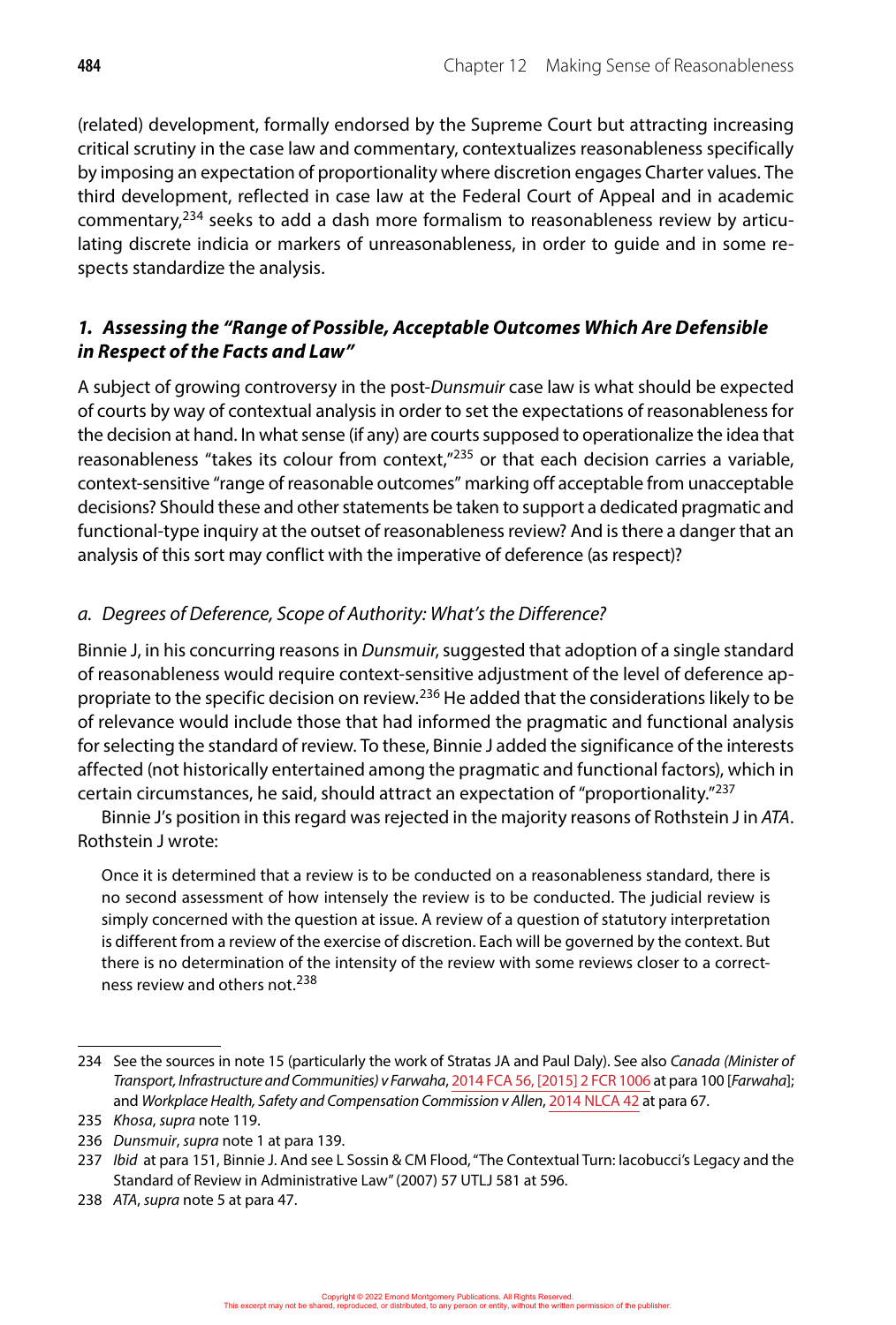(related) development, formally endorsed by the Supreme Court but attracting increasing critical scrutiny in the case law and commentary, contextualizes reasonableness specifically by imposing an expectation of proportionality where discretion engages Charter values. The third development, reflected in case law at the Federal Court of Appeal and in academic commentary,[234] seeks to add a dash more formalism to reasonableness review by articulating discrete indicia or markers of unreasonableness, in order to guide and in some respects standardize the analysis.

### *1. Assessing the "Range of Possible, Acceptable Outcomes Which Are Defensible in Respect of the Facts and Law"*

A subject of growing controversy in the post-*Dunsmuir* case law is what should be expected of courts by way of contextual analysis in order to set the expectations of reasonableness for the decision at hand. In what sense (if any) are courts supposed to operationalize the idea that reasonableness "takes its colour from context,"[235] or that each decision carries a variable, context-sensitive "range of reasonable outcomes" marking off acceptable from unacceptable decisions? Should these and other statements be taken to support a dedicated pragmatic and functional-type inquiry at the outset of reasonableness review? And is there a danger that an analysis of this sort may conflict with the imperative of deference (as respect)?

#### *a. Degrees of Deference, Scope of Authority: What's the Difference?*

Binnie J, in his concurring reasons in *Dunsmuir*, suggested that adoption of a single standard of reasonableness would require context-sensitive adjustment of the level of deference appropriate to the specific decision on review.[236] He added that the considerations likely to be of relevance would include those that had informed the pragmatic and functional analysis for selecting the standard of review. To these, Binnie J added the significance of the interests affected (not historically entertained among the pragmatic and functional factors), which in certain circumstances, he said, should attract an expectation of "proportionality."[237]

Binnie J's position in this regard was rejected in the majority reasons of Rothstein J in *ATA*. Rothstein J wrote:

> Once it is determined that a review is to be conducted on a reasonableness standard, there is no second assessment of how intensely the review is to be conducted. The judicial review is simply concerned with the question at issue. A review of a question of statutory interpretation is different from a review of the exercise of discretion. Each will be governed by the context. But there is no determination of the intensity of the review with some reviews closer to a correctness review and others not.[238]

---

234 See the sources in note 15 (particularly the work of Stratas JA and Paul Daly). See also *Canada (Minister of Transport, Infrastructure and Communities) v Farwaha*, 2014 FCA 56, [2015] 2 FCR 1006 at para 100 [*Farwaha*]; and *Workplace Health, Safety and Compensation Commission v Allen*, 2014 NLCA 42 at para 67.

235 *Khosa*, *supra* note 119.

236 *Dunsmuir*, *supra* note 1 at para 139.

237 *Ibid* at para 151, Binnie J. And see L Sossin & CM Flood, "The Contextual Turn: Iacobucci's Legacy and the Standard of Review in Administrative Law" (2007) 57 UTLJ 581 at 596.

238 *ATA*, *supra* note 5 at para 47.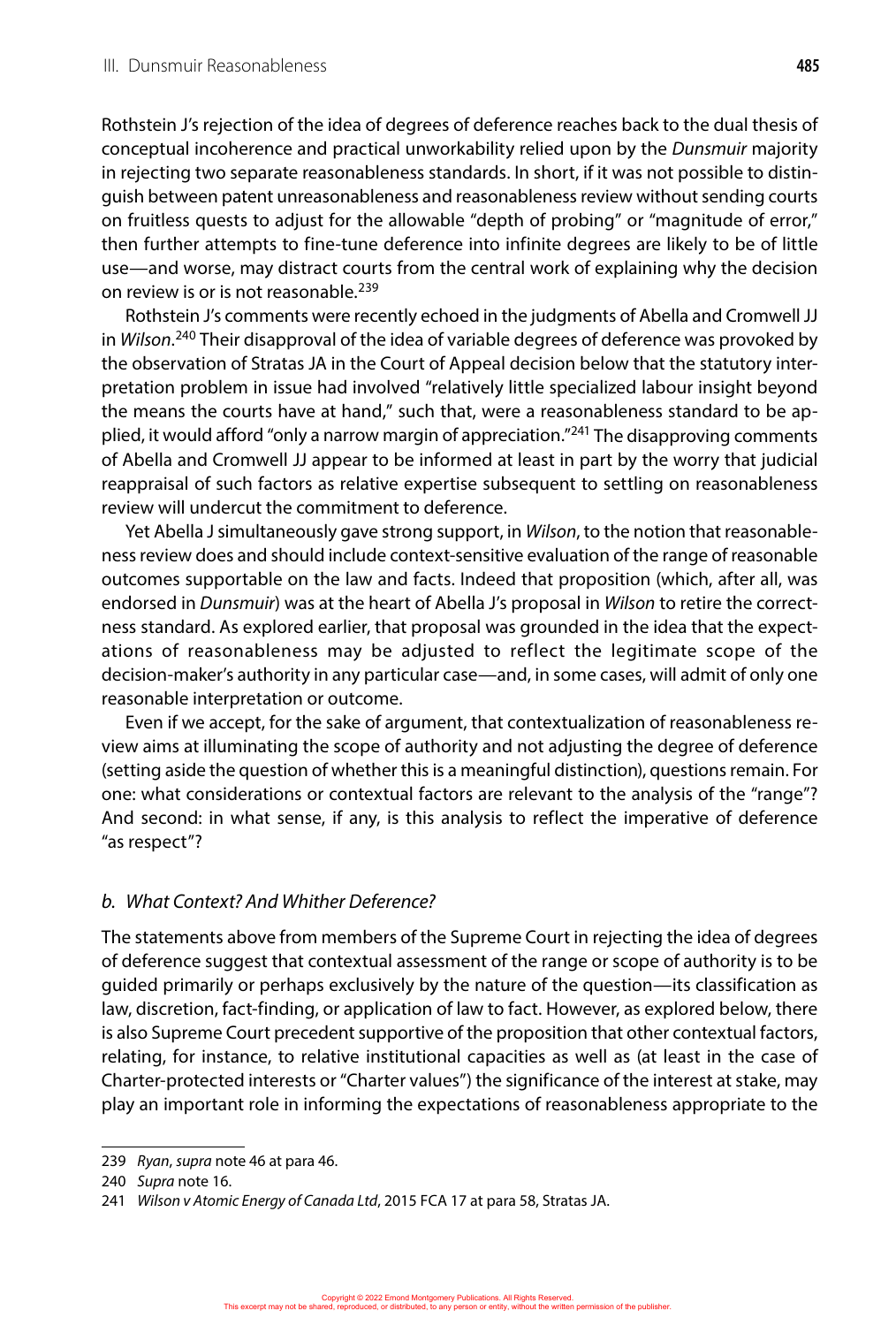Rothstein J's rejection of the idea of degrees of deference reaches back to the dual thesis of conceptual incoherence and practical unworkability relied upon by the *Dunsmuir* majority in rejecting two separate reasonableness standards. In short, if it was not possible to distinguish between patent unreasonableness and reasonableness review without sending courts on fruitless quests to adjust for the allowable "depth of probing" or "magnitude of error," then further attempts to fine-tune deference into infinite degrees are likely to be of little use—and worse, may distract courts from the central work of explaining why the decision on review is or is not reasonable.[239]

Rothstein J's comments were recently echoed in the judgments of Abella and Cromwell JJ in *Wilson*.[240] Their disapproval of the idea of variable degrees of deference was provoked by the observation of Stratas JA in the Court of Appeal decision below that the statutory interpretation problem in issue had involved "relatively little specialized labour insight beyond the means the courts have at hand," such that, were a reasonableness standard to be applied, it would afford "only a narrow margin of appreciation."[241] The disapproving comments of Abella and Cromwell JJ appear to be informed at least in part by the worry that judicial reappraisal of such factors as relative expertise subsequent to settling on reasonableness review will undercut the commitment to deference.

Yet Abella J simultaneously gave strong support, in *Wilson*, to the notion that reasonableness review does and should include context-sensitive evaluation of the range of reasonable outcomes supportable on the law and facts. Indeed that proposition (which, after all, was endorsed in *Dunsmuir*) was at the heart of Abella J's proposal in *Wilson* to retire the correctness standard. As explored earlier, that proposal was grounded in the idea that the expectations of reasonableness may be adjusted to reflect the legitimate scope of the decision-maker's authority in any particular case—and, in some cases, will admit of only one reasonable interpretation or outcome.

Even if we accept, for the sake of argument, that contextualization of reasonableness review aims at illuminating the scope of authority and not adjusting the degree of deference (setting aside the question of whether this is a meaningful distinction), questions remain. For one: what considerations or contextual factors are relevant to the analysis of the "range"? And second: in what sense, if any, is this analysis to reflect the imperative of deference "as respect"?

### *b. What Context? And Whither Deference?*

The statements above from members of the Supreme Court in rejecting the idea of degrees of deference suggest that contextual assessment of the range or scope of authority is to be guided primarily or perhaps exclusively by the nature of the question—its classification as law, discretion, fact-finding, or application of law to fact. However, as explored below, there is also Supreme Court precedent supportive of the proposition that other contextual factors, relating, for instance, to relative institutional capacities as well as (at least in the case of Charter-protected interests or "Charter values") the significance of the interest at stake, may play an important role in informing the expectations of reasonableness appropriate to the

---

239 *Ryan*, *supra* note 46 at para 46.

240 *Supra* note 16.

241 *Wilson v Atomic Energy of Canada Ltd*, 2015 FCA 17 at para 58, Stratas JA.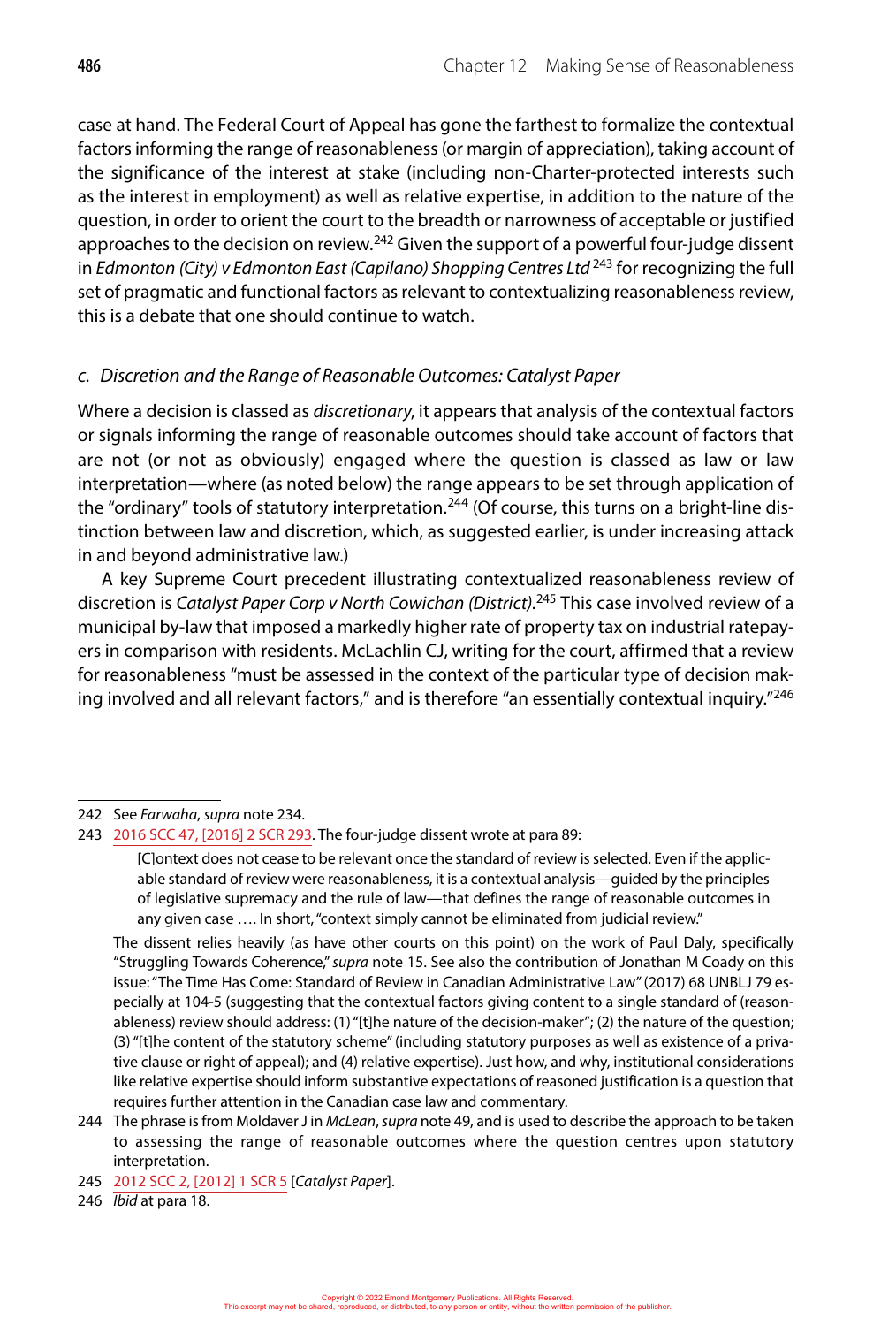case at hand. The Federal Court of Appeal has gone the farthest to formalize the contextual factors informing the range of reasonableness (or margin of appreciation), taking account of the significance of the interest at stake (including non-Charter-protected interests such as the interest in employment) as well as relative expertise, in addition to the nature of the question, in order to orient the court to the breadth or narrowness of acceptable or justified approaches to the decision on review.[242] Given the support of a powerful four-judge dissent in *Edmonton (City) v Edmonton East (Capilano) Shopping Centres Ltd*[243] for recognizing the full set of pragmatic and functional factors as relevant to contextualizing reasonableness review, this is a debate that one should continue to watch.

### c. Discretion and the Range of Reasonable Outcomes: Catalyst Paper

Where a decision is classed as *discretionary*, it appears that analysis of the contextual factors or signals informing the range of reasonable outcomes should take account of factors that are not (or not as obviously) engaged where the question is classed as law or law interpretation—where (as noted below) the range appears to be set through application of the "ordinary" tools of statutory interpretation.[244] (Of course, this turns on a bright-line distinction between law and discretion, which, as suggested earlier, is under increasing attack in and beyond administrative law.)

A key Supreme Court precedent illustrating contextualized reasonableness review of discretion is *Catalyst Paper Corp v North Cowichan (District)*.[245] This case involved review of a municipal by-law that imposed a markedly higher rate of property tax on industrial ratepayers in comparison with residents. McLachlin CJ, writing for the court, affirmed that a review for reasonableness "must be assessed in the context of the particular type of decision making involved and all relevant factors," and is therefore "an essentially contextual inquiry."[246]

---

242 See *Farwaha*, *supra* note 234.

243 2016 SCC 47, [2016] 2 SCR 293. The four-judge dissent wrote at para 89:

> [C]ontext does not cease to be relevant once the standard of review is selected. Even if the applicable standard of review were reasonableness, it is a contextual analysis—guided by the principles of legislative supremacy and the rule of law—that defines the range of reasonable outcomes in any given case …. In short, "context simply cannot be eliminated from judicial review."

The dissent relies heavily (as have other courts on this point) on the work of Paul Daly, specifically "Struggling Towards Coherence," *supra* note 15. See also the contribution of Jonathan M Coady on this issue: "The Time Has Come: Standard of Review in Canadian Administrative Law" (2017) 68 UNBLJ 79 especially at 104-5 (suggesting that the contextual factors giving content to a single standard of (reasonableness) review should address: (1) "[t]he nature of the decision-maker"; (2) the nature of the question; (3) "[t]he content of the statutory scheme" (including statutory purposes as well as existence of a privative clause or right of appeal); and (4) relative expertise). Just how, and why, institutional considerations like relative expertise should inform substantive expectations of reasoned justification is a question that requires further attention in the Canadian case law and commentary.

244 The phrase is from Moldaver J in *McLean*, *supra* note 49, and is used to describe the approach to be taken to assessing the range of reasonable outcomes where the question centres upon statutory interpretation.

245 2012 SCC 2, [2012] 1 SCR 5 [*Catalyst Paper*].

246 *Ibid* at para 18.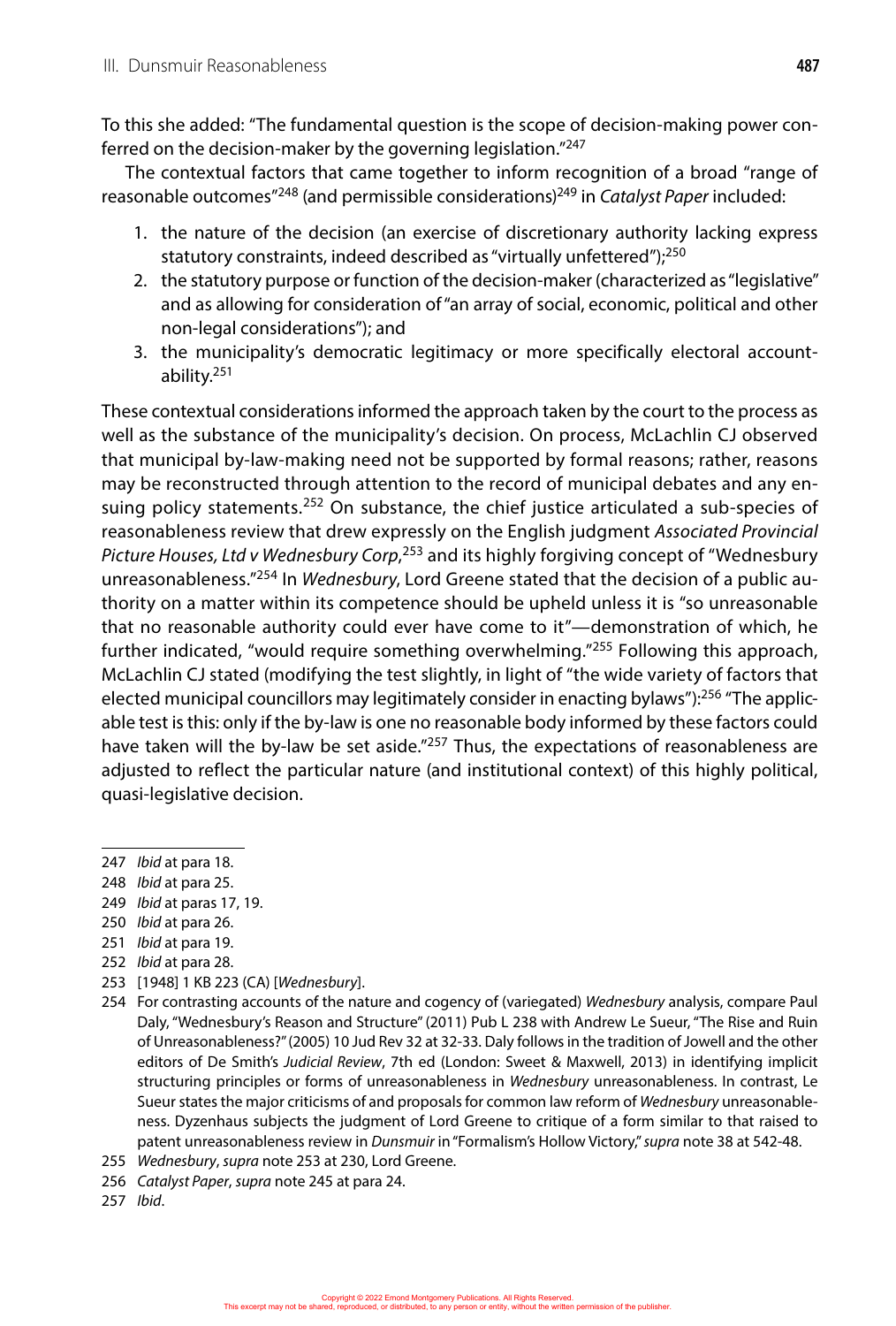To this she added: "The fundamental question is the scope of decision-making power conferred on the decision-maker by the governing legislation."[247]

The contextual factors that came together to inform recognition of a broad "range of reasonable outcomes"[248] (and permissible considerations)[249] in *Catalyst Paper* included:

1. the nature of the decision (an exercise of discretionary authority lacking express statutory constraints, indeed described as "virtually unfettered");[250]
2. the statutory purpose or function of the decision-maker (characterized as "legislative" and as allowing for consideration of "an array of social, economic, political and other non-legal considerations"); and
3. the municipality's democratic legitimacy or more specifically electoral accountability.[251]

These contextual considerations informed the approach taken by the court to the process as well as the substance of the municipality's decision. On process, McLachlin CJ observed that municipal by-law-making need not be supported by formal reasons; rather, reasons may be reconstructed through attention to the record of municipal debates and any ensuing policy statements.[252] On substance, the chief justice articulated a sub-species of reasonableness review that drew expressly on the English judgment *Associated Provincial Picture Houses, Ltd v Wednesbury Corp*,[253] and its highly forgiving concept of "Wednesbury unreasonableness."[254] In *Wednesbury*, Lord Greene stated that the decision of a public authority on a matter within its competence should be upheld unless it is "so unreasonable that no reasonable authority could ever have come to it"—demonstration of which, he further indicated, "would require something overwhelming."[255] Following this approach, McLachlin CJ stated (modifying the test slightly, in light of "the wide variety of factors that elected municipal councillors may legitimately consider in enacting bylaws"):[256] "The applicable test is this: only if the by-law is one no reasonable body informed by these factors could have taken will the by-law be set aside."[257] Thus, the expectations of reasonableness are adjusted to reflect the particular nature (and institutional context) of this highly political, quasi-legislative decision.

---

247 *Ibid* at para 18.

248 *Ibid* at para 25.

249 *Ibid* at paras 17, 19.

250 *Ibid* at para 26.

251 *Ibid* at para 19.

252 *Ibid* at para 28.

253 [1948] 1 KB 223 (CA) [*Wednesbury*].

254 For contrasting accounts of the nature and cogency of (variegated) *Wednesbury* analysis, compare Paul Daly, "Wednesbury's Reason and Structure" (2011) Pub L 238 with Andrew Le Sueur, "The Rise and Ruin of Unreasonableness?" (2005) 10 Jud Rev 32 at 32-33. Daly follows in the tradition of Jowell and the other editors of De Smith's *Judicial Review*, 7th ed (London: Sweet & Maxwell, 2013) in identifying implicit structuring principles or forms of unreasonableness in *Wednesbury* unreasonableness. In contrast, Le Sueur states the major criticisms of and proposals for common law reform of *Wednesbury* unreasonableness. Dyzenhaus subjects the judgment of Lord Greene to critique of a form similar to that raised to patent unreasonableness review in *Dunsmuir* in "Formalism's Hollow Victory," *supra* note 38 at 542-48.

255 *Wednesbury*, *supra* note 253 at 230, Lord Greene.

256 *Catalyst Paper*, *supra* note 245 at para 24.

257 *Ibid*.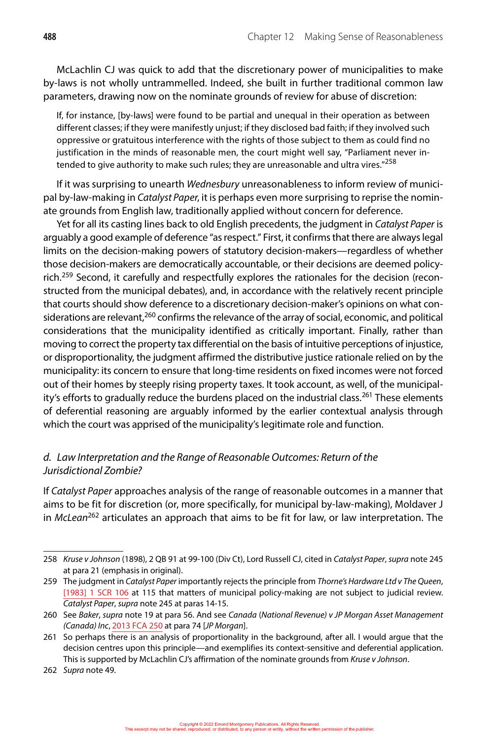McLachlin CJ was quick to add that the discretionary power of municipalities to make by-laws is not wholly untrammelled. Indeed, she built in further traditional common law parameters, drawing now on the nominate grounds of review for abuse of discretion:

> If, for instance, [by-laws] were found to be partial and unequal in their operation as between different classes; if they were manifestly unjust; if they disclosed bad faith; if they involved such oppressive or gratuitous interference with the rights of those subject to them as could find no justification in the minds of reasonable men, the court might well say, "Parliament never intended to give authority to make such rules; they are unreasonable and ultra vires."[258]

If it was surprising to unearth *Wednesbury* unreasonableness to inform review of municipal by-law-making in *Catalyst Paper*, it is perhaps even more surprising to reprise the nominate grounds from English law, traditionally applied without concern for deference.

Yet for all its casting lines back to old English precedents, the judgment in *Catalyst Paper* is arguably a good example of deference "as respect." First, it confirms that there are always legal limits on the decision-making powers of statutory decision-makers—regardless of whether those decision-makers are democratically accountable, or their decisions are deemed policy-rich.[259] Second, it carefully and respectfully explores the rationales for the decision (reconstructed from the municipal debates), and, in accordance with the relatively recent principle that courts should show deference to a discretionary decision-maker's opinions on what considerations are relevant,[260] confirms the relevance of the array of social, economic, and political considerations that the municipality identified as critically important. Finally, rather than moving to correct the property tax differential on the basis of intuitive perceptions of injustice, or disproportionality, the judgment affirmed the distributive justice rationale relied on by the municipality: its concern to ensure that long-time residents on fixed incomes were not forced out of their homes by steeply rising property taxes. It took account, as well, of the municipality's efforts to gradually reduce the burdens placed on the industrial class.[261] These elements of deferential reasoning are arguably informed by the earlier contextual analysis through which the court was apprised of the municipality's legitimate role and function.

### d. Law Interpretation and the Range of Reasonable Outcomes: Return of the Jurisdictional Zombie?

If *Catalyst Paper* approaches analysis of the range of reasonable outcomes in a manner that aims to be fit for discretion (or, more specifically, for municipal by-law-making), Moldaver J in *McLean*[262] articulates an approach that aims to be fit for law, or law interpretation. The

---

258 *Kruse v Johnson* (1898), 2 QB 91 at 99-100 (Div Ct), Lord Russell CJ, cited in *Catalyst Paper*, *supra* note 245 at para 21 (emphasis in original).

259 The judgment in *Catalyst Paper* importantly rejects the principle from *Thorne's Hardware Ltd v The Queen*, [1983] 1 SCR 106 at 115 that matters of municipal policy-making are not subject to judicial review. *Catalyst Paper*, *supra* note 245 at paras 14-15.

260 See *Baker*, *supra* note 19 at para 56. And see *Canada (National Revenue) v JP Morgan Asset Management (Canada) Inc*, 2013 FCA 250 at para 74 [*JP Morgan*].

261 So perhaps there is an analysis of proportionality in the background, after all. I would argue that the decision centres upon this principle—and exemplifies its context-sensitive and deferential application. This is supported by McLachlin CJ's affirmation of the nominate grounds from *Kruse v Johnson*.

262 *Supra* note 49.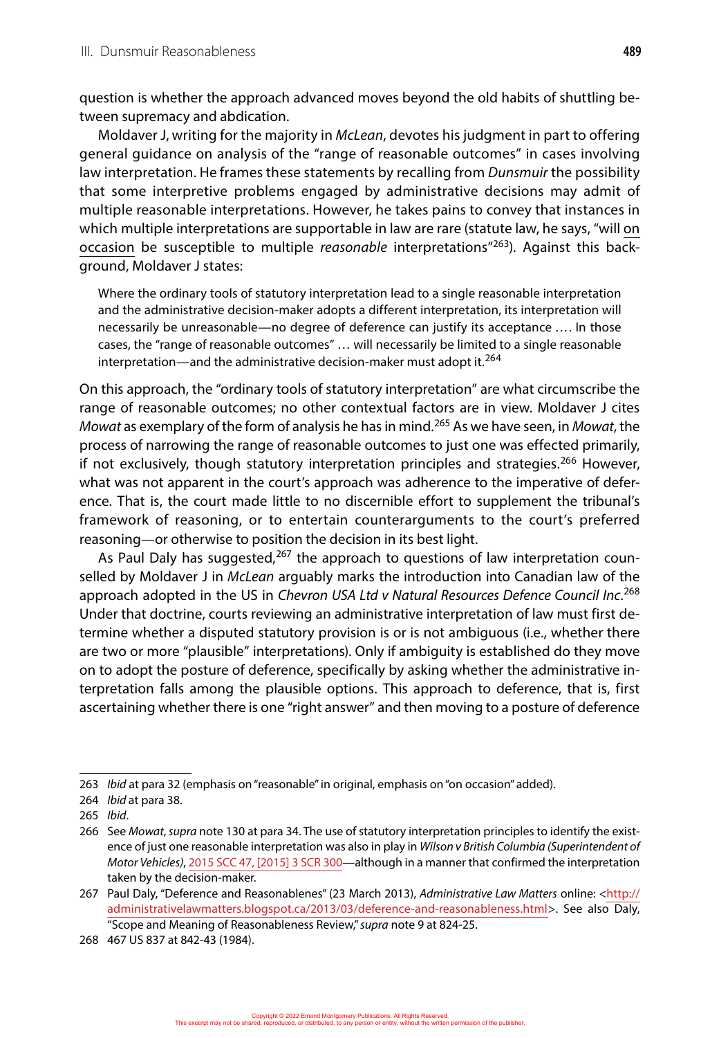question is whether the approach advanced moves beyond the old habits of shuttling between supremacy and abdication.

Moldaver J, writing for the majority in *McLean*, devotes his judgment in part to offering general guidance on analysis of the "range of reasonable outcomes" in cases involving law interpretation. He frames these statements by recalling from *Dunsmuir* the possibility that some interpretive problems engaged by administrative decisions may admit of multiple reasonable interpretations. However, he takes pains to convey that instances in which multiple interpretations are supportable in law are rare (statute law, he says, "will on occasion be susceptible to multiple *reasonable* interpretations"[263]). Against this background, Moldaver J states:

> Where the ordinary tools of statutory interpretation lead to a single reasonable interpretation and the administrative decision-maker adopts a different interpretation, its interpretation will necessarily be unreasonable—no degree of deference can justify its acceptance .… In those cases, the "range of reasonable outcomes" … will necessarily be limited to a single reasonable interpretation—and the administrative decision-maker must adopt it.[264]

On this approach, the "ordinary tools of statutory interpretation" are what circumscribe the range of reasonable outcomes; no other contextual factors are in view. Moldaver J cites *Mowat* as exemplary of the form of analysis he has in mind.[265] As we have seen, in *Mowat*, the process of narrowing the range of reasonable outcomes to just one was effected primarily, if not exclusively, though statutory interpretation principles and strategies.[266] However, what was not apparent in the court's approach was adherence to the imperative of deference. That is, the court made little to no discernible effort to supplement the tribunal's framework of reasoning, or to entertain counterarguments to the court's preferred reasoning—or otherwise to position the decision in its best light.

As Paul Daly has suggested,[267] the approach to questions of law interpretation counselled by Moldaver J in *McLean* arguably marks the introduction into Canadian law of the approach adopted in the US in *Chevron USA Ltd v Natural Resources Defence Council Inc*.[268] Under that doctrine, courts reviewing an administrative interpretation of law must first determine whether a disputed statutory provision is or is not ambiguous (i.e., whether there are two or more "plausible" interpretations). Only if ambiguity is established do they move on to adopt the posture of deference, specifically by asking whether the administrative interpretation falls among the plausible options. This approach to deference, that is, first ascertaining whether there is one "right answer" and then moving to a posture of deference

---

263 *Ibid* at para 32 (emphasis on "reasonable" in original, emphasis on "on occasion" added).

264 *Ibid* at para 38.

265 *Ibid*.

266 See *Mowat*, *supra* note 130 at para 34. The use of statutory interpretation principles to identify the existence of just one reasonable interpretation was also in play in *Wilson v British Columbia (Superintendent of Motor Vehicles)*, 2015 SCC 47, [2015] 3 SCR 300—although in a manner that confirmed the interpretation taken by the decision-maker.

267 Paul Daly, "Deference and Reasonablenes" (23 March 2013), *Administrative Law Matters* online: <http://administrativelawmatters.blogspot.ca/2013/03/deference-and-reasonableness.html>. See also Daly, "Scope and Meaning of Reasonableness Review," *supra* note 9 at 824-25.

268 467 US 837 at 842-43 (1984).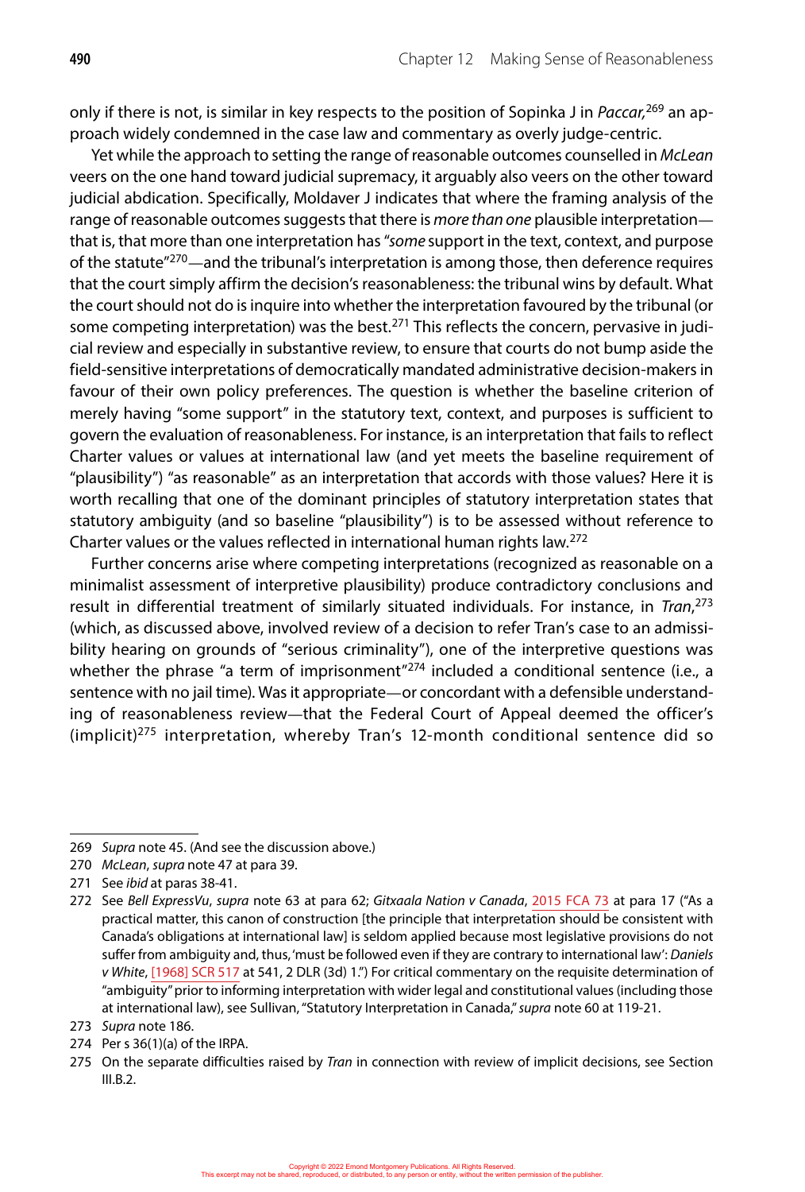only if there is not, is similar in key respects to the position of Sopinka J in *Paccar,*[269] an approach widely condemned in the case law and commentary as overly judge-centric.

Yet while the approach to setting the range of reasonable outcomes counselled in *McLean* veers on the one hand toward judicial supremacy, it arguably also veers on the other toward judicial abdication. Specifically, Moldaver J indicates that where the framing analysis of the range of reasonable outcomes suggests that there is *more than one* plausible interpretation—that is, that more than one interpretation has "*some* support in the text, context, and purpose of the statute"[270]—and the tribunal's interpretation is among those, then deference requires that the court simply affirm the decision's reasonableness: the tribunal wins by default. What the court should not do is inquire into whether the interpretation favoured by the tribunal (or some competing interpretation) was the best.[271] This reflects the concern, pervasive in judicial review and especially in substantive review, to ensure that courts do not bump aside the field-sensitive interpretations of democratically mandated administrative decision-makers in favour of their own policy preferences. The question is whether the baseline criterion of merely having "some support" in the statutory text, context, and purposes is sufficient to govern the evaluation of reasonableness. For instance, is an interpretation that fails to reflect Charter values or values at international law (and yet meets the baseline requirement of "plausibility") "as reasonable" as an interpretation that accords with those values? Here it is worth recalling that one of the dominant principles of statutory interpretation states that statutory ambiguity (and so baseline "plausibility") is to be assessed without reference to Charter values or the values reflected in international human rights law.[272]

Further concerns arise where competing interpretations (recognized as reasonable on a minimalist assessment of interpretive plausibility) produce contradictory conclusions and result in differential treatment of similarly situated individuals. For instance, in *Tran*,[273] (which, as discussed above, involved review of a decision to refer Tran's case to an admissibility hearing on grounds of "serious criminality"), one of the interpretive questions was whether the phrase "a term of imprisonment"[274] included a conditional sentence (i.e., a sentence with no jail time). Was it appropriate—or concordant with a defensible understanding of reasonableness review—that the Federal Court of Appeal deemed the officer's (implicit)[275] interpretation, whereby Tran's 12-month conditional sentence did so

---

269 *Supra* note 45. (And see the discussion above.)

270 *McLean*, *supra* note 47 at para 39.

271 See *ibid* at paras 38-41.

272 See *Bell ExpressVu*, *supra* note 63 at para 62; *Gitxaala Nation v Canada*, 2015 FCA 73 at para 17 ("As a practical matter, this canon of construction [the principle that interpretation should be consistent with Canada's obligations at international law] is seldom applied because most legislative provisions do not suffer from ambiguity and, thus, 'must be followed even if they are contrary to international law': *Daniels v White*, [1968] SCR 517 at 541, 2 DLR (3d) 1.") For critical commentary on the requisite determination of "ambiguity" prior to informing interpretation with wider legal and constitutional values (including those at international law), see Sullivan, "Statutory Interpretation in Canada," *supra* note 60 at 119-21.

273 *Supra* note 186.

274 Per s 36(1)(a) of the IRPA.

275 On the separate difficulties raised by *Tran* in connection with review of implicit decisions, see Section III.B.2.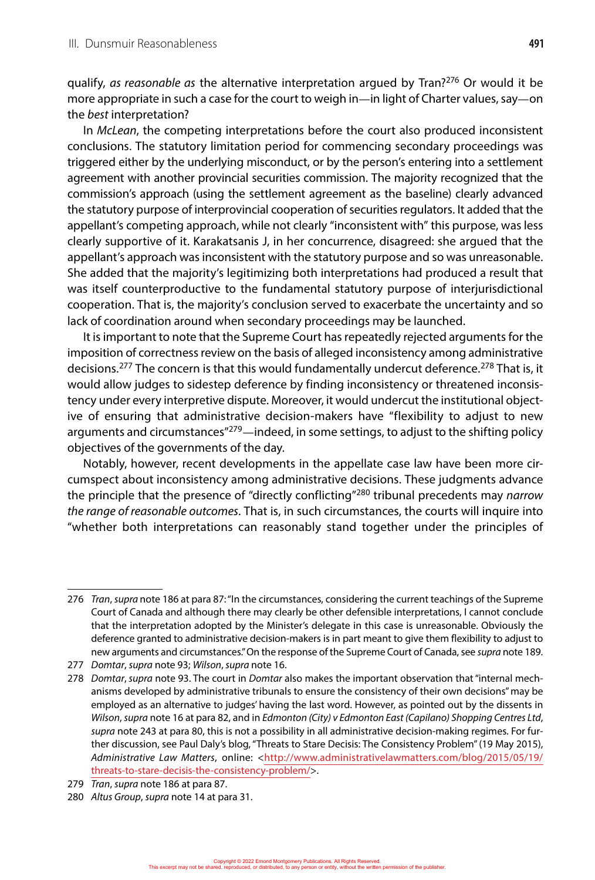qualify, *as reasonable as* the alternative interpretation argued by Tran?[276] Or would it be more appropriate in such a case for the court to weigh in—in light of Charter values, say—on the *best* interpretation?

In *McLean*, the competing interpretations before the court also produced inconsistent conclusions. The statutory limitation period for commencing secondary proceedings was triggered either by the underlying misconduct, or by the person's entering into a settlement agreement with another provincial securities commission. The majority recognized that the commission's approach (using the settlement agreement as the baseline) clearly advanced the statutory purpose of interprovincial cooperation of securities regulators. It added that the appellant's competing approach, while not clearly "inconsistent with" this purpose, was less clearly supportive of it. Karakatsanis J, in her concurrence, disagreed: she argued that the appellant's approach was inconsistent with the statutory purpose and so was unreasonable. She added that the majority's legitimizing both interpretations had produced a result that was itself counterproductive to the fundamental statutory purpose of interjurisdictional cooperation. That is, the majority's conclusion served to exacerbate the uncertainty and so lack of coordination around when secondary proceedings may be launched.

It is important to note that the Supreme Court has repeatedly rejected arguments for the imposition of correctness review on the basis of alleged inconsistency among administrative decisions.[277] The concern is that this would fundamentally undercut deference.[278] That is, it would allow judges to sidestep deference by finding inconsistency or threatened inconsistency under every interpretive dispute. Moreover, it would undercut the institutional objective of ensuring that administrative decision-makers have "flexibility to adjust to new arguments and circumstances"[279]—indeed, in some settings, to adjust to the shifting policy objectives of the governments of the day.

Notably, however, recent developments in the appellate case law have been more circumspect about inconsistency among administrative decisions. These judgments advance the principle that the presence of "directly conflicting"[280] tribunal precedents may *narrow the range of reasonable outcomes*. That is, in such circumstances, the courts will inquire into "whether both interpretations can reasonably stand together under the principles of

---

276 *Tran*, *supra* note 186 at para 87: "In the circumstances, considering the current teachings of the Supreme Court of Canada and although there may clearly be other defensible interpretations, I cannot conclude that the interpretation adopted by the Minister's delegate in this case is unreasonable. Obviously the deference granted to administrative decision-makers is in part meant to give them flexibility to adjust to new arguments and circumstances." On the response of the Supreme Court of Canada, see *supra* note 189.

277 *Domtar*, *supra* note 93; *Wilson*, *supra* note 16.

278 *Domtar*, *supra* note 93. The court in *Domtar* also makes the important observation that "internal mechanisms developed by administrative tribunals to ensure the consistency of their own decisions" may be employed as an alternative to judges' having the last word. However, as pointed out by the dissents in *Wilson*, *supra* note 16 at para 82, and in *Edmonton (City) v Edmonton East (Capilano) Shopping Centres Ltd*, *supra* note 243 at para 80, this is not a possibility in all administrative decision-making regimes. For further discussion, see Paul Daly's blog, "Threats to Stare Decisis: The Consistency Problem" (19 May 2015), *Administrative Law Matters*, online: <http://www.administrativelawmatters.com/blog/2015/05/19/threats-to-stare-decisis-the-consistency-problem/>.

279 *Tran*, *supra* note 186 at para 87.

280 *Altus Group*, *supra* note 14 at para 31.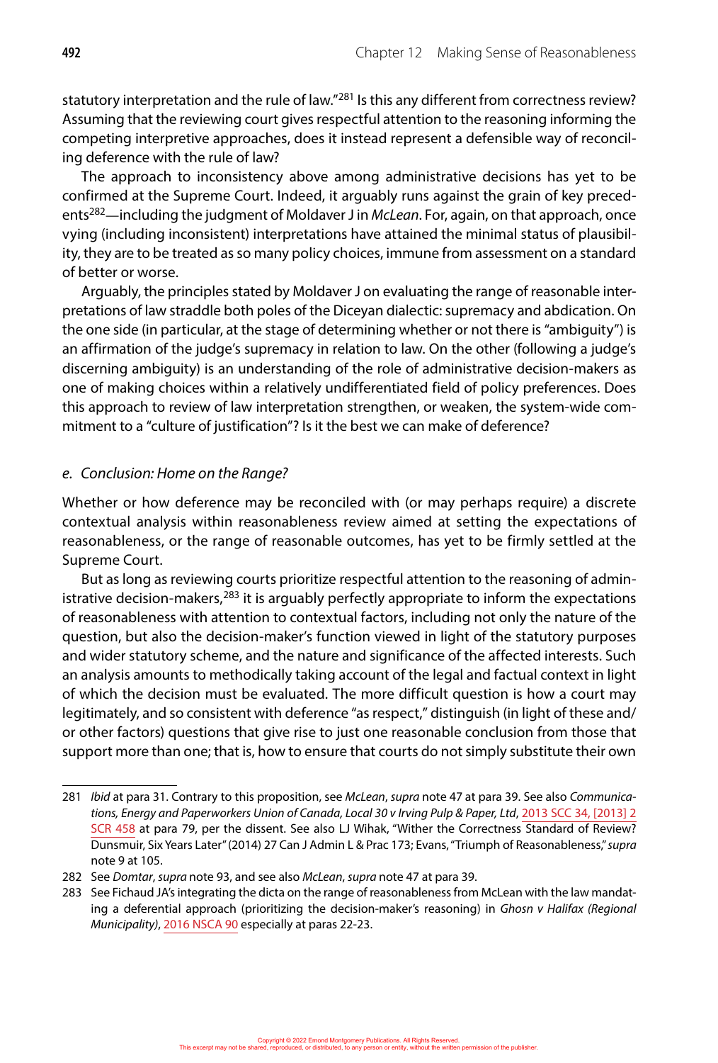statutory interpretation and the rule of law."[281] Is this any different from correctness review? Assuming that the reviewing court gives respectful attention to the reasoning informing the competing interpretive approaches, does it instead represent a defensible way of reconciling deference with the rule of law?

The approach to inconsistency above among administrative decisions has yet to be confirmed at the Supreme Court. Indeed, it arguably runs against the grain of key precedents[282]—including the judgment of Moldaver J in *McLean*. For, again, on that approach, once vying (including inconsistent) interpretations have attained the minimal status of plausibility, they are to be treated as so many policy choices, immune from assessment on a standard of better or worse.

Arguably, the principles stated by Moldaver J on evaluating the range of reasonable interpretations of law straddle both poles of the Diceyan dialectic: supremacy and abdication. On the one side (in particular, at the stage of determining whether or not there is "ambiguity") is an affirmation of the judge's supremacy in relation to law. On the other (following a judge's discerning ambiguity) is an understanding of the role of administrative decision-makers as one of making choices within a relatively undifferentiated field of policy preferences. Does this approach to review of law interpretation strengthen, or weaken, the system-wide commitment to a "culture of justification"? Is it the best we can make of deference?

### *e. Conclusion: Home on the Range?*

Whether or how deference may be reconciled with (or may perhaps require) a discrete contextual analysis within reasonableness review aimed at setting the expectations of reasonableness, or the range of reasonable outcomes, has yet to be firmly settled at the Supreme Court.

But as long as reviewing courts prioritize respectful attention to the reasoning of administrative decision-makers,[283] it is arguably perfectly appropriate to inform the expectations of reasonableness with attention to contextual factors, including not only the nature of the question, but also the decision-maker's function viewed in light of the statutory purposes and wider statutory scheme, and the nature and significance of the affected interests. Such an analysis amounts to methodically taking account of the legal and factual context in light of which the decision must be evaluated. The more difficult question is how a court may legitimately, and so consistent with deference "as respect," distinguish (in light of these and/or other factors) questions that give rise to just one reasonable conclusion from those that support more than one; that is, how to ensure that courts do not simply substitute their own

---

281 *Ibid* at para 31. Contrary to this proposition, see *McLean*, *supra* note 47 at para 39. See also *Communications, Energy and Paperworkers Union of Canada, Local 30 v Irving Pulp & Paper, Ltd*, 2013 SCC 34, [2013] 2 SCR 458 at para 79, per the dissent. See also LJ Wihak, "Wither the Correctness Standard of Review? Dunsmuir, Six Years Later" (2014) 27 Can J Admin L & Prac 173; Evans, "Triumph of Reasonableness," *supra* note 9 at 105.

282 See *Domtar*, *supra* note 93, and see also *McLean*, *supra* note 47 at para 39.

283 See Fichaud JA's integrating the dicta on the range of reasonableness from McLean with the law mandating a deferential approach (prioritizing the decision-maker's reasoning) in *Ghosn v Halifax (Regional Municipality)*, 2016 NSCA 90 especially at paras 22-23.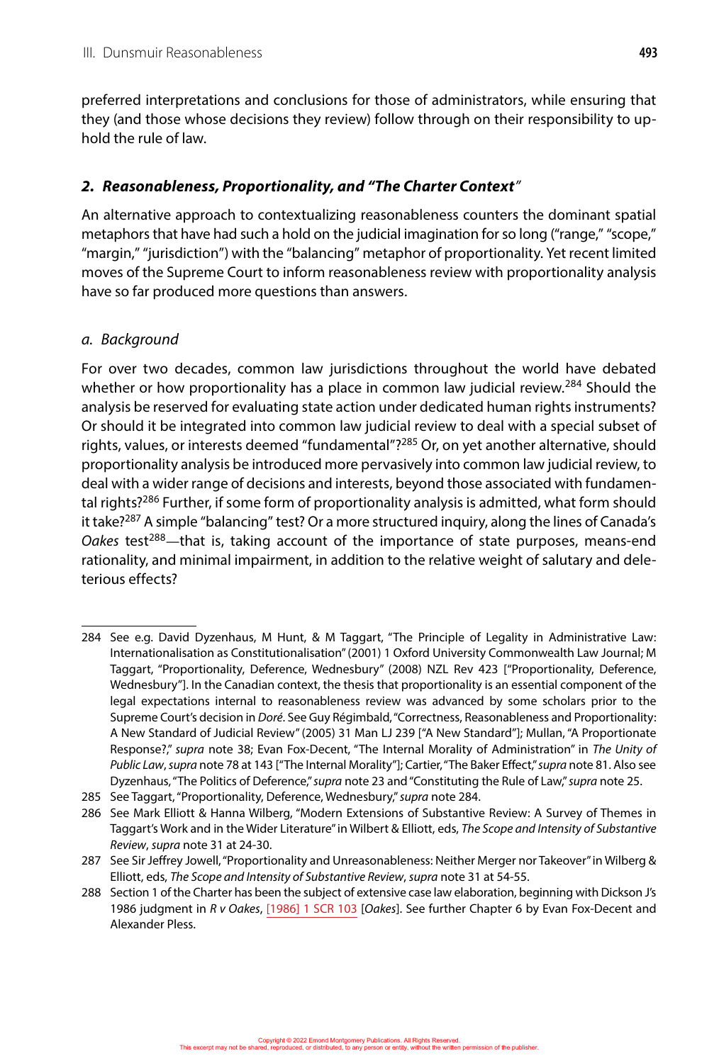preferred interpretations and conclusions for those of administrators, while ensuring that they (and those whose decisions they review) follow through on their responsibility to uphold the rule of law.

### *2. Reasonableness, Proportionality, and "The Charter Context"*

An alternative approach to contextualizing reasonableness counters the dominant spatial metaphors that have had such a hold on the judicial imagination for so long ("range," "scope," "margin," "jurisdiction") with the "balancing" metaphor of proportionality. Yet recent limited moves of the Supreme Court to inform reasonableness review with proportionality analysis have so far produced more questions than answers.

#### *a. Background*

For over two decades, common law jurisdictions throughout the world have debated whether or how proportionality has a place in common law judicial review.[284] Should the analysis be reserved for evaluating state action under dedicated human rights instruments? Or should it be integrated into common law judicial review to deal with a special subset of rights, values, or interests deemed "fundamental"?[285] Or, on yet another alternative, should proportionality analysis be introduced more pervasively into common law judicial review, to deal with a wider range of decisions and interests, beyond those associated with fundamental rights?[286] Further, if some form of proportionality analysis is admitted, what form should it take?[287] A simple "balancing" test? Or a more structured inquiry, along the lines of Canada's *Oakes* test[288]—that is, taking account of the importance of state purposes, means-end rationality, and minimal impairment, in addition to the relative weight of salutary and deleterious effects?

---

284 See e.g. David Dyzenhaus, M Hunt, & M Taggart, "The Principle of Legality in Administrative Law: Internationalisation as Constitutionalisation" (2001) 1 Oxford University Commonwealth Law Journal; M Taggart, "Proportionality, Deference, Wednesbury" (2008) NZL Rev 423 ["Proportionality, Deference, Wednesbury"]. In the Canadian context, the thesis that proportionality is an essential component of the legal expectations internal to reasonableness review was advanced by some scholars prior to the Supreme Court's decision in *Doré*. See Guy Régimbald, "Correctness, Reasonableness and Proportionality: A New Standard of Judicial Review" (2005) 31 Man LJ 239 ["A New Standard"]; Mullan, "A Proportionate Response?," *supra* note 38; Evan Fox-Decent, "The Internal Morality of Administration" in *The Unity of Public Law*, *supra* note 78 at 143 ["The Internal Morality"]; Cartier, "The Baker Effect," *supra* note 81. Also see Dyzenhaus, "The Politics of Deference," *supra* note 23 and "Constituting the Rule of Law," *supra* note 25.

285 See Taggart, "Proportionality, Deference, Wednesbury," *supra* note 284.

286 See Mark Elliott & Hanna Wilberg, "Modern Extensions of Substantive Review: A Survey of Themes in Taggart's Work and in the Wider Literature" in Wilbert & Elliott, eds, *The Scope and Intensity of Substantive Review*, *supra* note 31 at 24-30.

287 See Sir Jeffrey Jowell, "Proportionality and Unreasonableness: Neither Merger nor Takeover" in Wilberg & Elliott, eds, *The Scope and Intensity of Substantive Review*, *supra* note 31 at 54-55.

288 Section 1 of the Charter has been the subject of extensive case law elaboration, beginning with Dickson J's 1986 judgment in *R v Oakes*, [1986] 1 SCR 103 [*Oakes*]. See further Chapter 6 by Evan Fox-Decent and Alexander Pless.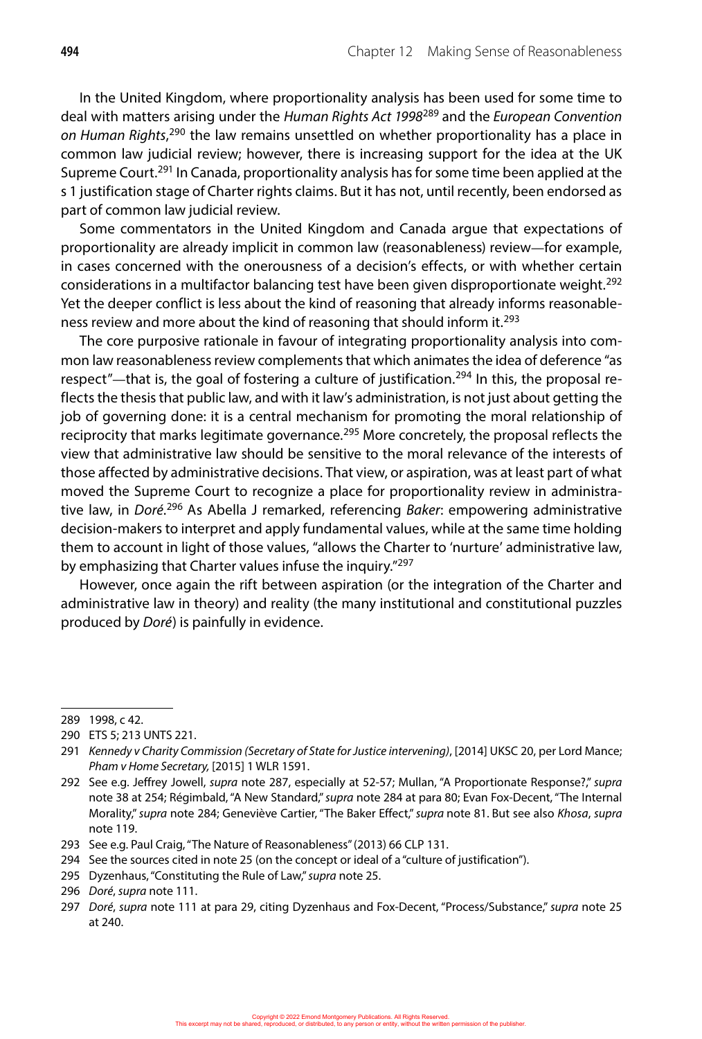In the United Kingdom, where proportionality analysis has been used for some time to deal with matters arising under the *Human Rights Act 1998*[289] and the *European Convention on Human Rights*,[290] the law remains unsettled on whether proportionality has a place in common law judicial review; however, there is increasing support for the idea at the UK Supreme Court.[291] In Canada, proportionality analysis has for some time been applied at the s 1 justification stage of Charter rights claims. But it has not, until recently, been endorsed as part of common law judicial review.

Some commentators in the United Kingdom and Canada argue that expectations of proportionality are already implicit in common law (reasonableness) review—for example, in cases concerned with the onerousness of a decision's effects, or with whether certain considerations in a multifactor balancing test have been given disproportionate weight.[292] Yet the deeper conflict is less about the kind of reasoning that already informs reasonableness review and more about the kind of reasoning that should inform it.[293]

The core purposive rationale in favour of integrating proportionality analysis into common law reasonableness review complements that which animates the idea of deference "as respect"—that is, the goal of fostering a culture of justification.[294] In this, the proposal reflects the thesis that public law, and with it law's administration, is not just about getting the job of governing done: it is a central mechanism for promoting the moral relationship of reciprocity that marks legitimate governance.[295] More concretely, the proposal reflects the view that administrative law should be sensitive to the moral relevance of the interests of those affected by administrative decisions. That view, or aspiration, was at least part of what moved the Supreme Court to recognize a place for proportionality review in administrative law, in *Doré*.[296] As Abella J remarked, referencing *Baker*: empowering administrative decision-makers to interpret and apply fundamental values, while at the same time holding them to account in light of those values, "allows the Charter to 'nurture' administrative law, by emphasizing that Charter values infuse the inquiry."[297]

However, once again the rift between aspiration (or the integration of the Charter and administrative law in theory) and reality (the many institutional and constitutional puzzles produced by *Doré*) is painfully in evidence.

---

289 1998, c 42.

290 ETS 5; 213 UNTS 221.

291 *Kennedy v Charity Commission (Secretary of State for Justice intervening)*, [2014] UKSC 20, per Lord Mance; *Pham v Home Secretary,* [2015] 1 WLR 1591.

292 See e.g. Jeffrey Jowell, *supra* note 287, especially at 52-57; Mullan, "A Proportionate Response?," *supra* note 38 at 254; Régimbald, "A New Standard," *supra* note 284 at para 80; Evan Fox-Decent, "The Internal Morality," *supra* note 284; Geneviève Cartier, "The Baker Effect," *supra* note 81. But see also *Khosa*, *supra* note 119.

293 See e.g. Paul Craig, "The Nature of Reasonableness" (2013) 66 CLP 131.

294 See the sources cited in note 25 (on the concept or ideal of a "culture of justification").

295 Dyzenhaus, "Constituting the Rule of Law," *supra* note 25.

296 *Doré*, *supra* note 111.

297 *Doré*, *supra* note 111 at para 29, citing Dyzenhaus and Fox-Decent, "Process/Substance," *supra* note 25 at 240.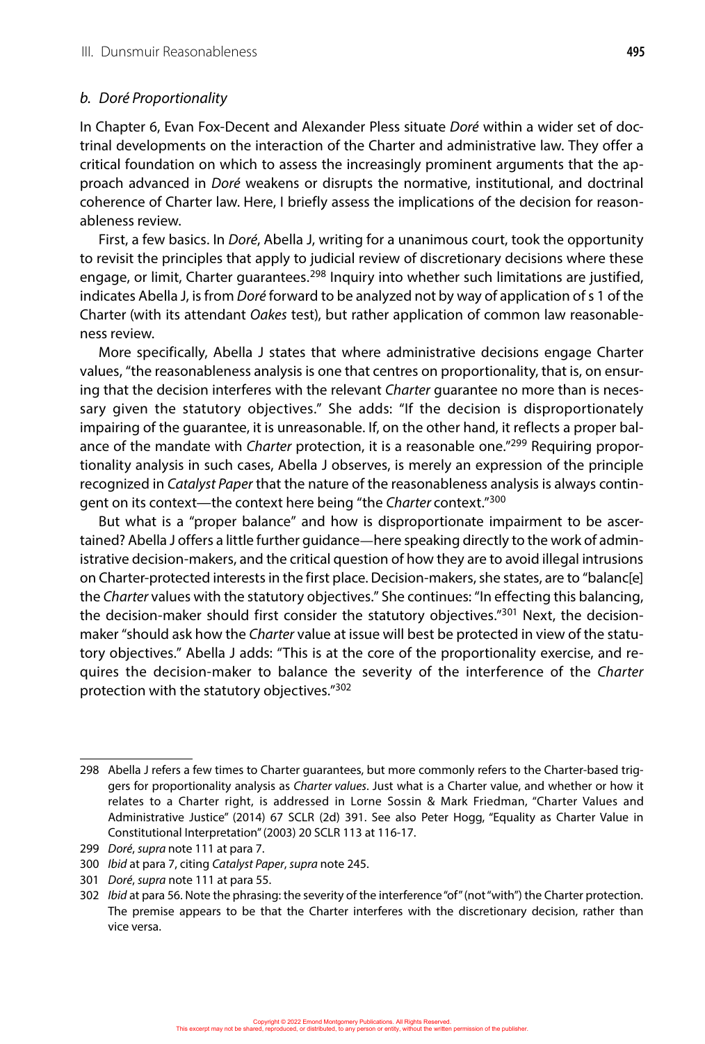### *b. Doré Proportionality*

In Chapter 6, Evan Fox-Decent and Alexander Pless situate *Doré* within a wider set of doctrinal developments on the interaction of the Charter and administrative law. They offer a critical foundation on which to assess the increasingly prominent arguments that the approach advanced in *Doré* weakens or disrupts the normative, institutional, and doctrinal coherence of Charter law. Here, I briefly assess the implications of the decision for reasonableness review.

First, a few basics. In *Doré*, Abella J, writing for a unanimous court, took the opportunity to revisit the principles that apply to judicial review of discretionary decisions where these engage, or limit, Charter guarantees.[298] Inquiry into whether such limitations are justified, indicates Abella J, is from *Doré* forward to be analyzed not by way of application of s 1 of the Charter (with its attendant *Oakes* test), but rather application of common law reasonableness review.

More specifically, Abella J states that where administrative decisions engage Charter values, "the reasonableness analysis is one that centres on proportionality, that is, on ensuring that the decision interferes with the relevant *Charter* guarantee no more than is necessary given the statutory objectives." She adds: "If the decision is disproportionately impairing of the guarantee, it is unreasonable. If, on the other hand, it reflects a proper balance of the mandate with *Charter* protection, it is a reasonable one."[299] Requiring proportionality analysis in such cases, Abella J observes, is merely an expression of the principle recognized in *Catalyst Paper* that the nature of the reasonableness analysis is always contingent on its context—the context here being "the *Charter* context."[300]

But what is a "proper balance" and how is disproportionate impairment to be ascertained? Abella J offers a little further guidance—here speaking directly to the work of administrative decision-makers, and the critical question of how they are to avoid illegal intrusions on Charter-protected interests in the first place. Decision-makers, she states, are to "balanc[e] the *Charter* values with the statutory objectives." She continues: "In effecting this balancing, the decision-maker should first consider the statutory objectives."[301] Next, the decision-maker "should ask how the *Charter* value at issue will best be protected in view of the statutory objectives." Abella J adds: "This is at the core of the proportionality exercise, and requires the decision-maker to balance the severity of the interference of the *Charter* protection with the statutory objectives."[302]

---

298 Abella J refers a few times to Charter guarantees, but more commonly refers to the Charter-based triggers for proportionality analysis as *Charter values*. Just what is a Charter value, and whether or how it relates to a Charter right, is addressed in Lorne Sossin & Mark Friedman, "Charter Values and Administrative Justice" (2014) 67 SCLR (2d) 391. See also Peter Hogg, "Equality as Charter Value in Constitutional Interpretation" (2003) 20 SCLR 113 at 116-17.

299 *Doré*, *supra* note 111 at para 7.

300 *Ibid* at para 7, citing *Catalyst Paper*, *supra* note 245.

301 *Doré*, *supra* note 111 at para 55.

302 *Ibid* at para 56. Note the phrasing: the severity of the interference "of" (not "with") the Charter protection. The premise appears to be that the Charter interferes with the discretionary decision, rather than vice versa.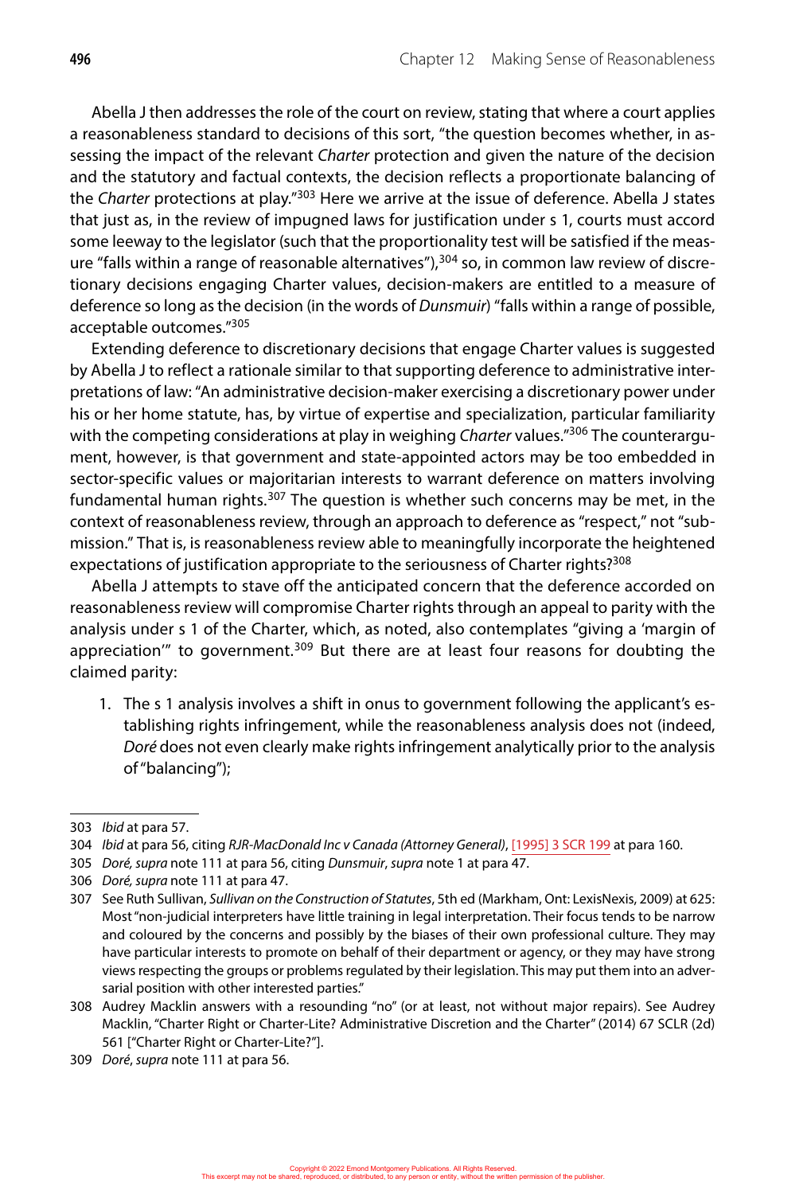Abella J then addresses the role of the court on review, stating that where a court applies a reasonableness standard to decisions of this sort, "the question becomes whether, in assessing the impact of the relevant *Charter* protection and given the nature of the decision and the statutory and factual contexts, the decision reflects a proportionate balancing of the *Charter* protections at play."[303] Here we arrive at the issue of deference. Abella J states that just as, in the review of impugned laws for justification under s 1, courts must accord some leeway to the legislator (such that the proportionality test will be satisfied if the measure "falls within a range of reasonable alternatives"),[304] so, in common law review of discretionary decisions engaging Charter values, decision-makers are entitled to a measure of deference so long as the decision (in the words of *Dunsmuir*) "falls within a range of possible, acceptable outcomes."[305]

Extending deference to discretionary decisions that engage Charter values is suggested by Abella J to reflect a rationale similar to that supporting deference to administrative interpretations of law: "An administrative decision-maker exercising a discretionary power under his or her home statute, has, by virtue of expertise and specialization, particular familiarity with the competing considerations at play in weighing *Charter* values."[306] The counterargument, however, is that government and state-appointed actors may be too embedded in sector-specific values or majoritarian interests to warrant deference on matters involving fundamental human rights.[307] The question is whether such concerns may be met, in the context of reasonableness review, through an approach to deference as "respect," not "submission." That is, is reasonableness review able to meaningfully incorporate the heightened expectations of justification appropriate to the seriousness of Charter rights?[308]

Abella J attempts to stave off the anticipated concern that the deference accorded on reasonableness review will compromise Charter rights through an appeal to parity with the analysis under s 1 of the Charter, which, as noted, also contemplates "giving a 'margin of appreciation'" to government.[309] But there are at least four reasons for doubting the claimed parity:

1. The s 1 analysis involves a shift in onus to government following the applicant's establishing rights infringement, while the reasonableness analysis does not (indeed, *Doré* does not even clearly make rights infringement analytically prior to the analysis of "balancing");

---

303 *Ibid* at para 57.

304 *Ibid* at para 56, citing *RJR-MacDonald Inc v Canada (Attorney General)*, [1995] 3 SCR 199 at para 160.

305 *Doré, supra* note 111 at para 56, citing *Dunsmuir*, *supra* note 1 at para 47.

306 *Doré, supra* note 111 at para 47.

307 See Ruth Sullivan, *Sullivan on the Construction of Statutes*, 5th ed (Markham, Ont: LexisNexis, 2009) at 625: Most "non-judicial interpreters have little training in legal interpretation. Their focus tends to be narrow and coloured by the concerns and possibly by the biases of their own professional culture. They may have particular interests to promote on behalf of their department or agency, or they may have strong views respecting the groups or problems regulated by their legislation. This may put them into an adversarial position with other interested parties."

308 Audrey Macklin answers with a resounding "no" (or at least, not without major repairs). See Audrey Macklin, "Charter Right or Charter-Lite? Administrative Discretion and the Charter" (2014) 67 SCLR (2d) 561 ["Charter Right or Charter-Lite?"].

309 *Doré*, *supra* note 111 at para 56.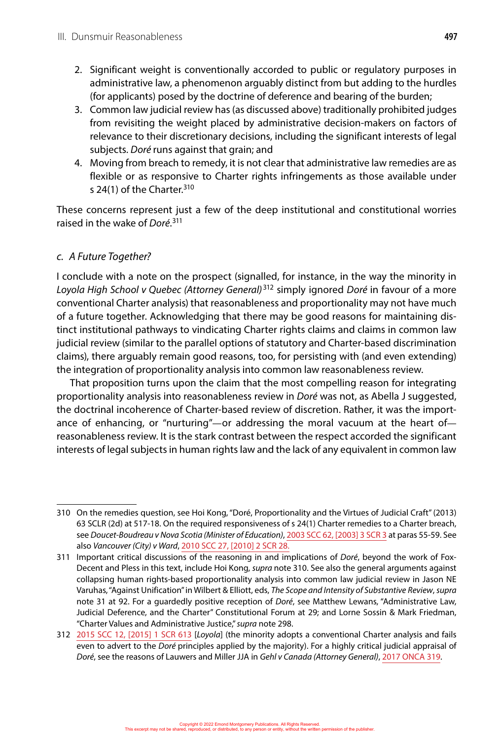2. Significant weight is conventionally accorded to public or regulatory purposes in administrative law, a phenomenon arguably distinct from but adding to the hurdles (for applicants) posed by the doctrine of deference and bearing of the burden;
3. Common law judicial review has (as discussed above) traditionally prohibited judges from revisiting the weight placed by administrative decision-makers on factors of relevance to their discretionary decisions, including the significant interests of legal subjects. *Doré* runs against that grain; and
4. Moving from breach to remedy, it is not clear that administrative law remedies are as flexible or as responsive to Charter rights infringements as those available under s 24(1) of the Charter.[310]

These concerns represent just a few of the deep institutional and constitutional worries raised in the wake of *Doré*.[311]

### *c. A Future Together?*

I conclude with a note on the prospect (signalled, for instance, in the way the minority in *Loyola High School v Quebec (Attorney General)*[312] simply ignored *Doré* in favour of a more conventional Charter analysis) that reasonableness and proportionality may not have much of a future together. Acknowledging that there may be good reasons for maintaining distinct institutional pathways to vindicating Charter rights claims and claims in common law judicial review (similar to the parallel options of statutory and Charter-based discrimination claims), there arguably remain good reasons, too, for persisting with (and even extending) the integration of proportionality analysis into common law reasonableness review.

That proposition turns upon the claim that the most compelling reason for integrating proportionality analysis into reasonableness review in *Doré* was not, as Abella J suggested, the doctrinal incoherence of Charter-based review of discretion. Rather, it was the importance of enhancing, or "nurturing"—or addressing the moral vacuum at the heart of—reasonableness review. It is the stark contrast between the respect accorded the significant interests of legal subjects in human rights law and the lack of any equivalent in common law

---

310 On the remedies question, see Hoi Kong, "Doré, Proportionality and the Virtues of Judicial Craft" (2013) 63 SCLR (2d) at 517-18. On the required responsiveness of s 24(1) Charter remedies to a Charter breach, see *Doucet-Boudreau v Nova Scotia (Minister of Education)*, 2003 SCC 62, [2003] 3 SCR 3 at paras 55-59. See also *Vancouver (City) v Ward*, 2010 SCC 27, [2010] 2 SCR 28.

311 Important critical discussions of the reasoning in and implications of *Doré*, beyond the work of Fox-Decent and Pless in this text, include Hoi Kong, *supra* note 310. See also the general arguments against collapsing human rights-based proportionality analysis into common law judicial review in Jason NE Varuhas, "Against Unification" in Wilbert & Elliott, eds, *The Scope and Intensity of Substantive Review*, *supra* note 31 at 92. For a guardedly positive reception of *Doré*, see Matthew Lewans, "Administrative Law, Judicial Deference, and the Charter" Constitutional Forum at 29; and Lorne Sossin & Mark Friedman, "Charter Values and Administrative Justice," *supra* note 298.

312 2015 SCC 12, [2015] 1 SCR 613 [*Loyola*] (the minority adopts a conventional Charter analysis and fails even to advert to the *Doré* principles applied by the majority). For a highly critical judicial appraisal of *Doré*, see the reasons of Lauwers and Miller JJA in *Gehl v Canada (Attorney General)*, 2017 ONCA 319.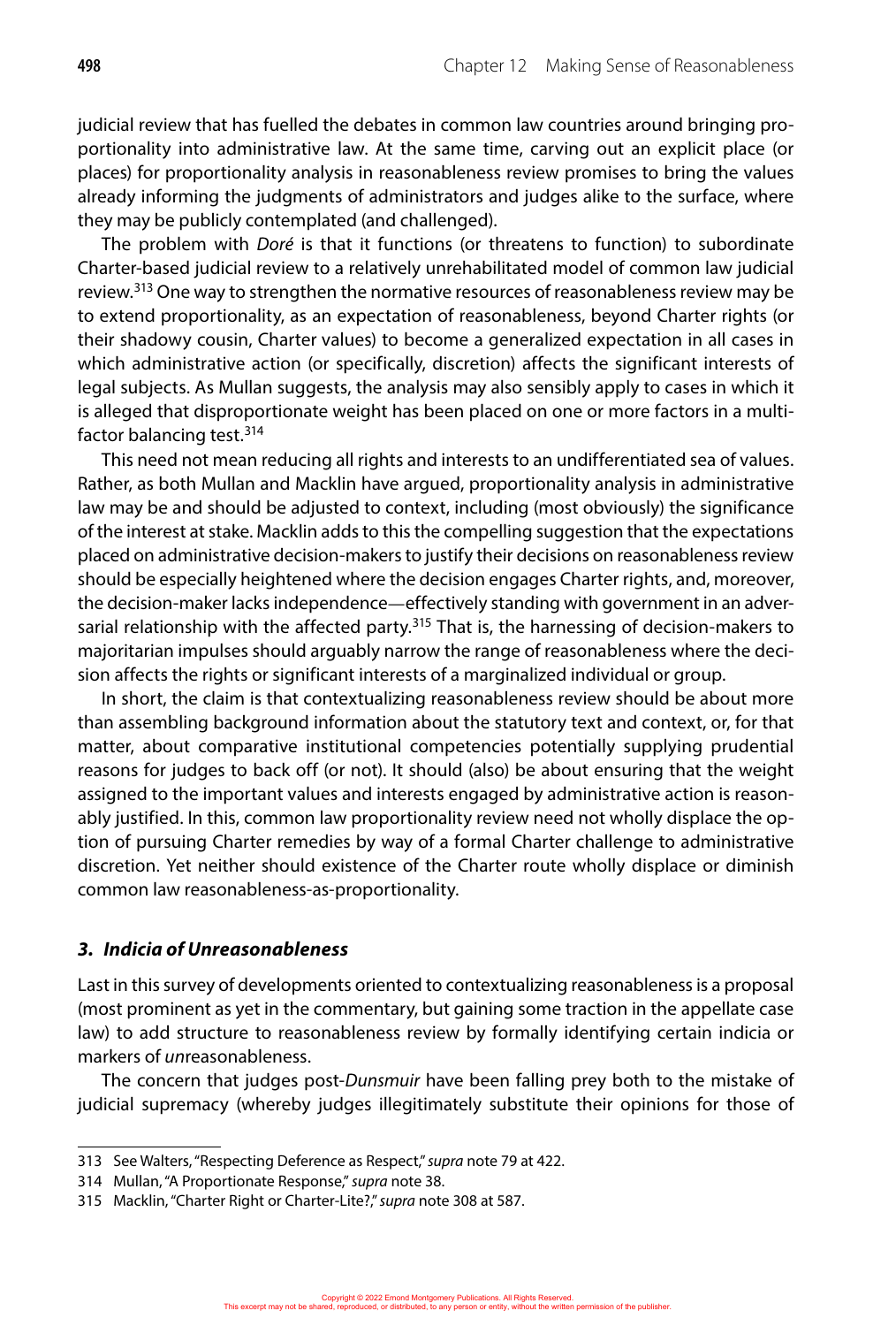judicial review that has fuelled the debates in common law countries around bringing proportionality into administrative law. At the same time, carving out an explicit place (or places) for proportionality analysis in reasonableness review promises to bring the values already informing the judgments of administrators and judges alike to the surface, where they may be publicly contemplated (and challenged).

The problem with *Doré* is that it functions (or threatens to function) to subordinate Charter-based judicial review to a relatively unrehabilitated model of common law judicial review.[313] One way to strengthen the normative resources of reasonableness review may be to extend proportionality, as an expectation of reasonableness, beyond Charter rights (or their shadowy cousin, Charter values) to become a generalized expectation in all cases in which administrative action (or specifically, discretion) affects the significant interests of legal subjects. As Mullan suggests, the analysis may also sensibly apply to cases in which it is alleged that disproportionate weight has been placed on one or more factors in a multifactor balancing test.[314]

This need not mean reducing all rights and interests to an undifferentiated sea of values. Rather, as both Mullan and Macklin have argued, proportionality analysis in administrative law may be and should be adjusted to context, including (most obviously) the significance of the interest at stake. Macklin adds to this the compelling suggestion that the expectations placed on administrative decision-makers to justify their decisions on reasonableness review should be especially heightened where the decision engages Charter rights, and, moreover, the decision-maker lacks independence—effectively standing with government in an adversarial relationship with the affected party.[315] That is, the harnessing of decision-makers to majoritarian impulses should arguably narrow the range of reasonableness where the decision affects the rights or significant interests of a marginalized individual or group.

In short, the claim is that contextualizing reasonableness review should be about more than assembling background information about the statutory text and context, or, for that matter, about comparative institutional competencies potentially supplying prudential reasons for judges to back off (or not). It should (also) be about ensuring that the weight assigned to the important values and interests engaged by administrative action is reasonably justified. In this, common law proportionality review need not wholly displace the option of pursuing Charter remedies by way of a formal Charter challenge to administrative discretion. Yet neither should existence of the Charter route wholly displace or diminish common law reasonableness-as-proportionality.

### *3. Indicia of Unreasonableness*

Last in this survey of developments oriented to contextualizing reasonableness is a proposal (most prominent as yet in the commentary, but gaining some traction in the appellate case law) to add structure to reasonableness review by formally identifying certain indicia or markers of *un*reasonableness.

The concern that judges post-*Dunsmuir* have been falling prey both to the mistake of judicial supremacy (whereby judges illegitimately substitute their opinions for those of

---

313 See Walters, "Respecting Deference as Respect," *supra* note 79 at 422.

314 Mullan, "A Proportionate Response," *supra* note 38.

315 Macklin, "Charter Right or Charter-Lite?," *supra* note 308 at 587.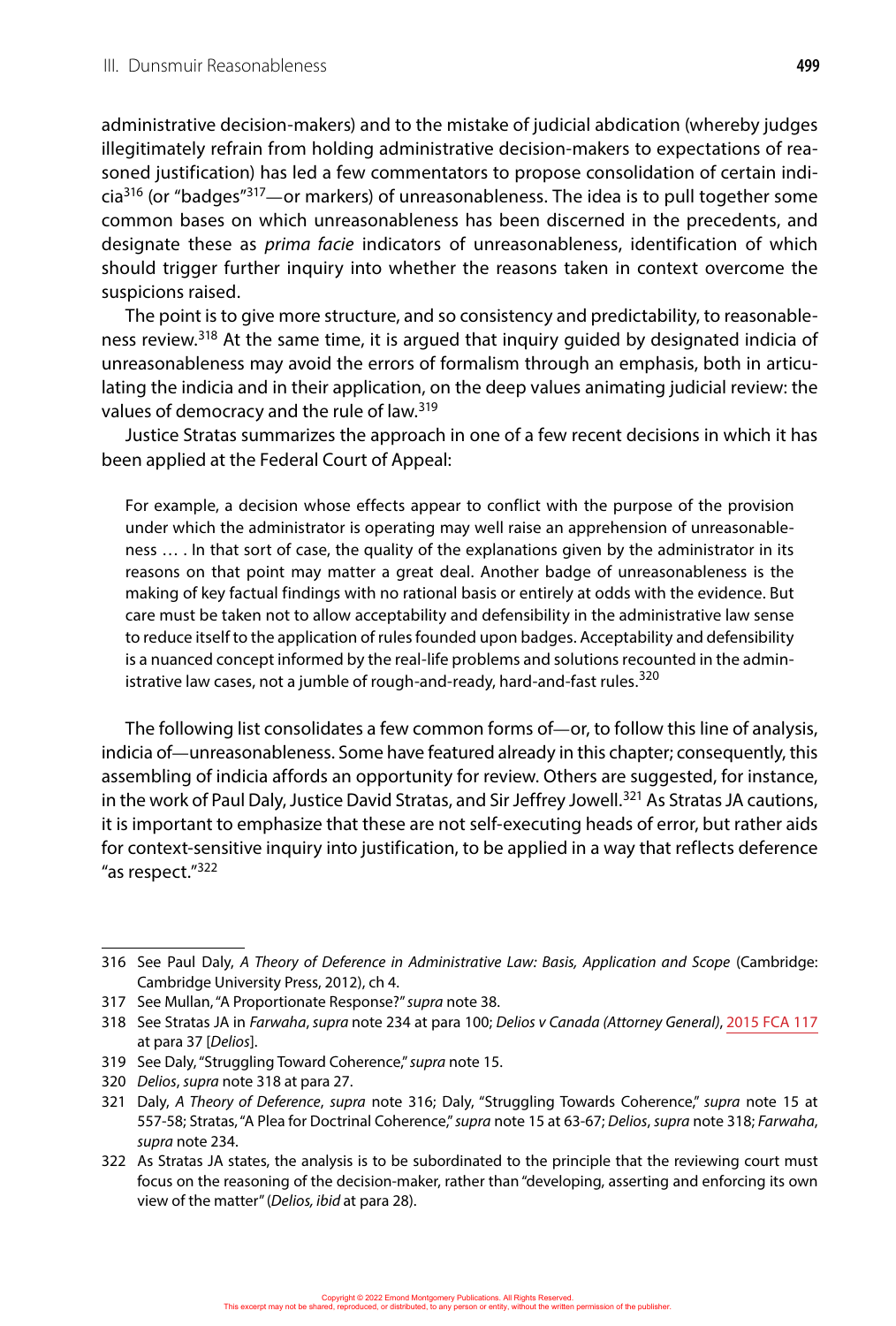administrative decision-makers) and to the mistake of judicial abdication (whereby judges illegitimately refrain from holding administrative decision-makers to expectations of reasoned justification) has led a few commentators to propose consolidation of certain indicia[316] (or "badges"[317]—or markers) of unreasonableness. The idea is to pull together some common bases on which unreasonableness has been discerned in the precedents, and designate these as *prima facie* indicators of unreasonableness, identification of which should trigger further inquiry into whether the reasons taken in context overcome the suspicions raised.

The point is to give more structure, and so consistency and predictability, to reasonableness review.[318] At the same time, it is argued that inquiry guided by designated indicia of unreasonableness may avoid the errors of formalism through an emphasis, both in articulating the indicia and in their application, on the deep values animating judicial review: the values of democracy and the rule of law.[319]

Justice Stratas summarizes the approach in one of a few recent decisions in which it has been applied at the Federal Court of Appeal:

> For example, a decision whose effects appear to conflict with the purpose of the provision under which the administrator is operating may well raise an apprehension of unreasonableness … . In that sort of case, the quality of the explanations given by the administrator in its reasons on that point may matter a great deal. Another badge of unreasonableness is the making of key factual findings with no rational basis or entirely at odds with the evidence. But care must be taken not to allow acceptability and defensibility in the administrative law sense to reduce itself to the application of rules founded upon badges. Acceptability and defensibility is a nuanced concept informed by the real-life problems and solutions recounted in the administrative law cases, not a jumble of rough-and-ready, hard-and-fast rules.[320]

The following list consolidates a few common forms of—or, to follow this line of analysis, indicia of—unreasonableness. Some have featured already in this chapter; consequently, this assembling of indicia affords an opportunity for review. Others are suggested, for instance, in the work of Paul Daly, Justice David Stratas, and Sir Jeffrey Jowell.[321] As Stratas JA cautions, it is important to emphasize that these are not self-executing heads of error, but rather aids for context-sensitive inquiry into justification, to be applied in a way that reflects deference "as respect."[322]

---

316 See Paul Daly, *A Theory of Deference in Administrative Law: Basis, Application and Scope* (Cambridge: Cambridge University Press, 2012), ch 4.

317 See Mullan, "A Proportionate Response?" *supra* note 38.

318 See Stratas JA in *Farwaha*, *supra* note 234 at para 100; *Delios v Canada (Attorney General)*, 2015 FCA 117 at para 37 [*Delios*].

319 See Daly, "Struggling Toward Coherence," *supra* note 15.

320 *Delios*, *supra* note 318 at para 27.

321 Daly, *A Theory of Deference*, *supra* note 316; Daly, "Struggling Towards Coherence," *supra* note 15 at 557-58; Stratas, "A Plea for Doctrinal Coherence," *supra* note 15 at 63-67; *Delios*, *supra* note 318; *Farwaha*, *supra* note 234.

322 As Stratas JA states, the analysis is to be subordinated to the principle that the reviewing court must focus on the reasoning of the decision-maker, rather than "developing, asserting and enforcing its own view of the matter" (*Delios, ibid* at para 28).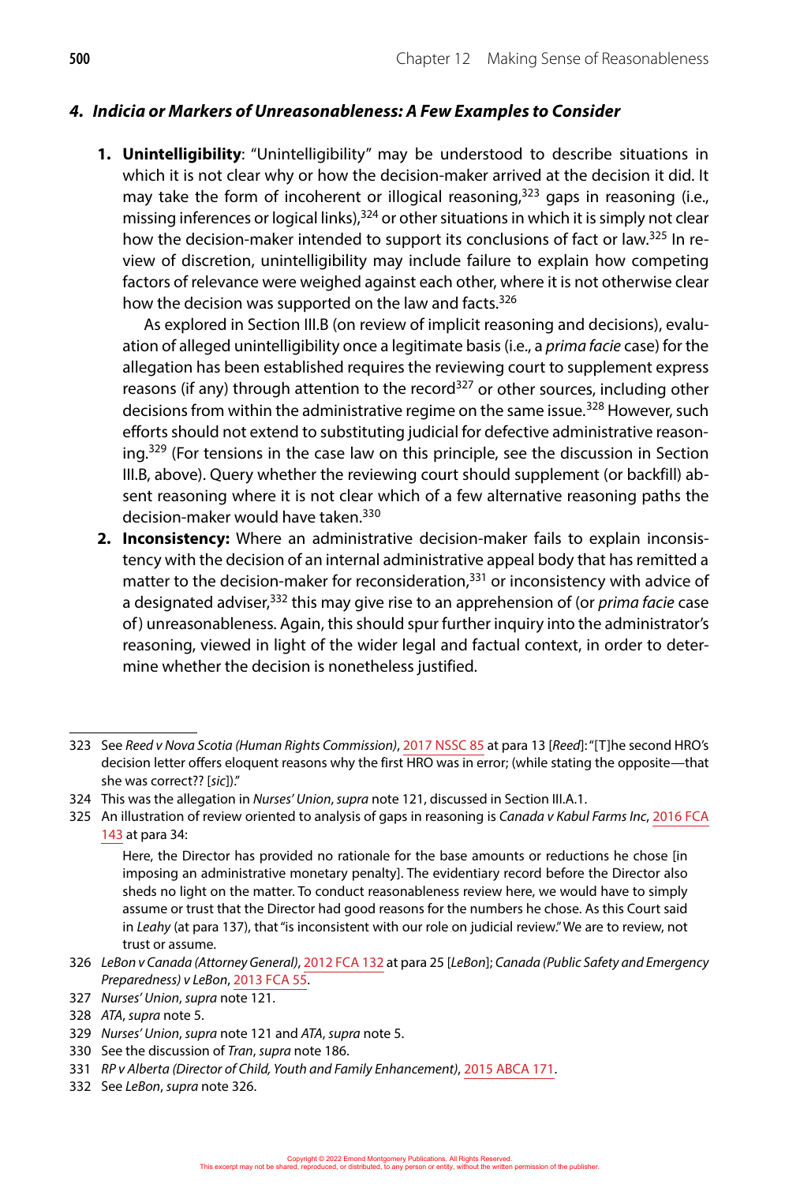### *4. Indicia or Markers of Unreasonableness: A Few Examples to Consider*

1. **Unintelligibility**: "Unintelligibility" may be understood to describe situations in which it is not clear why or how the decision-maker arrived at the decision it did. It may take the form of incoherent or illogical reasoning,[323] gaps in reasoning (i.e., missing inferences or logical links),[324] or other situations in which it is simply not clear how the decision-maker intended to support its conclusions of fact or law.[325] In review of discretion, unintelligibility may include failure to explain how competing factors of relevance were weighed against each other, where it is not otherwise clear how the decision was supported on the law and facts.[326]

   As explored in Section III.B (on review of implicit reasoning and decisions), evaluation of alleged unintelligibility once a legitimate basis (i.e., a *prima facie* case) for the allegation has been established requires the reviewing court to supplement express reasons (if any) through attention to the record[327] or other sources, including other decisions from within the administrative regime on the same issue.[328] However, such efforts should not extend to substituting judicial for defective administrative reasoning.[329] (For tensions in the case law on this principle, see the discussion in Section III.B, above). Query whether the reviewing court should supplement (or backfill) absent reasoning where it is not clear which of a few alternative reasoning paths the decision-maker would have taken.[330]

2. **Inconsistency:** Where an administrative decision-maker fails to explain inconsistency with the decision of an internal administrative appeal body that has remitted a matter to the decision-maker for reconsideration,[331] or inconsistency with advice of a designated adviser,[332] this may give rise to an apprehension of (or *prima facie* case of) unreasonableness. Again, this should spur further inquiry into the administrator's reasoning, viewed in light of the wider legal and factual context, in order to determine whether the decision is nonetheless justified.

---

323 See *Reed v Nova Scotia (Human Rights Commission)*, 2017 NSSC 85 at para 13 [*Reed*]: "[T]he second HRO's decision letter offers eloquent reasons why the first HRO was in error; (while stating the opposite—that she was correct?? [*sic*])."

324 This was the allegation in *Nurses' Union*, *supra* note 121, discussed in Section III.A.1.

325 An illustration of review oriented to analysis of gaps in reasoning is *Canada v Kabul Farms Inc*, 2016 FCA 143 at para 34:

> Here, the Director has provided no rationale for the base amounts or reductions he chose [in imposing an administrative monetary penalty]. The evidentiary record before the Director also sheds no light on the matter. To conduct reasonableness review here, we would have to simply assume or trust that the Director had good reasons for the numbers he chose. As this Court said in *Leahy* (at para 137), that "is inconsistent with our role on judicial review." We are to review, not trust or assume.

326 *LeBon v Canada (Attorney General)*, 2012 FCA 132 at para 25 [*LeBon*]; *Canada (Public Safety and Emergency Preparedness) v LeBon*, 2013 FCA 55.

327 *Nurses' Union*, *supra* note 121.

328 *ATA*, *supra* note 5.

329 *Nurses' Union*, *supra* note 121 and *ATA*, *supra* note 5.

330 See the discussion of *Tran*, *supra* note 186.

331 *RP v Alberta (Director of Child, Youth and Family Enhancement)*, 2015 ABCA 171.

332 See *LeBon*, *supra* note 326.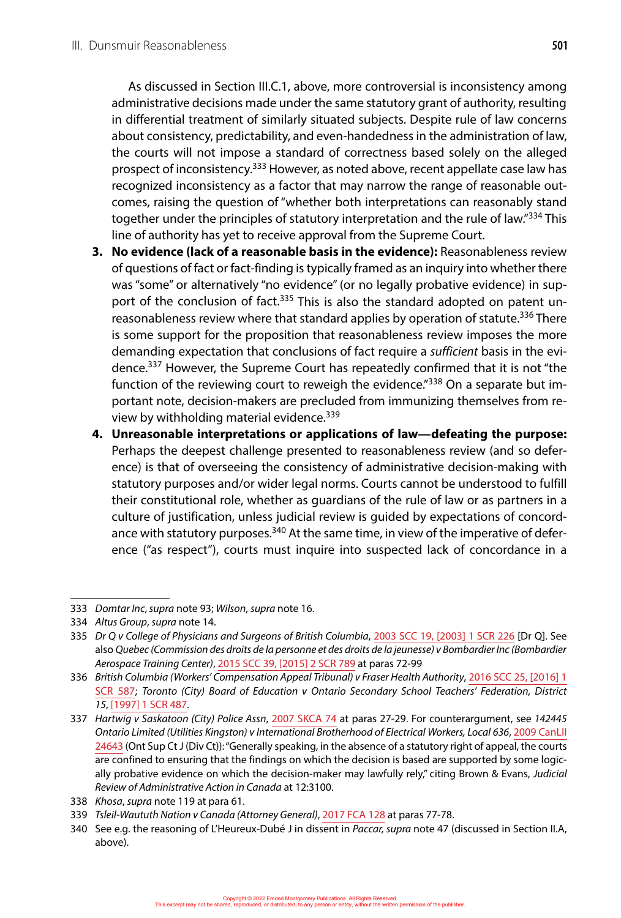As discussed in Section III.C.1, above, more controversial is inconsistency among administrative decisions made under the same statutory grant of authority, resulting in differential treatment of similarly situated subjects. Despite rule of law concerns about consistency, predictability, and even-handedness in the administration of law, the courts will not impose a standard of correctness based solely on the alleged prospect of inconsistency.[333] However, as noted above, recent appellate case law has recognized inconsistency as a factor that may narrow the range of reasonable outcomes, raising the question of "whether both interpretations can reasonably stand together under the principles of statutory interpretation and the rule of law."[334] This line of authority has yet to receive approval from the Supreme Court.

3. **No evidence (lack of a reasonable basis in the evidence):** Reasonableness review of questions of fact or fact-finding is typically framed as an inquiry into whether there was "some" or alternatively "no evidence" (or no legally probative evidence) in support of the conclusion of fact.[335] This is also the standard adopted on patent unreasonableness review where that standard applies by operation of statute.[336] There is some support for the proposition that reasonableness review imposes the more demanding expectation that conclusions of fact require a *sufficient* basis in the evidence.[337] However, the Supreme Court has repeatedly confirmed that it is not "the function of the reviewing court to reweigh the evidence."[338] On a separate but important note, decision-makers are precluded from immunizing themselves from review by withholding material evidence.[339]
4. **Unreasonable interpretations or applications of law—defeating the purpose:** Perhaps the deepest challenge presented to reasonableness review (and so deference) is that of overseeing the consistency of administrative decision-making with statutory purposes and/or wider legal norms. Courts cannot be understood to fulfill their constitutional role, whether as guardians of the rule of law or as partners in a culture of justification, unless judicial review is guided by expectations of concordance with statutory purposes.[340] At the same time, in view of the imperative of deference ("as respect"), courts must inquire into suspected lack of concordance in a

---

333 *Domtar Inc*, *supra* note 93; *Wilson*, *supra* note 16.

334 *Altus Group*, *supra* note 14.

335 *Dr Q v College of Physicians and Surgeons of British Columbia*, 2003 SCC 19, [2003] 1 SCR 226 [Dr Q]. See also *Quebec (Commission des droits de la personne et des droits de la jeunesse) v Bombardier Inc (Bombardier Aerospace Training Center)*, 2015 SCC 39, [2015] 2 SCR 789 at paras 72-99

336 *British Columbia (Workers' Compensation Appeal Tribunal) v Fraser Health Authority*, 2016 SCC 25, [2016] 1 SCR 587; *Toronto (City) Board of Education v Ontario Secondary School Teachers' Federation, District 15*, [1997] 1 SCR 487.

337 *Hartwig v Saskatoon (City) Police Assn*, 2007 SKCA 74 at paras 27-29. For counterargument, see *142445 Ontario Limited (Utilities Kingston) v International Brotherhood of Electrical Workers, Local 636*, 2009 CanLII 24643 (Ont Sup Ct J (Div Ct)): "Generally speaking, in the absence of a statutory right of appeal, the courts are confined to ensuring that the findings on which the decision is based are supported by some logically probative evidence on which the decision-maker may lawfully rely," citing Brown & Evans, *Judicial Review of Administrative Action in Canada* at 12:3100.

338 *Khosa*, *supra* note 119 at para 61.

339 *Tsleil-Waututh Nation v Canada (Attorney General)*, 2017 FCA 128 at paras 77-78.

340 See e.g. the reasoning of L'Heureux-Dubé J in dissent in *Paccar*, *supra* note 47 (discussed in Section II.A, above).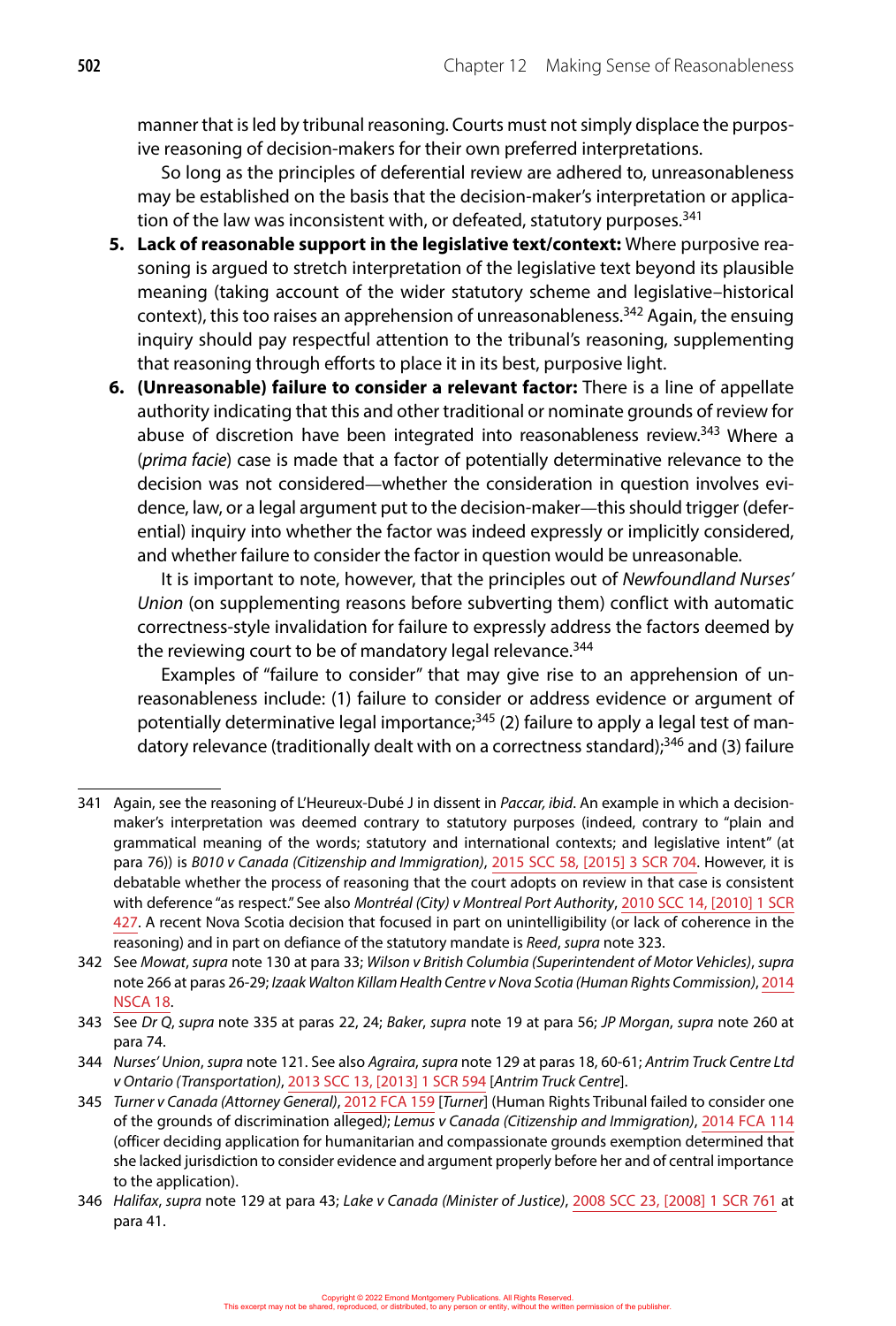manner that is led by tribunal reasoning. Courts must not simply displace the purposive reasoning of decision-makers for their own preferred interpretations.

So long as the principles of deferential review are adhered to, unreasonableness may be established on the basis that the decision-maker's interpretation or application of the law was inconsistent with, or defeated, statutory purposes.[341]

5. **Lack of reasonable support in the legislative text/context:** Where purposive reasoning is argued to stretch interpretation of the legislative text beyond its plausible meaning (taking account of the wider statutory scheme and legislative–historical context), this too raises an apprehension of unreasonableness.[342] Again, the ensuing inquiry should pay respectful attention to the tribunal's reasoning, supplementing that reasoning through efforts to place it in its best, purposive light.
6. **(Unreasonable) failure to consider a relevant factor:** There is a line of appellate authority indicating that this and other traditional or nominate grounds of review for abuse of discretion have been integrated into reasonableness review.[343] Where a (*prima facie*) case is made that a factor of potentially determinative relevance to the decision was not considered—whether the consideration in question involves evidence, law, or a legal argument put to the decision-maker—this should trigger (deferential) inquiry into whether the factor was indeed expressly or implicitly considered, and whether failure to consider the factor in question would be unreasonable.

   It is important to note, however, that the principles out of *Newfoundland Nurses' Union* (on supplementing reasons before subverting them) conflict with automatic correctness-style invalidation for failure to expressly address the factors deemed by the reviewing court to be of mandatory legal relevance.[344]

   Examples of "failure to consider" that may give rise to an apprehension of unreasonableness include: (1) failure to consider or address evidence or argument of potentially determinative legal importance;[345] (2) failure to apply a legal test of mandatory relevance (traditionally dealt with on a correctness standard);[346] and (3) failure

---

341 Again, see the reasoning of L'Heureux-Dubé J in dissent in *Paccar, ibid*. An example in which a decision-maker's interpretation was deemed contrary to statutory purposes (indeed, contrary to "plain and grammatical meaning of the words; statutory and international contexts; and legislative intent" (at para 76)) is *B010 v Canada (Citizenship and Immigration)*, 2015 SCC 58, [2015] 3 SCR 704. However, it is debatable whether the process of reasoning that the court adopts on review in that case is consistent with deference "as respect." See also *Montréal (City) v Montreal Port Authority*, 2010 SCC 14, [2010] 1 SCR 427. A recent Nova Scotia decision that focused in part on unintelligibility (or lack of coherence in the reasoning) and in part on defiance of the statutory mandate is *Reed*, *supra* note 323.

342 See *Mowat*, *supra* note 130 at para 33; *Wilson v British Columbia (Superintendent of Motor Vehicles)*, *supra* note 266 at paras 26-29; *Izaak Walton Killam Health Centre v Nova Scotia (Human Rights Commission)*, 2014 NSCA 18.

343 See *Dr Q*, *supra* note 335 at paras 22, 24; *Baker*, *supra* note 19 at para 56; *JP Morgan*, *supra* note 260 at para 74.

344 *Nurses' Union*, *supra* note 121. See also *Agraira*, *supra* note 129 at paras 18, 60-61; *Antrim Truck Centre Ltd v Ontario (Transportation)*, 2013 SCC 13, [2013] 1 SCR 594 [*Antrim Truck Centre*].

345 *Turner v Canada (Attorney General)*, 2012 FCA 159 [*Turner*] (Human Rights Tribunal failed to consider one of the grounds of discrimination alleged); *Lemus v Canada (Citizenship and Immigration)*, 2014 FCA 114 (officer deciding application for humanitarian and compassionate grounds exemption determined that she lacked jurisdiction to consider evidence and argument properly before her and of central importance to the application).

346 *Halifax*, *supra* note 129 at para 43; *Lake v Canada (Minister of Justice)*, 2008 SCC 23, [2008] 1 SCR 761 at para 41.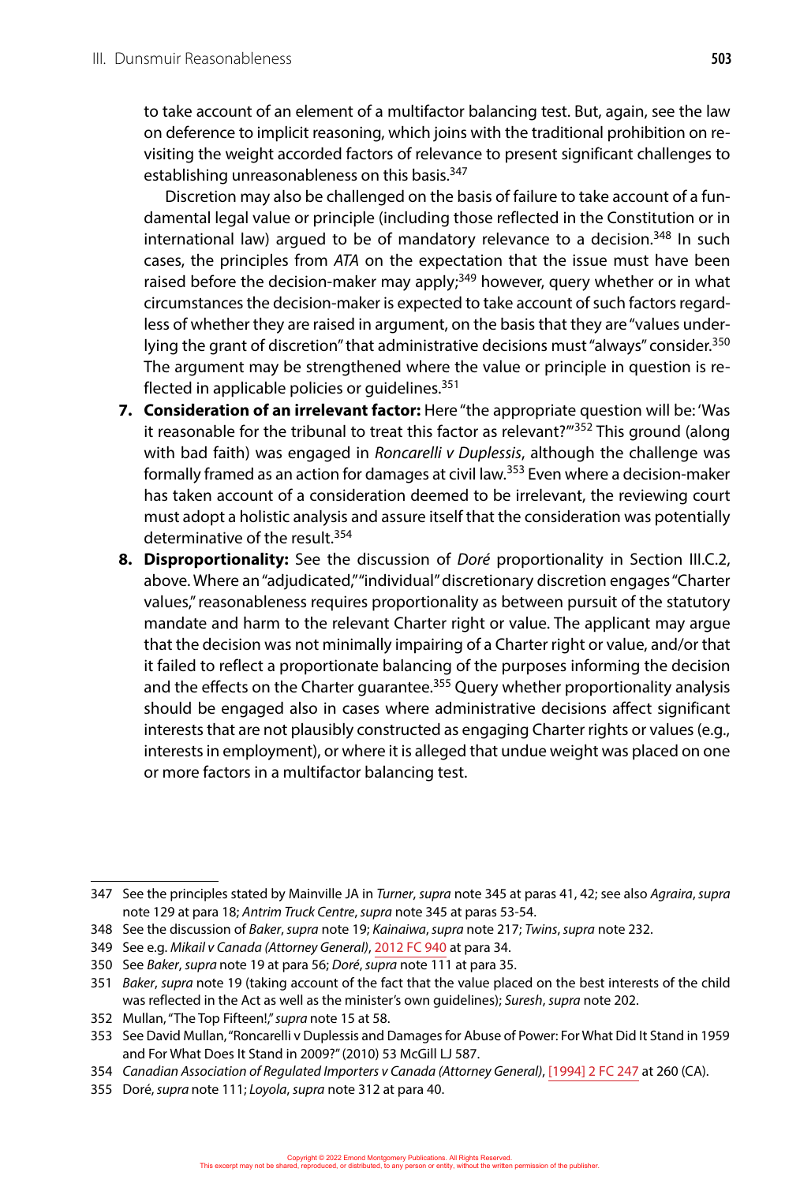to take account of an element of a multifactor balancing test. But, again, see the law on deference to implicit reasoning, which joins with the traditional prohibition on revisiting the weight accorded factors of relevance to present significant challenges to establishing unreasonableness on this basis.[347]

Discretion may also be challenged on the basis of failure to take account of a fundamental legal value or principle (including those reflected in the Constitution or in international law) argued to be of mandatory relevance to a decision.[348] In such cases, the principles from *ATA* on the expectation that the issue must have been raised before the decision-maker may apply;[349] however, query whether or in what circumstances the decision-maker is expected to take account of such factors regardless of whether they are raised in argument, on the basis that they are "values underlying the grant of discretion" that administrative decisions must "always" consider.[350] The argument may be strengthened where the value or principle in question is reflected in applicable policies or guidelines.[351]

7. **Consideration of an irrelevant factor:** Here "the appropriate question will be: 'Was it reasonable for the tribunal to treat this factor as relevant?'"[352] This ground (along with bad faith) was engaged in *Roncarelli v Duplessis*, although the challenge was formally framed as an action for damages at civil law.[353] Even where a decision-maker has taken account of a consideration deemed to be irrelevant, the reviewing court must adopt a holistic analysis and assure itself that the consideration was potentially determinative of the result.[354]
8. **Disproportionality:** See the discussion of *Doré* proportionality in Section III.C.2, above. Where an "adjudicated," "individual" discretionary discretion engages "Charter values," reasonableness requires proportionality as between pursuit of the statutory mandate and harm to the relevant Charter right or value. The applicant may argue that the decision was not minimally impairing of a Charter right or value, and/or that it failed to reflect a proportionate balancing of the purposes informing the decision and the effects on the Charter guarantee.[355] Query whether proportionality analysis should be engaged also in cases where administrative decisions affect significant interests that are not plausibly constructed as engaging Charter rights or values (e.g., interests in employment), or where it is alleged that undue weight was placed on one or more factors in a multifactor balancing test.

---

347 See the principles stated by Mainville JA in *Turner*, *supra* note 345 at paras 41, 42; see also *Agraira*, *supra* note 129 at para 18; *Antrim Truck Centre*, *supra* note 345 at paras 53-54.

348 See the discussion of *Baker*, *supra* note 19; *Kainaiwa*, *supra* note 217; *Twins*, *supra* note 232.

349 See e.g. *Mikail v Canada (Attorney General)*, 2012 FC 940 at para 34.

350 See *Baker*, *supra* note 19 at para 56; *Doré*, *supra* note 111 at para 35.

351 *Baker*, *supra* note 19 (taking account of the fact that the value placed on the best interests of the child was reflected in the Act as well as the minister's own guidelines); *Suresh*, *supra* note 202.

352 Mullan, "The Top Fifteen!," *supra* note 15 at 58.

353 See David Mullan, "Roncarelli v Duplessis and Damages for Abuse of Power: For What Did It Stand in 1959 and For What Does It Stand in 2009?" (2010) 53 McGill LJ 587.

354 *Canadian Association of Regulated Importers v Canada (Attorney General)*, [1994] 2 FC 247 at 260 (CA).

355 Doré, *supra* note 111; *Loyola*, *supra* note 312 at para 40.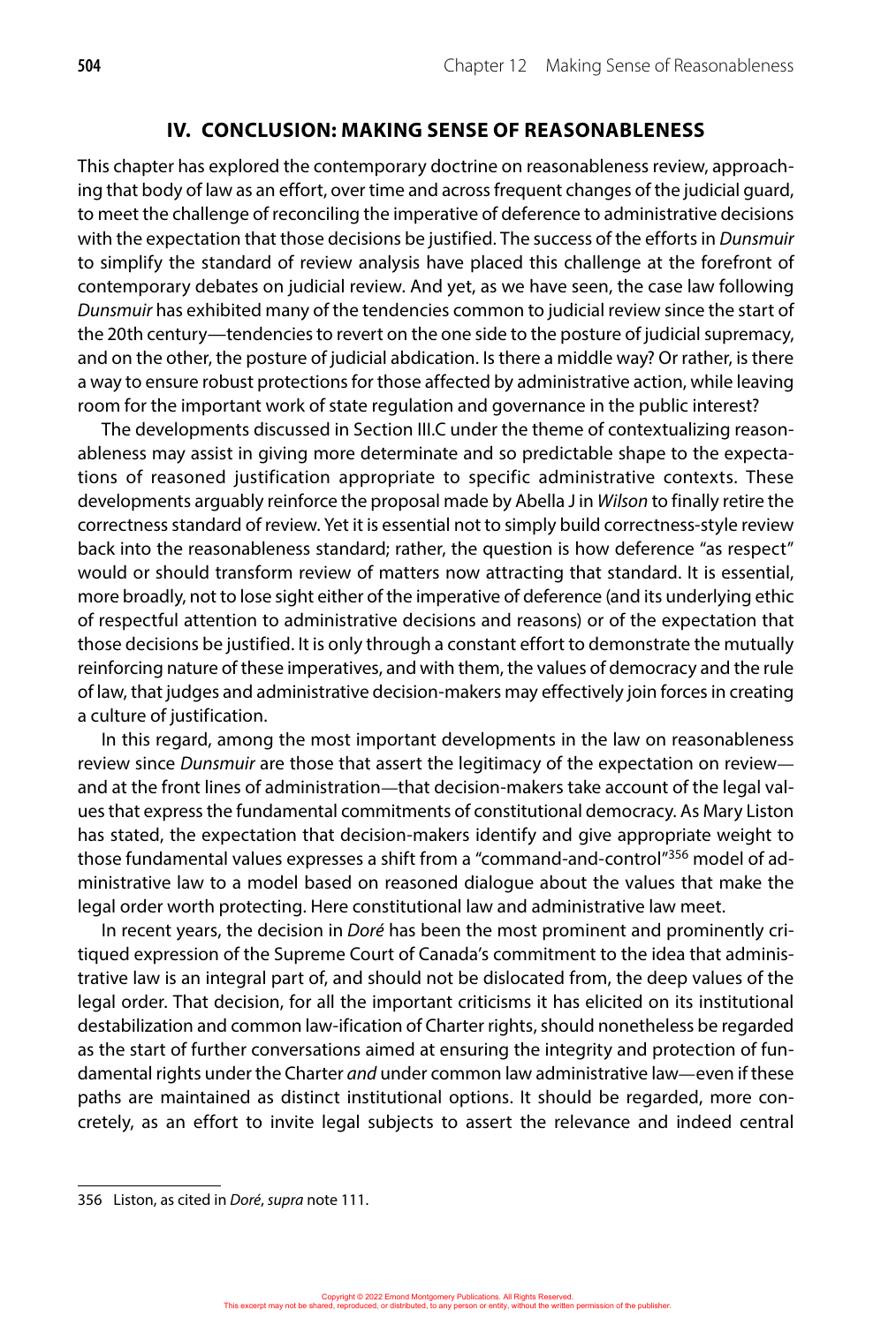## IV. CONCLUSION: MAKING SENSE OF REASONABLENESS

This chapter has explored the contemporary doctrine on reasonableness review, approaching that body of law as an effort, over time and across frequent changes of the judicial guard, to meet the challenge of reconciling the imperative of deference to administrative decisions with the expectation that those decisions be justified. The success of the efforts in *Dunsmuir* to simplify the standard of review analysis have placed this challenge at the forefront of contemporary debates on judicial review. And yet, as we have seen, the case law following *Dunsmuir* has exhibited many of the tendencies common to judicial review since the start of the 20th century—tendencies to revert on the one side to the posture of judicial supremacy, and on the other, the posture of judicial abdication. Is there a middle way? Or rather, is there a way to ensure robust protections for those affected by administrative action, while leaving room for the important work of state regulation and governance in the public interest?

The developments discussed in Section III.C under the theme of contextualizing reasonableness may assist in giving more determinate and so predictable shape to the expectations of reasoned justification appropriate to specific administrative contexts. These developments arguably reinforce the proposal made by Abella J in *Wilson* to finally retire the correctness standard of review. Yet it is essential not to simply build correctness-style review back into the reasonableness standard; rather, the question is how deference "as respect" would or should transform review of matters now attracting that standard. It is essential, more broadly, not to lose sight either of the imperative of deference (and its underlying ethic of respectful attention to administrative decisions and reasons) or of the expectation that those decisions be justified. It is only through a constant effort to demonstrate the mutually reinforcing nature of these imperatives, and with them, the values of democracy and the rule of law, that judges and administrative decision-makers may effectively join forces in creating a culture of justification.

In this regard, among the most important developments in the law on reasonableness review since *Dunsmuir* are those that assert the legitimacy of the expectation on review—and at the front lines of administration—that decision-makers take account of the legal values that express the fundamental commitments of constitutional democracy. As Mary Liston has stated, the expectation that decision-makers identify and give appropriate weight to those fundamental values expresses a shift from a "command-and-control"[356] model of administrative law to a model based on reasoned dialogue about the values that make the legal order worth protecting. Here constitutional law and administrative law meet.

In recent years, the decision in *Doré* has been the most prominent and prominently critiqued expression of the Supreme Court of Canada's commitment to the idea that administrative law is an integral part of, and should not be dislocated from, the deep values of the legal order. That decision, for all the important criticisms it has elicited on its institutional destabilization and common law-ification of Charter rights, should nonetheless be regarded as the start of further conversations aimed at ensuring the integrity and protection of fundamental rights under the Charter *and* under common law administrative law—even if these paths are maintained as distinct institutional options. It should be regarded, more concretely, as an effort to invite legal subjects to assert the relevance and indeed central

---

356 Liston, as cited in *Doré*, *supra* note 111.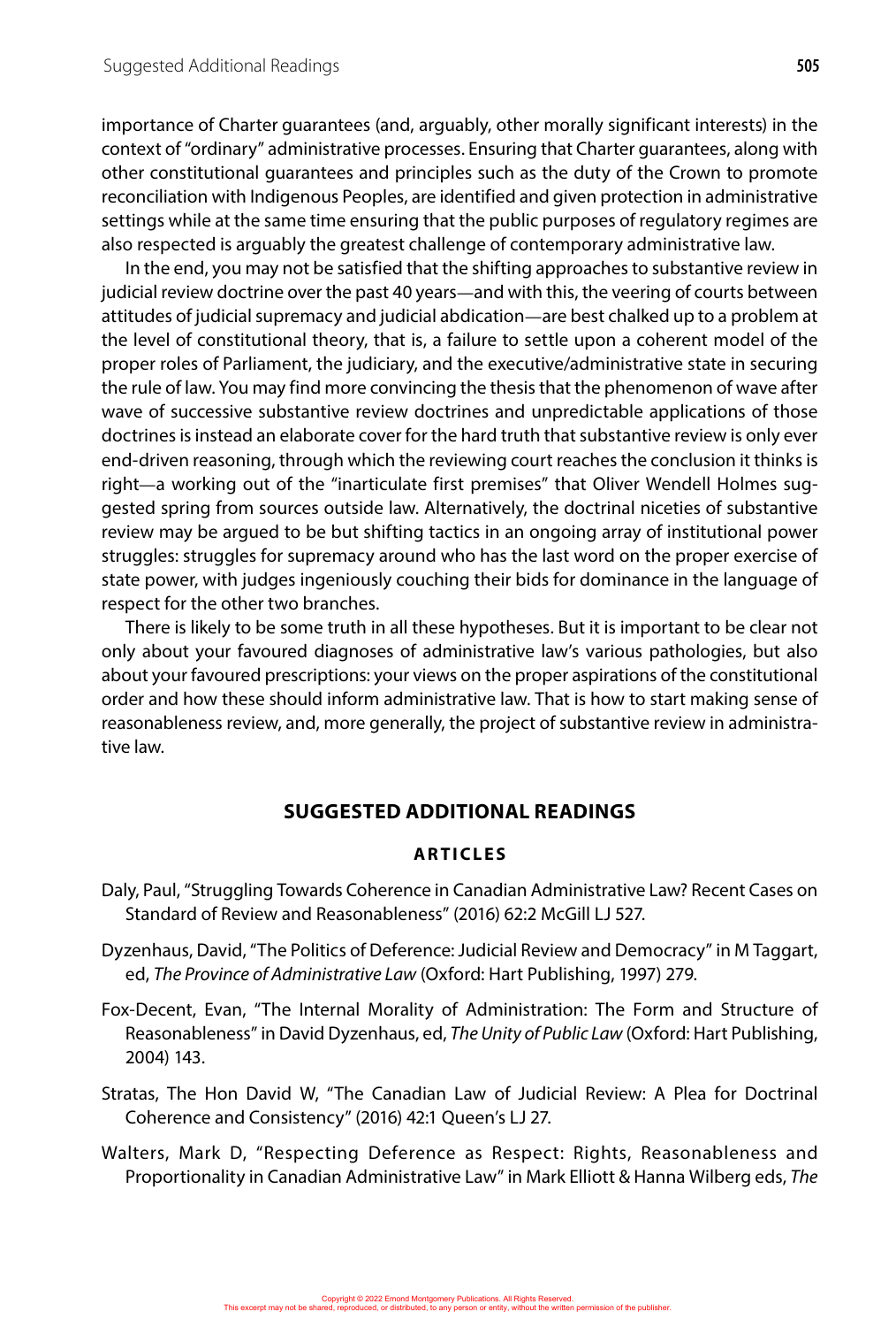importance of Charter guarantees (and, arguably, other morally significant interests) in the context of "ordinary" administrative processes. Ensuring that Charter guarantees, along with other constitutional guarantees and principles such as the duty of the Crown to promote reconciliation with Indigenous Peoples, are identified and given protection in administrative settings while at the same time ensuring that the public purposes of regulatory regimes are also respected is arguably the greatest challenge of contemporary administrative law.

In the end, you may not be satisfied that the shifting approaches to substantive review in judicial review doctrine over the past 40 years—and with this, the veering of courts between attitudes of judicial supremacy and judicial abdication—are best chalked up to a problem at the level of constitutional theory, that is, a failure to settle upon a coherent model of the proper roles of Parliament, the judiciary, and the executive/administrative state in securing the rule of law. You may find more convincing the thesis that the phenomenon of wave after wave of successive substantive review doctrines and unpredictable applications of those doctrines is instead an elaborate cover for the hard truth that substantive review is only ever end-driven reasoning, through which the reviewing court reaches the conclusion it thinks is right—a working out of the "inarticulate first premises" that Oliver Wendell Holmes suggested spring from sources outside law. Alternatively, the doctrinal niceties of substantive review may be argued to be but shifting tactics in an ongoing array of institutional power struggles: struggles for supremacy around who has the last word on the proper exercise of state power, with judges ingeniously couching their bids for dominance in the language of respect for the other two branches.

There is likely to be some truth in all these hypotheses. But it is important to be clear not only about your favoured diagnoses of administrative law's various pathologies, but also about your favoured prescriptions: your views on the proper aspirations of the constitutional order and how these should inform administrative law. That is how to start making sense of reasonableness review, and, more generally, the project of substantive review in administrative law.

## SUGGESTED ADDITIONAL READINGS

### ARTICLES

Daly, Paul, "Struggling Towards Coherence in Canadian Administrative Law? Recent Cases on Standard of Review and Reasonableness" (2016) 62:2 McGill LJ 527.

Dyzenhaus, David, "The Politics of Deference: Judicial Review and Democracy" in M Taggart, ed, *The Province of Administrative Law* (Oxford: Hart Publishing, 1997) 279.

Fox-Decent, Evan, "The Internal Morality of Administration: The Form and Structure of Reasonableness" in David Dyzenhaus, ed, *The Unity of Public Law* (Oxford: Hart Publishing, 2004) 143.

Stratas, The Hon David W, "The Canadian Law of Judicial Review: A Plea for Doctrinal Coherence and Consistency" (2016) 42:1 Queen's LJ 27.

Walters, Mark D, "Respecting Deference as Respect: Rights, Reasonableness and Proportionality in Canadian Administrative Law" in Mark Elliott & Hanna Wilberg eds, *The*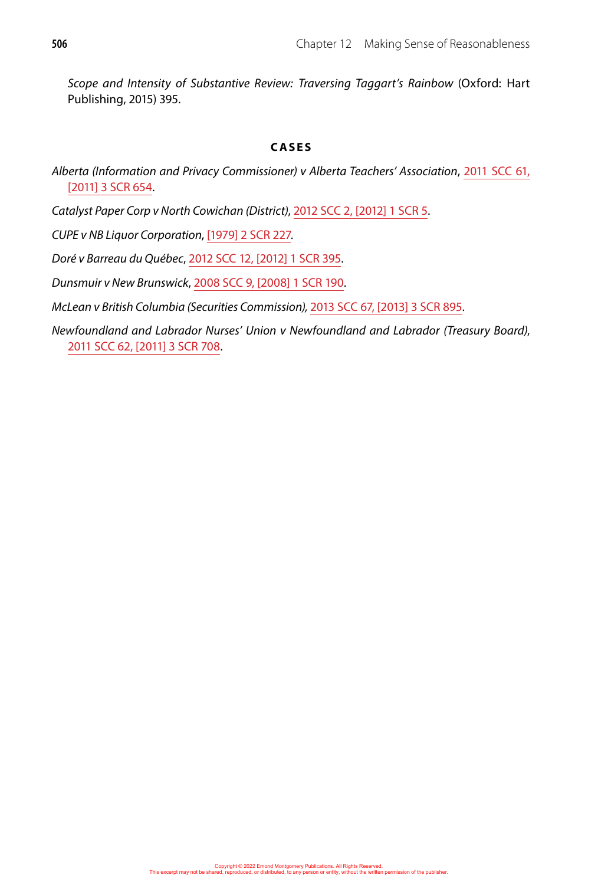*Scope and Intensity of Substantive Review: Traversing Taggart's Rainbow* (Oxford: Hart Publishing, 2015) 395.

## CASES

*Alberta (Information and Privacy Commissioner) v Alberta Teachers' Association*, 2011 SCC 61, [2011] 3 SCR 654.

*Catalyst Paper Corp v North Cowichan (District)*, 2012 SCC 2, [2012] 1 SCR 5.

*CUPE v NB Liquor Corporation*, [1979] 2 SCR 227.

*Doré v Barreau du Québec*, 2012 SCC 12, [2012] 1 SCR 395.

*Dunsmuir v New Brunswick*, 2008 SCC 9, [2008] 1 SCR 190.

*McLean v British Columbia (Securities Commission)*, 2013 SCC 67, [2013] 3 SCR 895.

*Newfoundland and Labrador Nurses' Union v Newfoundland and Labrador (Treasury Board)*, 2011 SCC 62, [2011] 3 SCR 708.